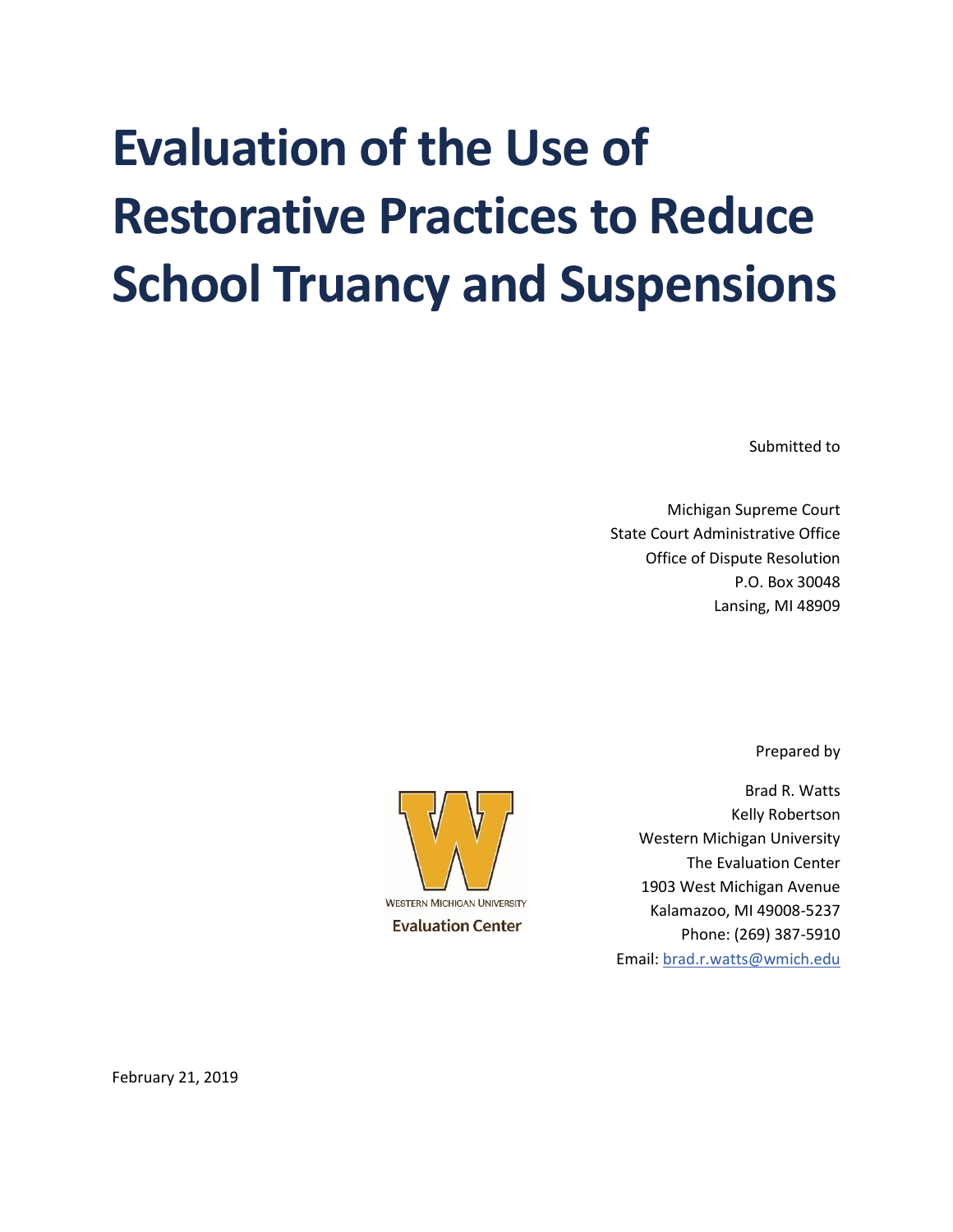# Evaluation of the Use of Restorative Practices to Reduce School Truancy and Suspensions

Submitted to

Michigan Supreme Court
State Court Administrative Office
Office of Dispute Resolution
P.O. Box 30048
Lansing, MI 48909

Prepared by

Brad R. Watts
Kelly Robertson
Western Michigan University
The Evaluation Center
1903 West Michigan Avenue
Kalamazoo, MI 49008-5237
Phone: (269) 387-5910
Email: brad.r.watts@wmich.edu

WESTERN MICHIGAN UNIVERSITY
Evaluation Center

February 21, 2019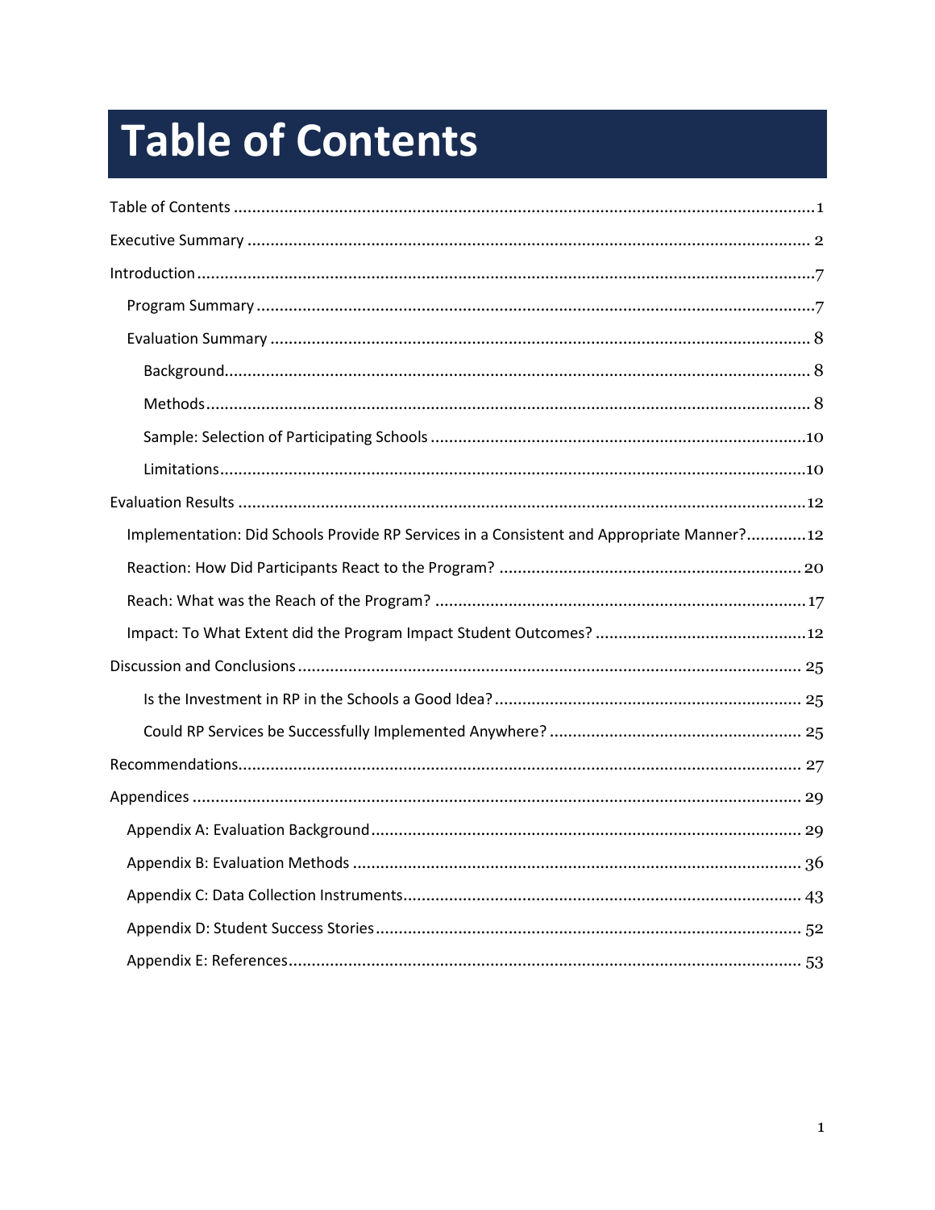# Table of Contents

Table of Contents .......... 1

Executive Summary .......... 2

Introduction .......... 7

- Program Summary .......... 7
- Evaluation Summary .......... 8
  - Background .......... 8
  - Methods .......... 8
  - Sample: Selection of Participating Schools .......... 10
  - Limitations .......... 10

Evaluation Results .......... 12

- Implementation: Did Schools Provide RP Services in a Consistent and Appropriate Manner? .......... 12
- Reaction: How Did Participants React to the Program? .......... 20
- Reach: What was the Reach of the Program? .......... 17
- Impact: To What Extent did the Program Impact Student Outcomes? .......... 12

Discussion and Conclusions .......... 25

- Is the Investment in RP in the Schools a Good Idea? .......... 25
- Could RP Services be Successfully Implemented Anywhere? .......... 25

Recommendations .......... 27

Appendices .......... 29

- Appendix A: Evaluation Background .......... 29
- Appendix B: Evaluation Methods .......... 36
- Appendix C: Data Collection Instruments .......... 43
- Appendix D: Student Success Stories .......... 52
- Appendix E: References .......... 53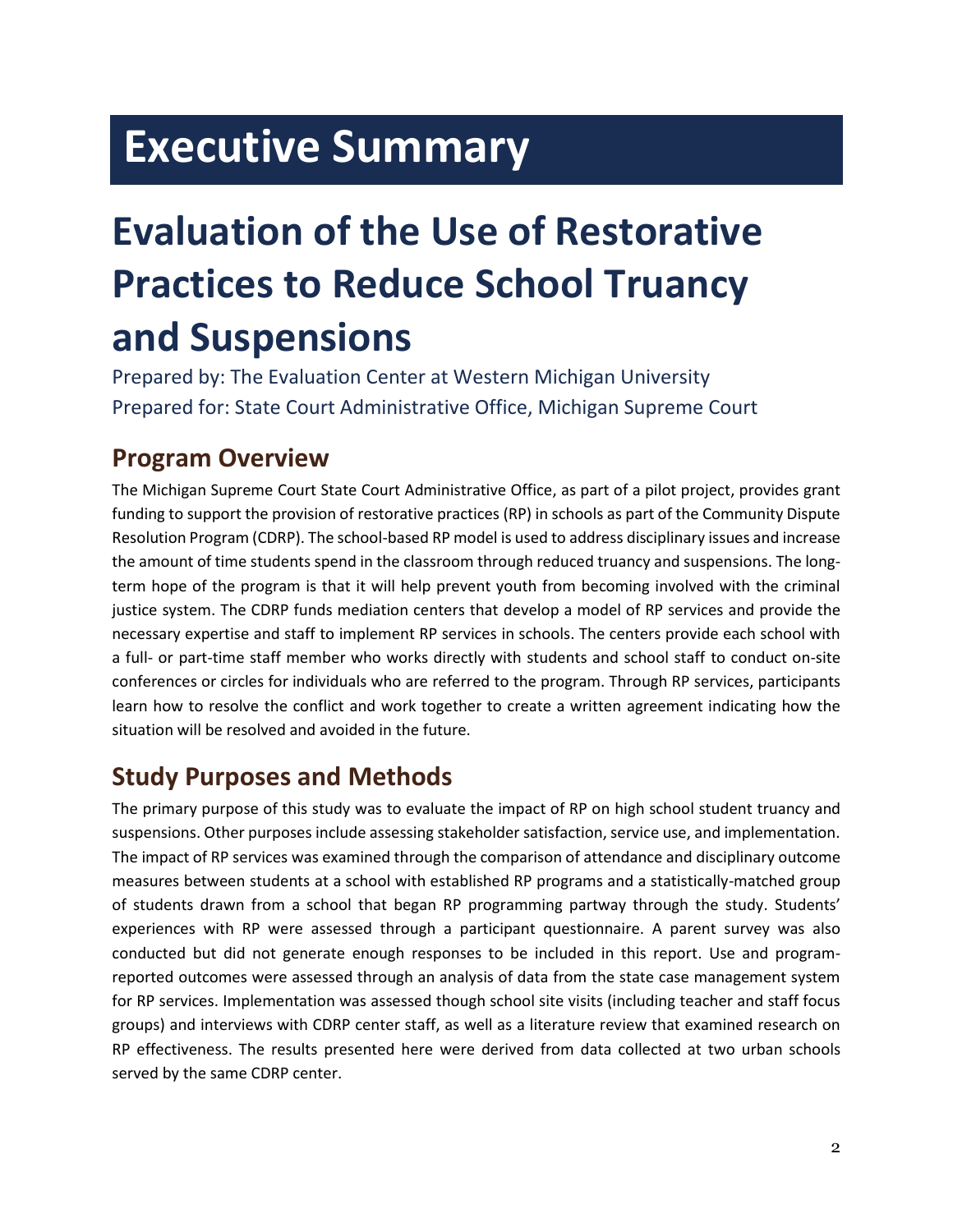# Executive Summary

# Evaluation of the Use of Restorative Practices to Reduce School Truancy and Suspensions

Prepared by: The Evaluation Center at Western Michigan University

Prepared for: State Court Administrative Office, Michigan Supreme Court

## Program Overview

The Michigan Supreme Court State Court Administrative Office, as part of a pilot project, provides grant funding to support the provision of restorative practices (RP) in schools as part of the Community Dispute Resolution Program (CDRP). The school-based RP model is used to address disciplinary issues and increase the amount of time students spend in the classroom through reduced truancy and suspensions. The long-term hope of the program is that it will help prevent youth from becoming involved with the criminal justice system. The CDRP funds mediation centers that develop a model of RP services and provide the necessary expertise and staff to implement RP services in schools. The centers provide each school with a full- or part-time staff member who works directly with students and school staff to conduct on-site conferences or circles for individuals who are referred to the program. Through RP services, participants learn how to resolve the conflict and work together to create a written agreement indicating how the situation will be resolved and avoided in the future.

## Study Purposes and Methods

The primary purpose of this study was to evaluate the impact of RP on high school student truancy and suspensions. Other purposes include assessing stakeholder satisfaction, service use, and implementation. The impact of RP services was examined through the comparison of attendance and disciplinary outcome measures between students at a school with established RP programs and a statistically-matched group of students drawn from a school that began RP programming partway through the study. Students' experiences with RP were assessed through a participant questionnaire. A parent survey was also conducted but did not generate enough responses to be included in this report. Use and program-reported outcomes were assessed through an analysis of data from the state case management system for RP services. Implementation was assessed though school site visits (including teacher and staff focus groups) and interviews with CDRP center staff, as well as a literature review that examined research on RP effectiveness. The results presented here were derived from data collected at two urban schools served by the same CDRP center.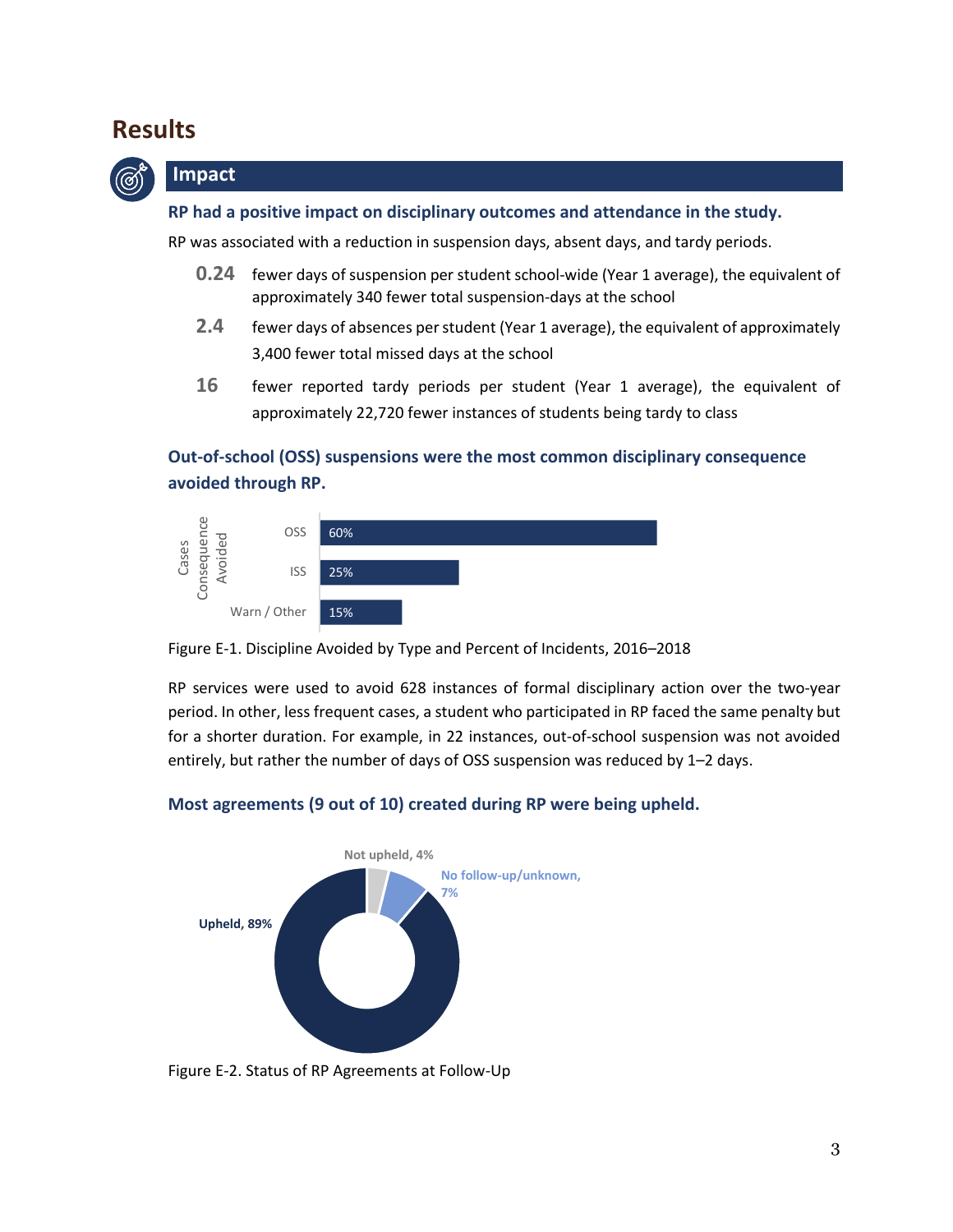# Results

## Impact

### RP had a positive impact on disciplinary outcomes and attendance in the study.

RP was associated with a reduction in suspension days, absent days, and tardy periods.

- **0.24** fewer days of suspension per student school-wide (Year 1 average), the equivalent of approximately 340 fewer total suspension-days at the school
- **2.4** fewer days of absences per student (Year 1 average), the equivalent of approximately 3,400 fewer total missed days at the school
- **16** fewer reported tardy periods per student (Year 1 average), the equivalent of approximately 22,720 fewer instances of students being tardy to class

### Out-of-school (OSS) suspensions were the most common disciplinary consequence avoided through RP.

| Cases Consequence Avoided | Percent |
|---|---|
| OSS | 60% |
| ISS | 25% |
| Warn / Other | 15% |

Figure E-1. Discipline Avoided by Type and Percent of Incidents, 2016–2018

RP services were used to avoid 628 instances of formal disciplinary action over the two-year period. In other, less frequent cases, a student who participated in RP faced the same penalty but for a shorter duration. For example, in 22 instances, out-of-school suspension was not avoided entirely, but rather the number of days of OSS suspension was reduced by 1–2 days.

### Most agreements (9 out of 10) created during RP were being upheld.

| Status | Percent |
|---|---|
| Upheld | 89% |
| Not upheld | 4% |
| No follow-up/unknown | 7% |

Figure E-2. Status of RP Agreements at Follow-Up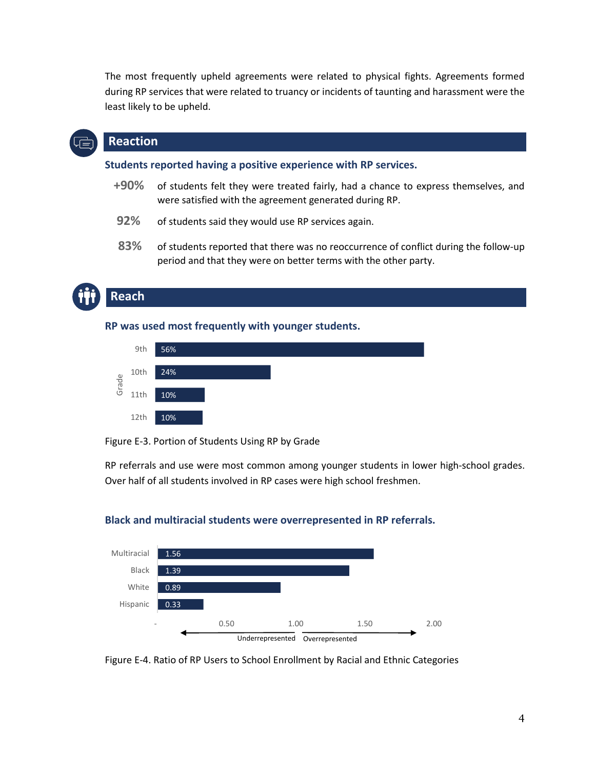The most frequently upheld agreements were related to physical fights. Agreements formed during RP services that were related to truancy or incidents of taunting and harassment were the least likely to be upheld.

## Reaction

### Students reported having a positive experience with RP services.

**+90%** of students felt they were treated fairly, had a chance to express themselves, and were satisfied with the agreement generated during RP.

**92%** of students said they would use RP services again.

**83%** of students reported that there was no reoccurrence of conflict during the follow-up period and that they were on better terms with the other party.

## Reach

### RP was used most frequently with younger students.

| Grade | Portion |
|---|---|
| 9th | 56% |
| 10th | 24% |
| 11th | 10% |
| 12th | 10% |

Figure E-3. Portion of Students Using RP by Grade

RP referrals and use were most common among younger students in lower high-school grades. Over half of all students involved in RP cases were high school freshmen.

### Black and multiracial students were overrepresented in RP referrals.

| Category | Ratio |
|---|---|
| Multiracial | 1.56 |
| Black | 1.39 |
| White | 0.89 |
| Hispanic | 0.33 |

(Axis: -, 0.50, 1.00, 1.50, 2.00; below 1.00 = Underrepresented, above 1.00 = Overrepresented)

Figure E-4. Ratio of RP Users to School Enrollment by Racial and Ethnic Categories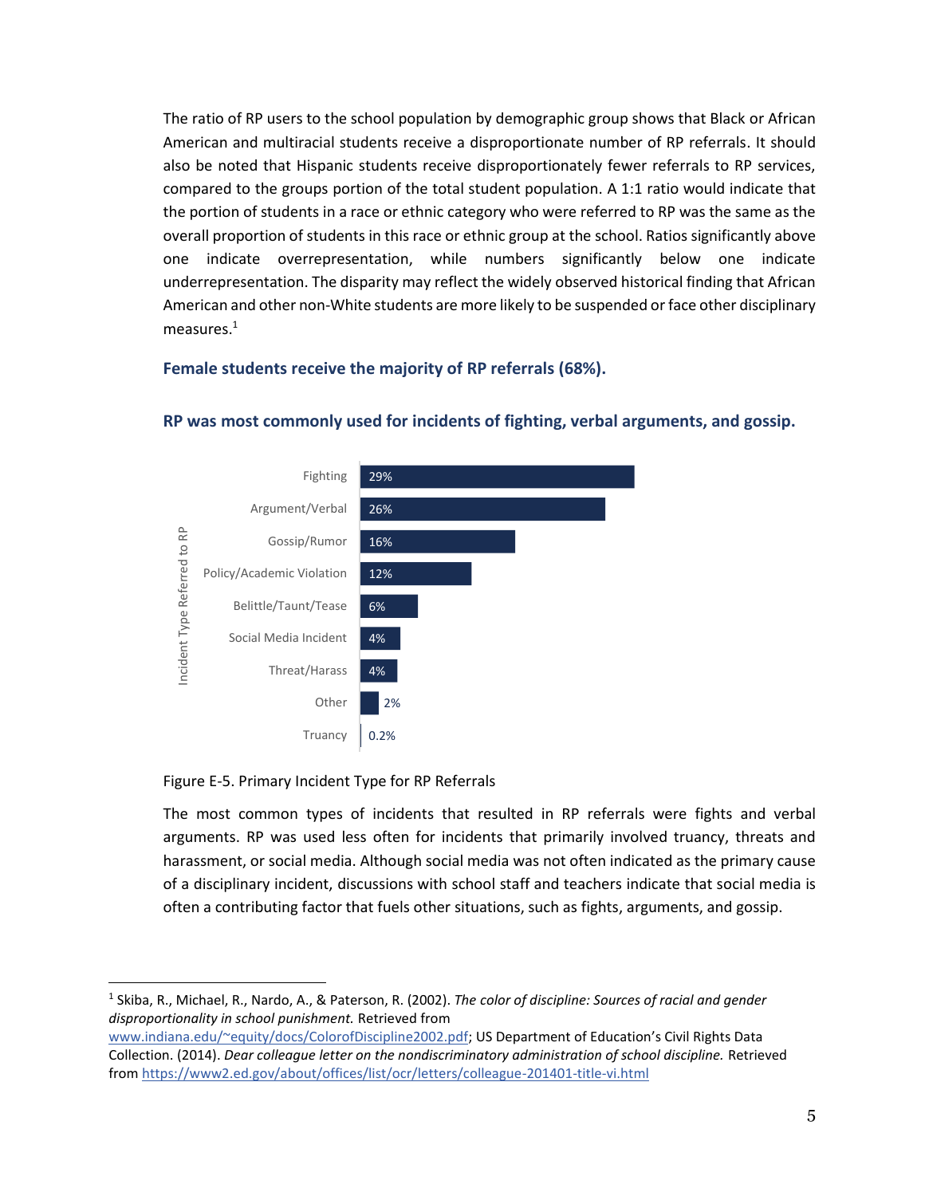The ratio of RP users to the school population by demographic group shows that Black or African American and multiracial students receive a disproportionate number of RP referrals. It should also be noted that Hispanic students receive disproportionately fewer referrals to RP services, compared to the groups portion of the total student population. A 1:1 ratio would indicate that the portion of students in a race or ethnic category who were referred to RP was the same as the overall proportion of students in this race or ethnic group at the school. Ratios significantly above one indicate overrepresentation, while numbers significantly below one indicate underrepresentation. The disparity may reflect the widely observed historical finding that African American and other non-White students are more likely to be suspended or face other disciplinary measures.[1]

### Female students receive the majority of RP referrals (68%).

### RP was most commonly used for incidents of fighting, verbal arguments, and gossip.

| Incident Type Referred to RP | Percent |
|---|---|
| Fighting | 29% |
| Argument/Verbal | 26% |
| Gossip/Rumor | 16% |
| Policy/Academic Violation | 12% |
| Belittle/Taunt/Tease | 6% |
| Social Media Incident | 4% |
| Threat/Harass | 4% |
| Other | 2% |
| Truancy | 0.2% |

Figure E-5. Primary Incident Type for RP Referrals

The most common types of incidents that resulted in RP referrals were fights and verbal arguments. RP was used less often for incidents that primarily involved truancy, threats and harassment, or social media. Although social media was not often indicated as the primary cause of a disciplinary incident, discussions with school staff and teachers indicate that social media is often a contributing factor that fuels other situations, such as fights, arguments, and gossip.

---

[1] Skiba, R., Michael, R., Nardo, A., & Paterson, R. (2002). *The color of discipline: Sources of racial and gender disproportionality in school punishment.* Retrieved from www.indiana.edu/~equity/docs/ColorofDiscipline2002.pdf; US Department of Education's Civil Rights Data Collection. (2014). *Dear colleague letter on the nondiscriminatory administration of school discipline.* Retrieved from https://www2.ed.gov/about/offices/list/ocr/letters/colleague-201401-title-vi.html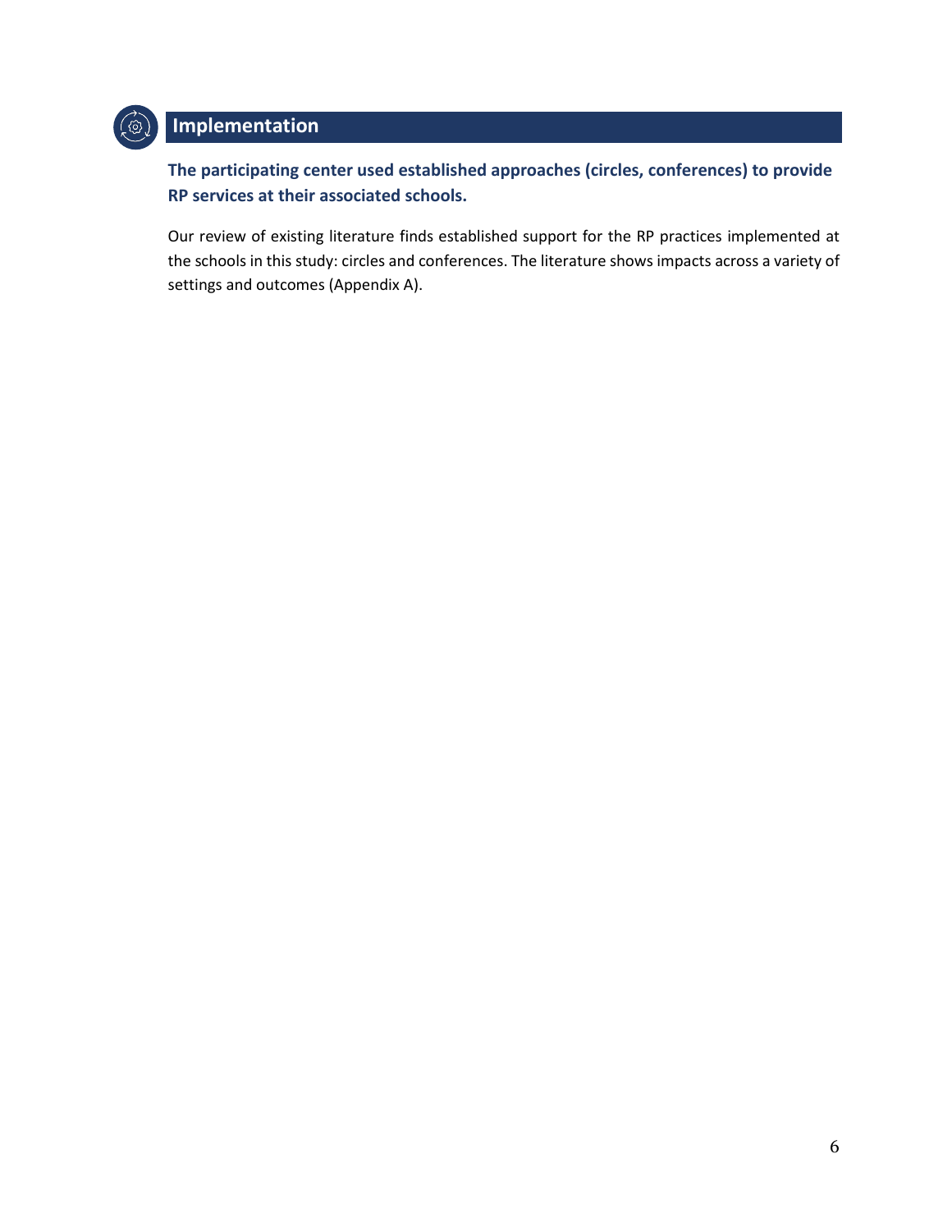## Implementation

**The participating center used established approaches (circles, conferences) to provide RP services at their associated schools.**

Our review of existing literature finds established support for the RP practices implemented at the schools in this study: circles and conferences. The literature shows impacts across a variety of settings and outcomes (Appendix A).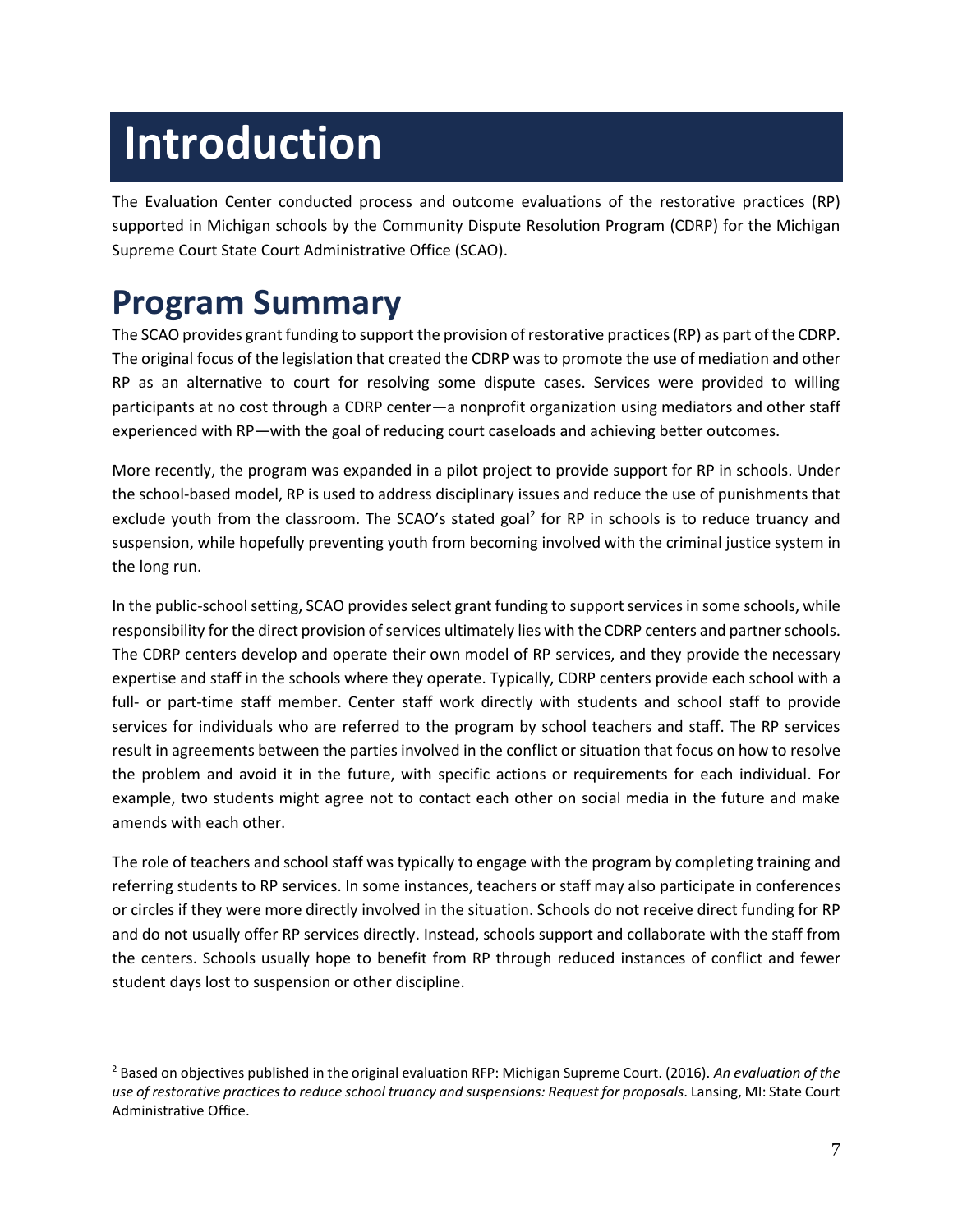# Introduction

The Evaluation Center conducted process and outcome evaluations of the restorative practices (RP) supported in Michigan schools by the Community Dispute Resolution Program (CDRP) for the Michigan Supreme Court State Court Administrative Office (SCAO).

## Program Summary

The SCAO provides grant funding to support the provision of restorative practices (RP) as part of the CDRP. The original focus of the legislation that created the CDRP was to promote the use of mediation and other RP as an alternative to court for resolving some dispute cases. Services were provided to willing participants at no cost through a CDRP center—a nonprofit organization using mediators and other staff experienced with RP—with the goal of reducing court caseloads and achieving better outcomes.

More recently, the program was expanded in a pilot project to provide support for RP in schools. Under the school-based model, RP is used to address disciplinary issues and reduce the use of punishments that exclude youth from the classroom. The SCAO's stated goal[2] for RP in schools is to reduce truancy and suspension, while hopefully preventing youth from becoming involved with the criminal justice system in the long run.

In the public-school setting, SCAO provides select grant funding to support services in some schools, while responsibility for the direct provision of services ultimately lies with the CDRP centers and partner schools. The CDRP centers develop and operate their own model of RP services, and they provide the necessary expertise and staff in the schools where they operate. Typically, CDRP centers provide each school with a full- or part-time staff member. Center staff work directly with students and school staff to provide services for individuals who are referred to the program by school teachers and staff. The RP services result in agreements between the parties involved in the conflict or situation that focus on how to resolve the problem and avoid it in the future, with specific actions or requirements for each individual. For example, two students might agree not to contact each other on social media in the future and make amends with each other.

The role of teachers and school staff was typically to engage with the program by completing training and referring students to RP services. In some instances, teachers or staff may also participate in conferences or circles if they were more directly involved in the situation. Schools do not receive direct funding for RP and do not usually offer RP services directly. Instead, schools support and collaborate with the staff from the centers. Schools usually hope to benefit from RP through reduced instances of conflict and fewer student days lost to suspension or other discipline.

[2] Based on objectives published in the original evaluation RFP: Michigan Supreme Court. (2016). *An evaluation of the use of restorative practices to reduce school truancy and suspensions: Request for proposals*. Lansing, MI: State Court Administrative Office.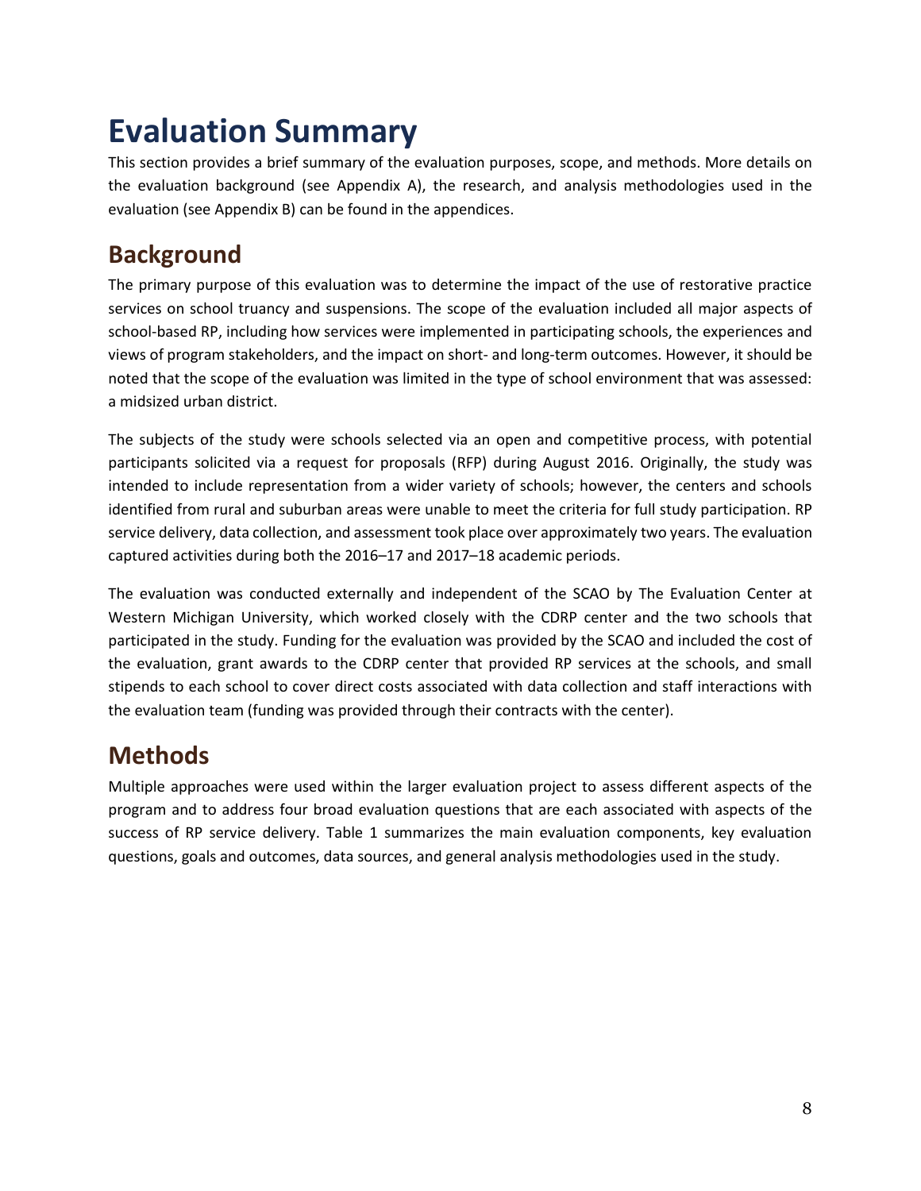# Evaluation Summary

This section provides a brief summary of the evaluation purposes, scope, and methods. More details on the evaluation background (see Appendix A), the research, and analysis methodologies used in the evaluation (see Appendix B) can be found in the appendices.

## Background

The primary purpose of this evaluation was to determine the impact of the use of restorative practice services on school truancy and suspensions. The scope of the evaluation included all major aspects of school-based RP, including how services were implemented in participating schools, the experiences and views of program stakeholders, and the impact on short- and long-term outcomes. However, it should be noted that the scope of the evaluation was limited in the type of school environment that was assessed: a midsized urban district.

The subjects of the study were schools selected via an open and competitive process, with potential participants solicited via a request for proposals (RFP) during August 2016. Originally, the study was intended to include representation from a wider variety of schools; however, the centers and schools identified from rural and suburban areas were unable to meet the criteria for full study participation. RP service delivery, data collection, and assessment took place over approximately two years. The evaluation captured activities during both the 2016–17 and 2017–18 academic periods.

The evaluation was conducted externally and independent of the SCAO by The Evaluation Center at Western Michigan University, which worked closely with the CDRP center and the two schools that participated in the study. Funding for the evaluation was provided by the SCAO and included the cost of the evaluation, grant awards to the CDRP center that provided RP services at the schools, and small stipends to each school to cover direct costs associated with data collection and staff interactions with the evaluation team (funding was provided through their contracts with the center).

## Methods

Multiple approaches were used within the larger evaluation project to assess different aspects of the program and to address four broad evaluation questions that are each associated with aspects of the success of RP service delivery. Table 1 summarizes the main evaluation components, key evaluation questions, goals and outcomes, data sources, and general analysis methodologies used in the study.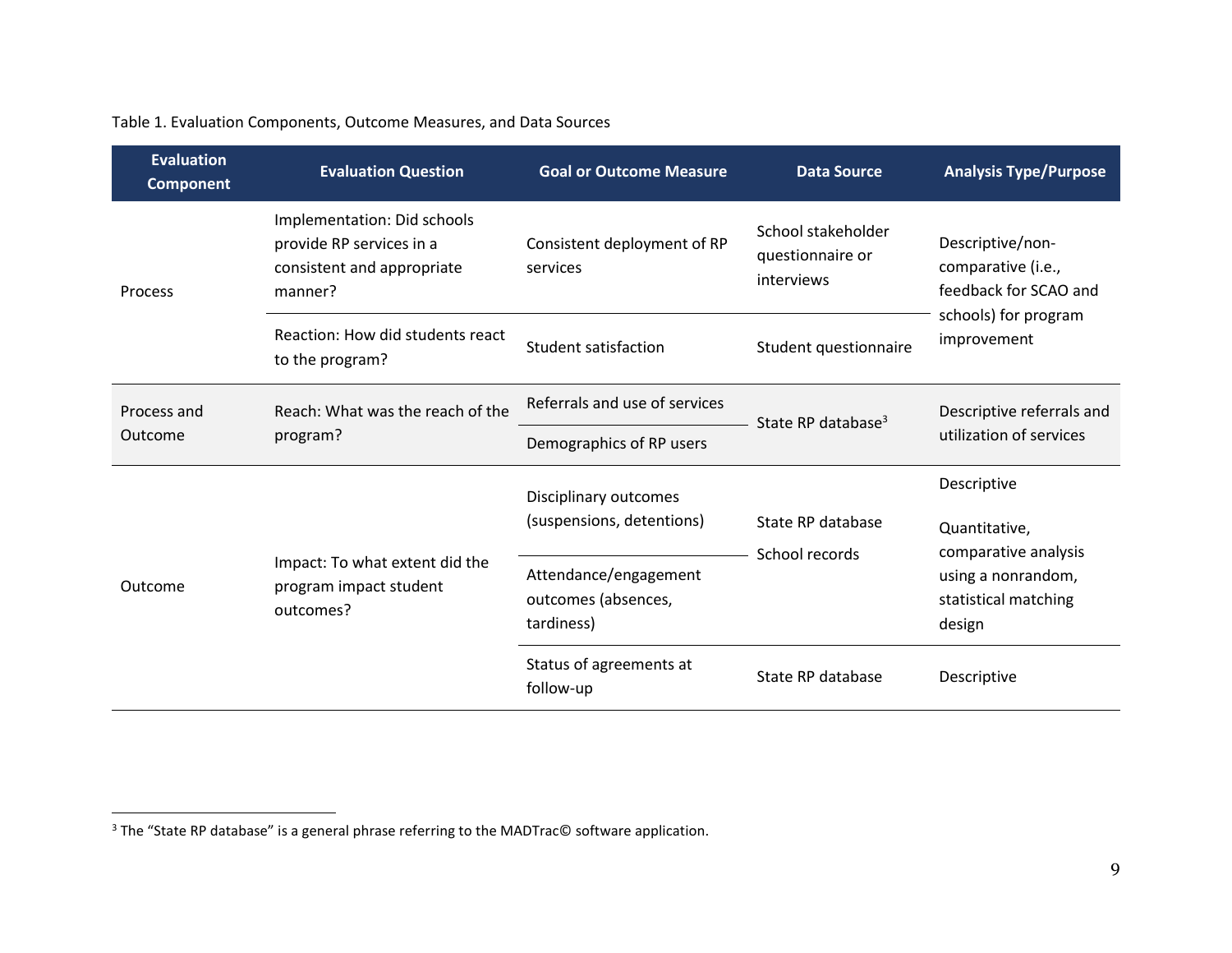Table 1. Evaluation Components, Outcome Measures, and Data Sources

| Evaluation Component | Evaluation Question | Goal or Outcome Measure | Data Source | Analysis Type/Purpose |
|---|---|---|---|---|
| Process | Implementation: Did schools provide RP services in a consistent and appropriate manner? | Consistent deployment of RP services | School stakeholder questionnaire or interviews | Descriptive/non-comparative (i.e., feedback for SCAO and schools) for program improvement |
| | Reaction: How did students react to the program? | Student satisfaction | Student questionnaire | |
| Process and Outcome | Reach: What was the reach of the program? | Referrals and use of services | State RP database[3] | Descriptive referrals and utilization of services |
| | | Demographics of RP users | | |
| Outcome | Impact: To what extent did the program impact student outcomes? | Disciplinary outcomes (suspensions, detentions) | State RP database School records | Descriptive Quantitative, comparative analysis using a nonrandom, statistical matching design |
| | | Attendance/engagement outcomes (absences, tardiness) | | |
| | | Status of agreements at follow-up | State RP database | Descriptive |

[3] The "State RP database" is a general phrase referring to the MADTrac© software application.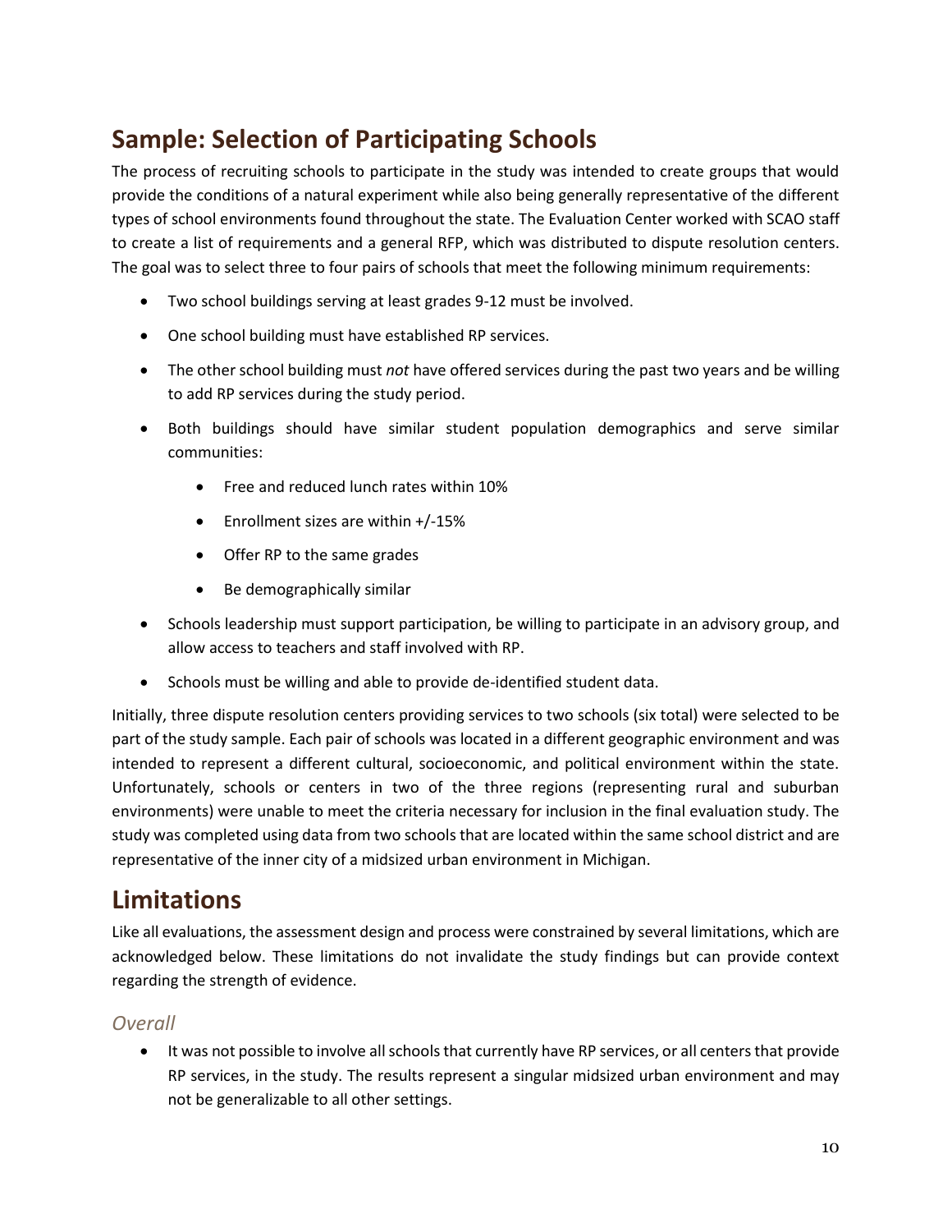## Sample: Selection of Participating Schools

The process of recruiting schools to participate in the study was intended to create groups that would provide the conditions of a natural experiment while also being generally representative of the different types of school environments found throughout the state. The Evaluation Center worked with SCAO staff to create a list of requirements and a general RFP, which was distributed to dispute resolution centers. The goal was to select three to four pairs of schools that meet the following minimum requirements:

- Two school buildings serving at least grades 9-12 must be involved.
- One school building must have established RP services.
- The other school building must *not* have offered services during the past two years and be willing to add RP services during the study period.
- Both buildings should have similar student population demographics and serve similar communities:
    - Free and reduced lunch rates within 10%
    - Enrollment sizes are within +/-15%
    - Offer RP to the same grades
    - Be demographically similar
- Schools leadership must support participation, be willing to participate in an advisory group, and allow access to teachers and staff involved with RP.
- Schools must be willing and able to provide de-identified student data.

Initially, three dispute resolution centers providing services to two schools (six total) were selected to be part of the study sample. Each pair of schools was located in a different geographic environment and was intended to represent a different cultural, socioeconomic, and political environment within the state. Unfortunately, schools or centers in two of the three regions (representing rural and suburban environments) were unable to meet the criteria necessary for inclusion in the final evaluation study. The study was completed using data from two schools that are located within the same school district and are representative of the inner city of a midsized urban environment in Michigan.

## Limitations

Like all evaluations, the assessment design and process were constrained by several limitations, which are acknowledged below. These limitations do not invalidate the study findings but can provide context regarding the strength of evidence.

### *Overall*

- It was not possible to involve all schools that currently have RP services, or all centers that provide RP services, in the study. The results represent a singular midsized urban environment and may not be generalizable to all other settings.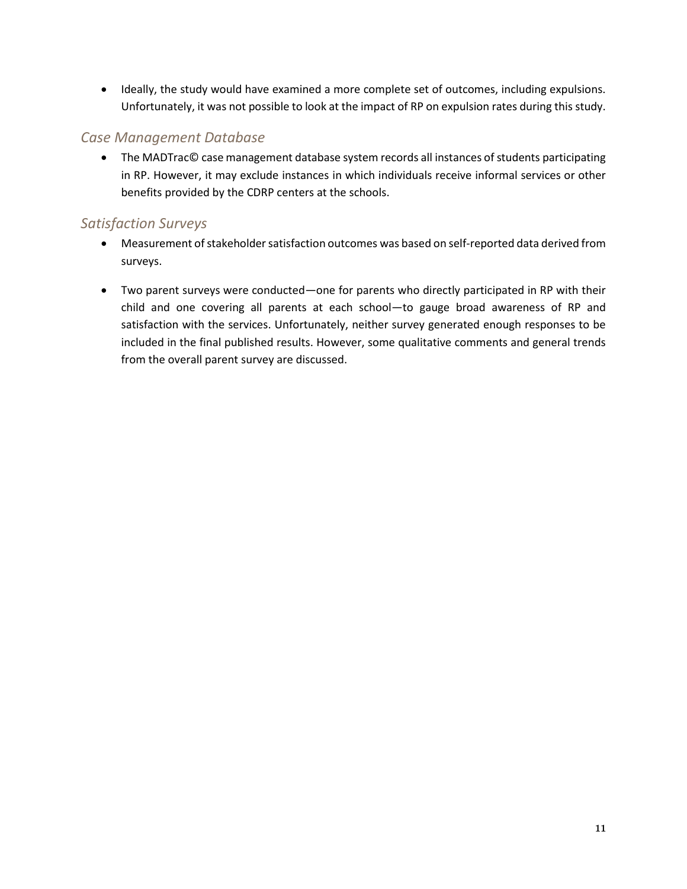- Ideally, the study would have examined a more complete set of outcomes, including expulsions. Unfortunately, it was not possible to look at the impact of RP on expulsion rates during this study.

### *Case Management Database*

- The MADTrac© case management database system records all instances of students participating in RP. However, it may exclude instances in which individuals receive informal services or other benefits provided by the CDRP centers at the schools.

### *Satisfaction Surveys*

- Measurement of stakeholder satisfaction outcomes was based on self-reported data derived from surveys.

- Two parent surveys were conducted—one for parents who directly participated in RP with their child and one covering all parents at each school—to gauge broad awareness of RP and satisfaction with the services. Unfortunately, neither survey generated enough responses to be included in the final published results. However, some qualitative comments and general trends from the overall parent survey are discussed.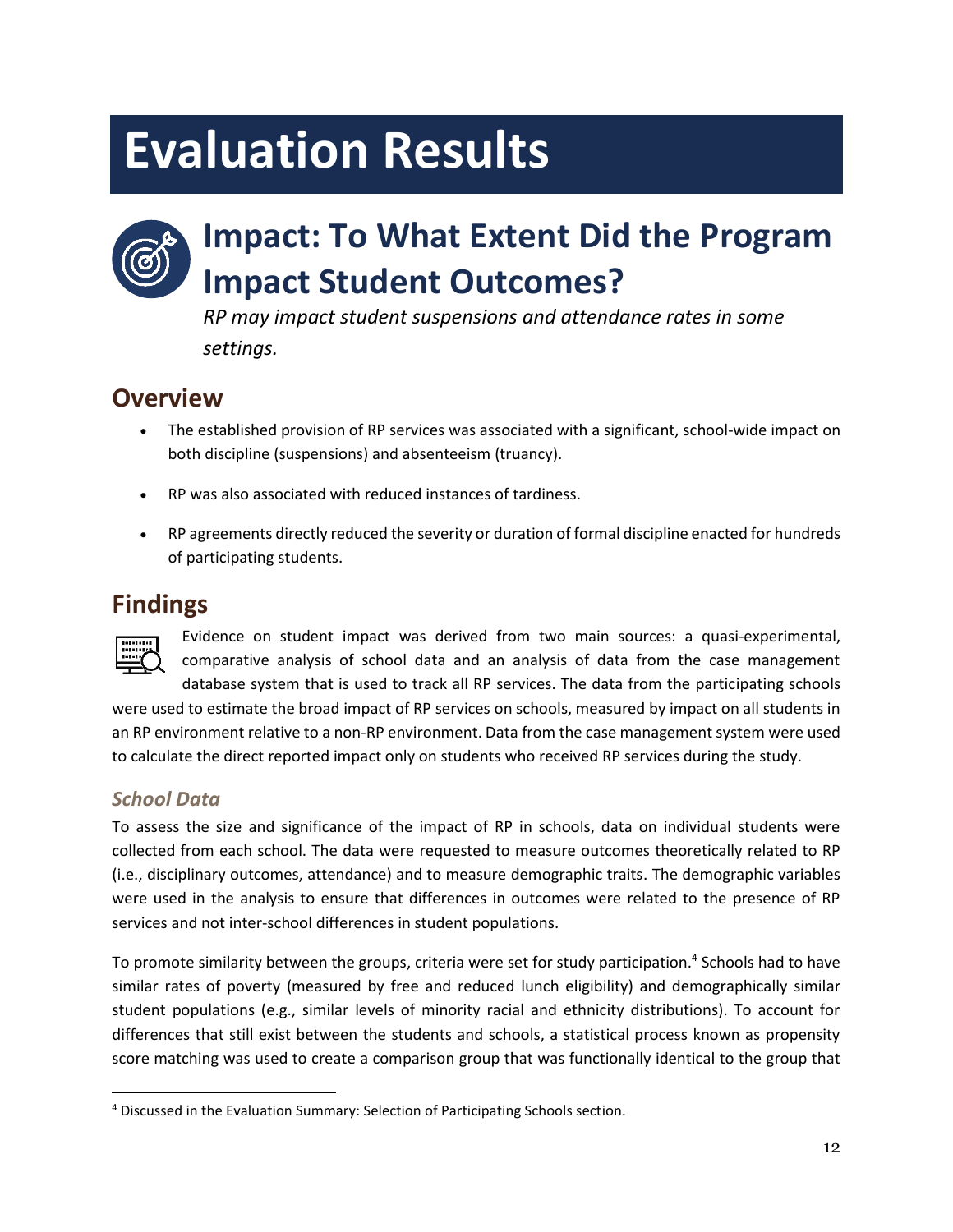# Evaluation Results

## Impact: To What Extent Did the Program Impact Student Outcomes?

*RP may impact student suspensions and attendance rates in some settings.*

### Overview

- The established provision of RP services was associated with a significant, school-wide impact on both discipline (suspensions) and absenteeism (truancy).
- RP was also associated with reduced instances of tardiness.
- RP agreements directly reduced the severity or duration of formal discipline enacted for hundreds of participating students.

### Findings

Evidence on student impact was derived from two main sources: a quasi-experimental, comparative analysis of school data and an analysis of data from the case management database system that is used to track all RP services. The data from the participating schools were used to estimate the broad impact of RP services on schools, measured by impact on all students in an RP environment relative to a non-RP environment. Data from the case management system were used to calculate the direct reported impact only on students who received RP services during the study.

#### *School Data*

To assess the size and significance of the impact of RP in schools, data on individual students were collected from each school. The data were requested to measure outcomes theoretically related to RP (i.e., disciplinary outcomes, attendance) and to measure demographic traits. The demographic variables were used in the analysis to ensure that differences in outcomes were related to the presence of RP services and not inter-school differences in student populations.

To promote similarity between the groups, criteria were set for study participation.[4] Schools had to have similar rates of poverty (measured by free and reduced lunch eligibility) and demographically similar student populations (e.g., similar levels of minority racial and ethnicity distributions). To account for differences that still exist between the students and schools, a statistical process known as propensity score matching was used to create a comparison group that was functionally identical to the group that

[4] Discussed in the Evaluation Summary: Selection of Participating Schools section.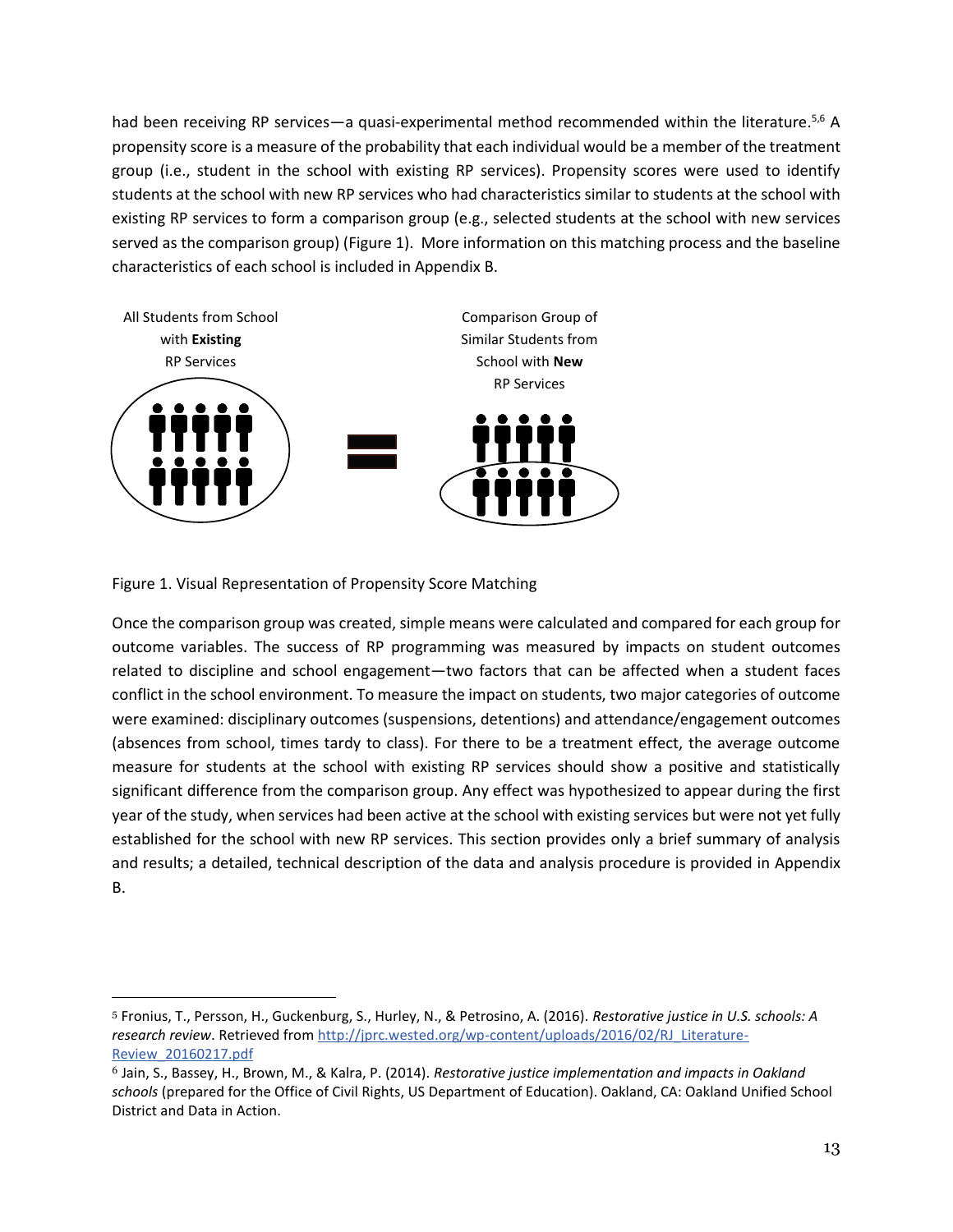had been receiving RP services—a quasi-experimental method recommended within the literature.[5,6] A propensity score is a measure of the probability that each individual would be a member of the treatment group (i.e., student in the school with existing RP services). Propensity scores were used to identify students at the school with new RP services who had characteristics similar to students at the school with existing RP services to form a comparison group (e.g., selected students at the school with new services served as the comparison group) (Figure 1). More information on this matching process and the baseline characteristics of each school is included in Appendix B.

All Students from School with **Existing** RP Services

Comparison Group of Similar Students from School with **New** RP Services

Figure 1. Visual Representation of Propensity Score Matching

Once the comparison group was created, simple means were calculated and compared for each group for outcome variables. The success of RP programming was measured by impacts on student outcomes related to discipline and school engagement—two factors that can be affected when a student faces conflict in the school environment. To measure the impact on students, two major categories of outcome were examined: disciplinary outcomes (suspensions, detentions) and attendance/engagement outcomes (absences from school, times tardy to class). For there to be a treatment effect, the average outcome measure for students at the school with existing RP services should show a positive and statistically significant difference from the comparison group. Any effect was hypothesized to appear during the first year of the study, when services had been active at the school with existing services but were not yet fully established for the school with new RP services. This section provides only a brief summary of analysis and results; a detailed, technical description of the data and analysis procedure is provided in Appendix B.

---

[5] Fronius, T., Persson, H., Guckenburg, S., Hurley, N., & Petrosino, A. (2016). *Restorative justice in U.S. schools: A research review*. Retrieved from http://jprc.wested.org/wp-content/uploads/2016/02/RJ_Literature-Review_20160217.pdf

[6] Jain, S., Bassey, H., Brown, M., & Kalra, P. (2014). *Restorative justice implementation and impacts in Oakland schools* (prepared for the Office of Civil Rights, US Department of Education). Oakland, CA: Oakland Unified School District and Data in Action.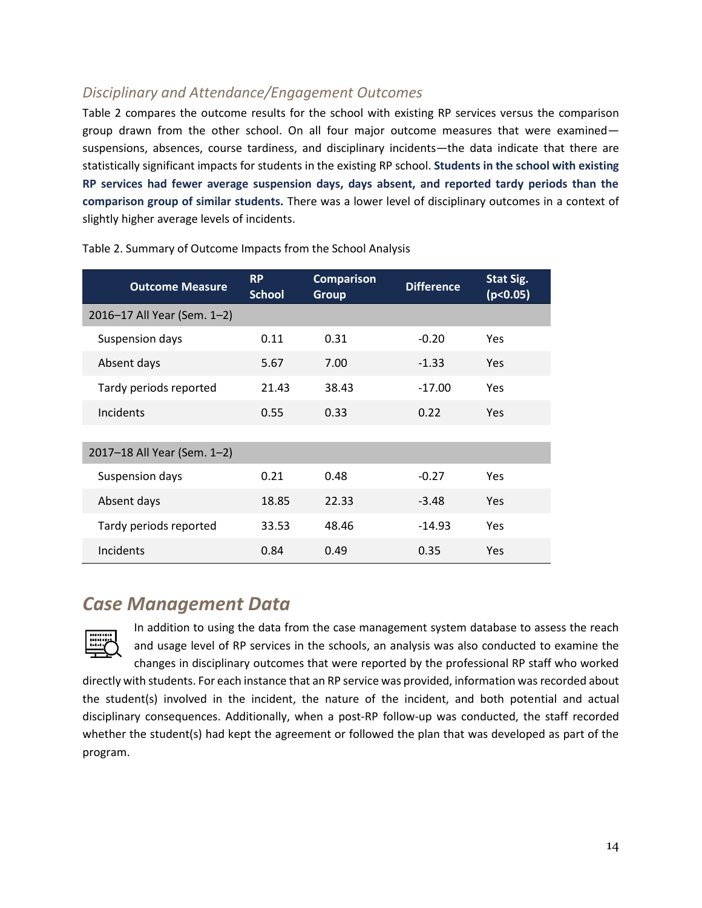### *Disciplinary and Attendance/Engagement Outcomes*

Table 2 compares the outcome results for the school with existing RP services versus the comparison group drawn from the other school. On all four major outcome measures that were examined—suspensions, absences, course tardiness, and disciplinary incidents—the data indicate that there are statistically significant impacts for students in the existing RP school. **Students in the school with existing RP services had fewer average suspension days, days absent, and reported tardy periods than the comparison group of similar students.** There was a lower level of disciplinary outcomes in a context of slightly higher average levels of incidents.

Table 2. Summary of Outcome Impacts from the School Analysis

| Outcome Measure | RP School | Comparison Group | Difference | Stat Sig. ($p<0.05$) |
|---|---|---|---|---|
| 2016–17 All Year (Sem. 1–2) | | | | |
| Suspension days | 0.11 | 0.31 | -0.20 | Yes |
| Absent days | 5.67 | 7.00 | -1.33 | Yes |
| Tardy periods reported | 21.43 | 38.43 | -17.00 | Yes |
| Incidents | 0.55 | 0.33 | 0.22 | Yes |
| 2017–18 All Year (Sem. 1–2) | | | | |
| Suspension days | 0.21 | 0.48 | -0.27 | Yes |
| Absent days | 18.85 | 22.33 | -3.48 | Yes |
| Tardy periods reported | 33.53 | 48.46 | -14.93 | Yes |
| Incidents | 0.84 | 0.49 | 0.35 | Yes |

## *Case Management Data*

In addition to using the data from the case management system database to assess the reach and usage level of RP services in the schools, an analysis was also conducted to examine the changes in disciplinary outcomes that were reported by the professional RP staff who worked directly with students. For each instance that an RP service was provided, information was recorded about the student(s) involved in the incident, the nature of the incident, and both potential and actual disciplinary consequences. Additionally, when a post-RP follow-up was conducted, the staff recorded whether the student(s) had kept the agreement or followed the plan that was developed as part of the program.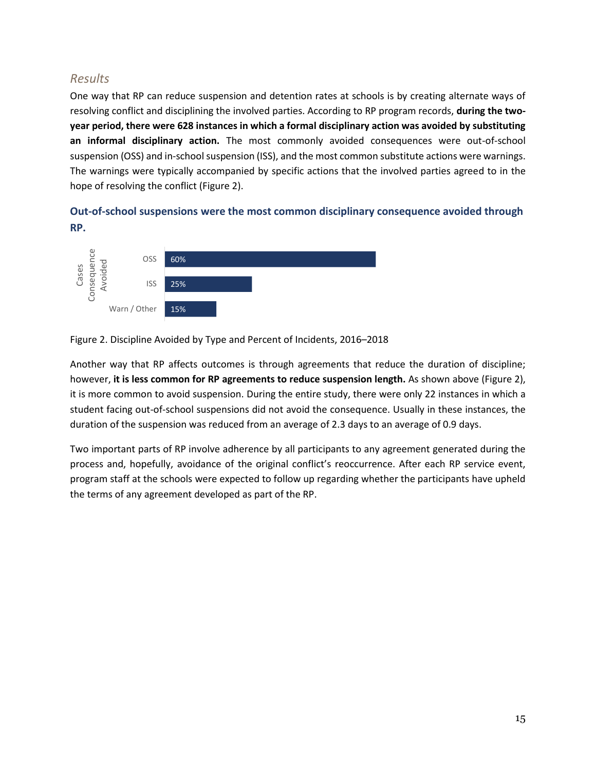### *Results*

One way that RP can reduce suspension and detention rates at schools is by creating alternate ways of resolving conflict and disciplining the involved parties. According to RP program records, **during the two-year period, there were 628 instances in which a formal disciplinary action was avoided by substituting an informal disciplinary action.** The most commonly avoided consequences were out-of-school suspension (OSS) and in-school suspension (ISS), and the most common substitute actions were warnings. The warnings were typically accompanied by specific actions that the involved parties agreed to in the hope of resolving the conflict (Figure 2).

**Out-of-school suspensions were the most common disciplinary consequence avoided through RP.**

| Cases Consequence Avoided | Percent |
| --- | --- |
| OSS | 60% |
| ISS | 25% |
| Warn / Other | 15% |

Figure 2. Discipline Avoided by Type and Percent of Incidents, 2016–2018

Another way that RP affects outcomes is through agreements that reduce the duration of discipline; however, **it is less common for RP agreements to reduce suspension length.** As shown above (Figure 2), it is more common to avoid suspension. During the entire study, there were only 22 instances in which a student facing out-of-school suspensions did not avoid the consequence. Usually in these instances, the duration of the suspension was reduced from an average of 2.3 days to an average of 0.9 days.

Two important parts of RP involve adherence by all participants to any agreement generated during the process and, hopefully, avoidance of the original conflict's reoccurrence. After each RP service event, program staff at the schools were expected to follow up regarding whether the participants have upheld the terms of any agreement developed as part of the RP.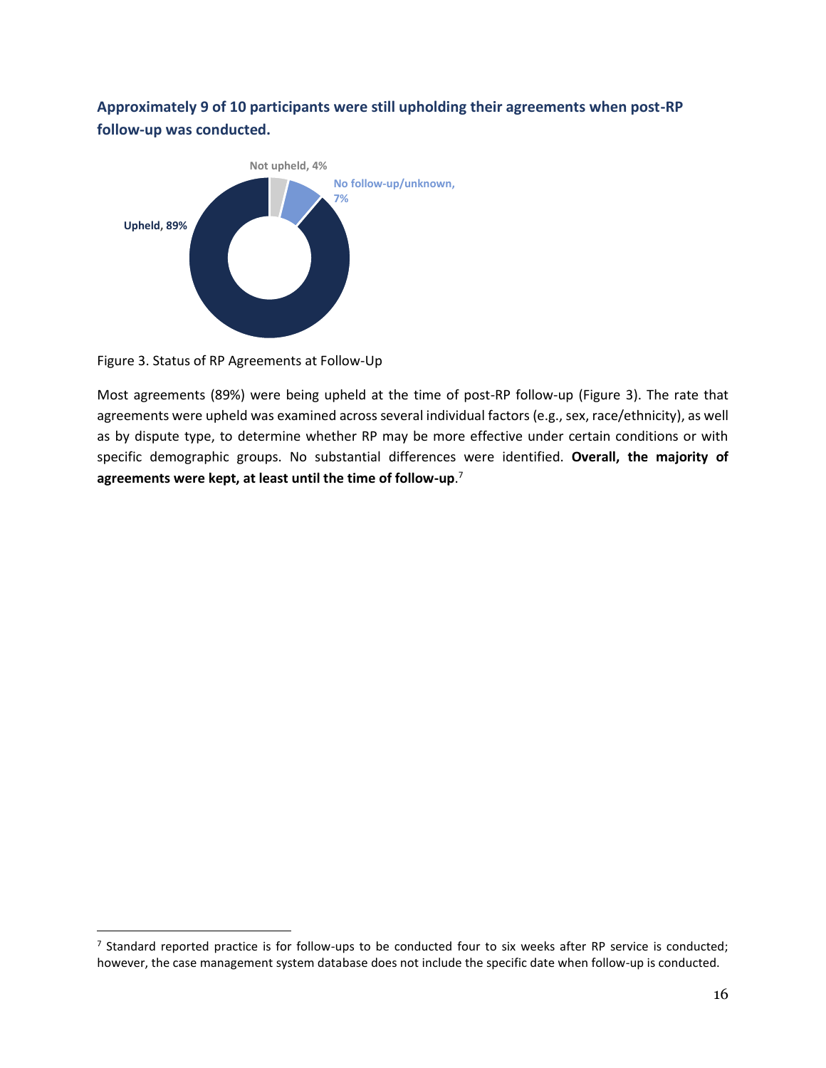### Approximately 9 of 10 participants were still upholding their agreements when post-RP follow-up was conducted.

Not upheld, 4%

No follow-up/unknown, 7%

Upheld, 89%

Figure 3. Status of RP Agreements at Follow-Up

Most agreements (89%) were being upheld at the time of post-RP follow-up (Figure 3). The rate that agreements were upheld was examined across several individual factors (e.g., sex, race/ethnicity), as well as by dispute type, to determine whether RP may be more effective under certain conditions or with specific demographic groups. No substantial differences were identified. **Overall, the majority of agreements were kept, at least until the time of follow-up**.[7]

[7] Standard reported practice is for follow-ups to be conducted four to six weeks after RP service is conducted; however, the case management system database does not include the specific date when follow-up is conducted.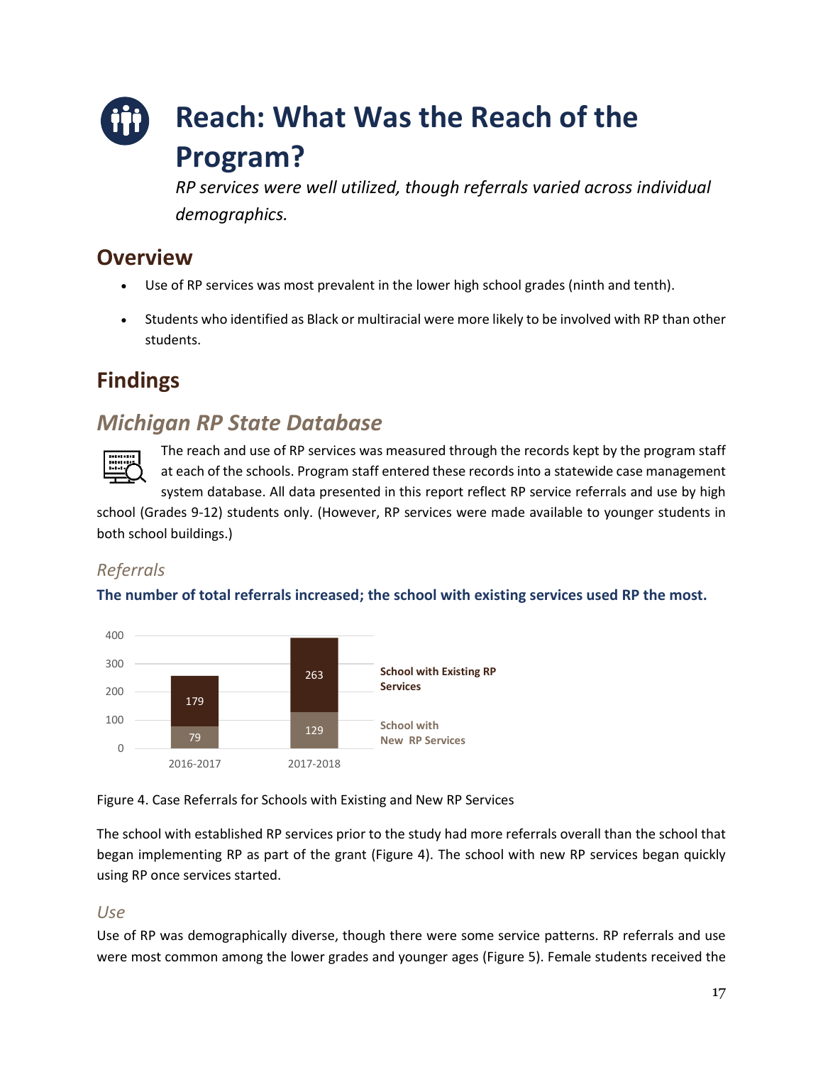# Reach: What Was the Reach of the Program?

*RP services were well utilized, though referrals varied across individual demographics.*

## Overview

- Use of RP services was most prevalent in the lower high school grades (ninth and tenth).
- Students who identified as Black or multiracial were more likely to be involved with RP than other students.

## Findings

## *Michigan RP State Database*

The reach and use of RP services was measured through the records kept by the program staff at each of the schools. Program staff entered these records into a statewide case management system database. All data presented in this report reflect RP service referrals and use by high school (Grades 9-12) students only. (However, RP services were made available to younger students in both school buildings.)

### *Referrals*

**The number of total referrals increased; the school with existing services used RP the most.**

| | 2016-2017 | 2017-2018 |
|---|---|---|
| School with Existing RP Services | 179 | 263 |
| School with New RP Services | 79 | 129 |

Figure 4. Case Referrals for Schools with Existing and New RP Services

The school with established RP services prior to the study had more referrals overall than the school that began implementing RP as part of the grant (Figure 4). The school with new RP services began quickly using RP once services started.

### *Use*

Use of RP was demographically diverse, though there were some service patterns. RP referrals and use were most common among the lower grades and younger ages (Figure 5). Female students received the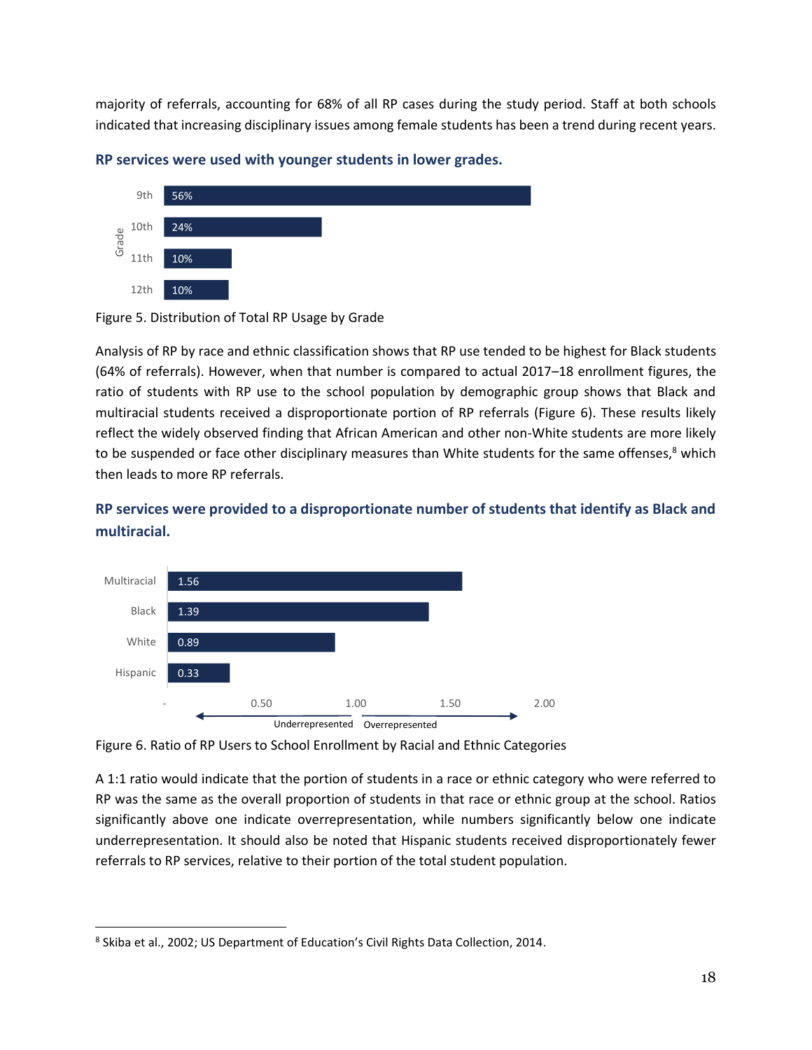majority of referrals, accounting for 68% of all RP cases during the study period. Staff at both schools indicated that increasing disciplinary issues among female students has been a trend during recent years.

### RP services were used with younger students in lower grades.

| Grade | Percentage |
|---|---|
| 9th | 56% |
| 10th | 24% |
| 11th | 10% |
| 12th | 10% |

Figure 5. Distribution of Total RP Usage by Grade

Analysis of RP by race and ethnic classification shows that RP use tended to be highest for Black students (64% of referrals). However, when that number is compared to actual 2017–18 enrollment figures, the ratio of students with RP use to the school population by demographic group shows that Black and multiracial students received a disproportionate portion of RP referrals (Figure 6). These results likely reflect the widely observed finding that African American and other non-White students are more likely to be suspended or face other disciplinary measures than White students for the same offenses,[8] which then leads to more RP referrals.

### RP services were provided to a disproportionate number of students that identify as Black and multiracial.

| Category | Ratio |
|---|---|
| Multiracial | 1.56 |
| Black | 1.39 |
| White | 0.89 |
| Hispanic | 0.33 |

(Axis: - , 0.50, 1.00, 1.50, 2.00; ← Underrepresented | Overrepresented →)

Figure 6. Ratio of RP Users to School Enrollment by Racial and Ethnic Categories

A 1:1 ratio would indicate that the portion of students in a race or ethnic category who were referred to RP was the same as the overall proportion of students in that race or ethnic group at the school. Ratios significantly above one indicate overrepresentation, while numbers significantly below one indicate underrepresentation. It should also be noted that Hispanic students received disproportionately fewer referrals to RP services, relative to their portion of the total student population.

[8] Skiba et al., 2002; US Department of Education's Civil Rights Data Collection, 2014.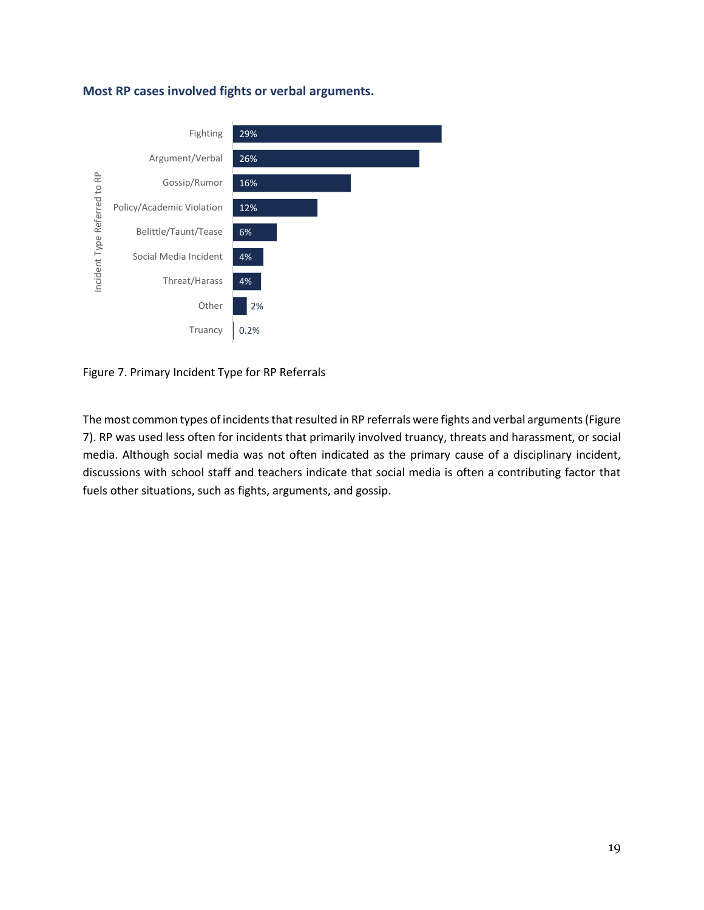### Most RP cases involved fights or verbal arguments.

| Incident Type Referred to RP | |
|---|---|
| Fighting | 29% |
| Argument/Verbal | 26% |
| Gossip/Rumor | 16% |
| Policy/Academic Violation | 12% |
| Belittle/Taunt/Tease | 6% |
| Social Media Incident | 4% |
| Threat/Harass | 4% |
| Other | 2% |
| Truancy | 0.2% |

Figure 7. Primary Incident Type for RP Referrals

The most common types of incidents that resulted in RP referrals were fights and verbal arguments (Figure 7). RP was used less often for incidents that primarily involved truancy, threats and harassment, or social media. Although social media was not often indicated as the primary cause of a disciplinary incident, discussions with school staff and teachers indicate that social media is often a contributing factor that fuels other situations, such as fights, arguments, and gossip.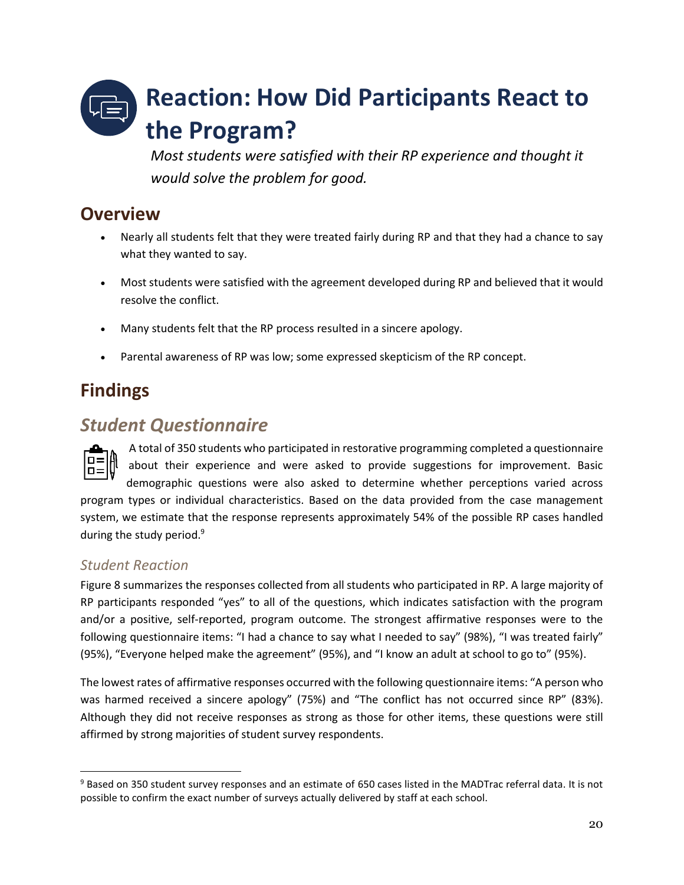# Reaction: How Did Participants React to the Program?

*Most students were satisfied with their RP experience and thought it would solve the problem for good.*

## Overview

- Nearly all students felt that they were treated fairly during RP and that they had a chance to say what they wanted to say.
- Most students were satisfied with the agreement developed during RP and believed that it would resolve the conflict.
- Many students felt that the RP process resulted in a sincere apology.
- Parental awareness of RP was low; some expressed skepticism of the RP concept.

## Findings

### *Student Questionnaire*

A total of 350 students who participated in restorative programming completed a questionnaire about their experience and were asked to provide suggestions for improvement. Basic demographic questions were also asked to determine whether perceptions varied across program types or individual characteristics. Based on the data provided from the case management system, we estimate that the response represents approximately 54% of the possible RP cases handled during the study period.[9]

#### *Student Reaction*

Figure 8 summarizes the responses collected from all students who participated in RP. A large majority of RP participants responded "yes" to all of the questions, which indicates satisfaction with the program and/or a positive, self-reported, program outcome. The strongest affirmative responses were to the following questionnaire items: "I had a chance to say what I needed to say" (98%), "I was treated fairly" (95%), "Everyone helped make the agreement" (95%), and "I know an adult at school to go to" (95%).

The lowest rates of affirmative responses occurred with the following questionnaire items: "A person who was harmed received a sincere apology" (75%) and "The conflict has not occurred since RP" (83%). Although they did not receive responses as strong as those for other items, these questions were still affirmed by strong majorities of student survey respondents.

[9] Based on 350 student survey responses and an estimate of 650 cases listed in the MADTrac referral data. It is not possible to confirm the exact number of surveys actually delivered by staff at each school.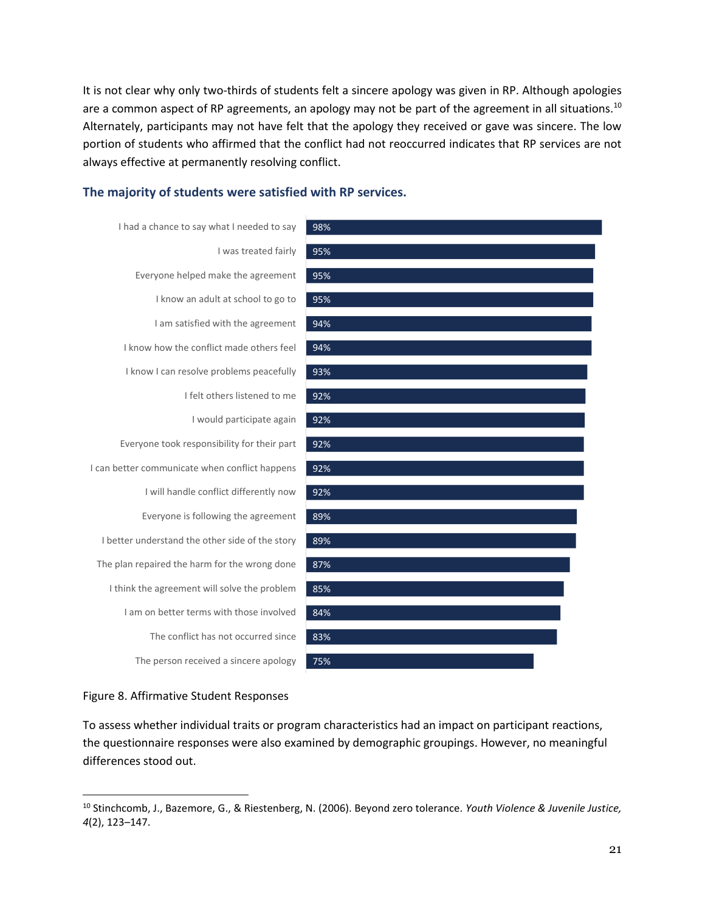It is not clear why only two-thirds of students felt a sincere apology was given in RP. Although apologies are a common aspect of RP agreements, an apology may not be part of the agreement in all situations.[10] Alternately, participants may not have felt that the apology they received or gave was sincere. The low portion of students who affirmed that the conflict had not reoccurred indicates that RP services are not always effective at permanently resolving conflict.

### The majority of students were satisfied with RP services.

| Statement | Affirmative Responses |
|---|---|
| I had a chance to say what I needed to say | 98% |
| I was treated fairly | 95% |
| Everyone helped make the agreement | 95% |
| I know an adult at school to go to | 95% |
| I am satisfied with the agreement | 94% |
| I know how the conflict made others feel | 94% |
| I know I can resolve problems peacefully | 93% |
| I felt others listened to me | 92% |
| I would participate again | 92% |
| Everyone took responsibility for their part | 92% |
| I can better communicate when conflict happens | 92% |
| I will handle conflict differently now | 92% |
| Everyone is following the agreement | 89% |
| I better understand the other side of the story | 89% |
| The plan repaired the harm for the wrong done | 87% |
| I think the agreement will solve the problem | 85% |
| I am on better terms with those involved | 84% |
| The conflict has not occurred since | 83% |
| The person received a sincere apology | 75% |

Figure 8. Affirmative Student Responses

To assess whether individual traits or program characteristics had an impact on participant reactions, the questionnaire responses were also examined by demographic groupings. However, no meaningful differences stood out.

---

[10] Stinchcomb, J., Bazemore, G., & Riestenberg, N. (2006). Beyond zero tolerance. *Youth Violence & Juvenile Justice, 4*(2), 123–147.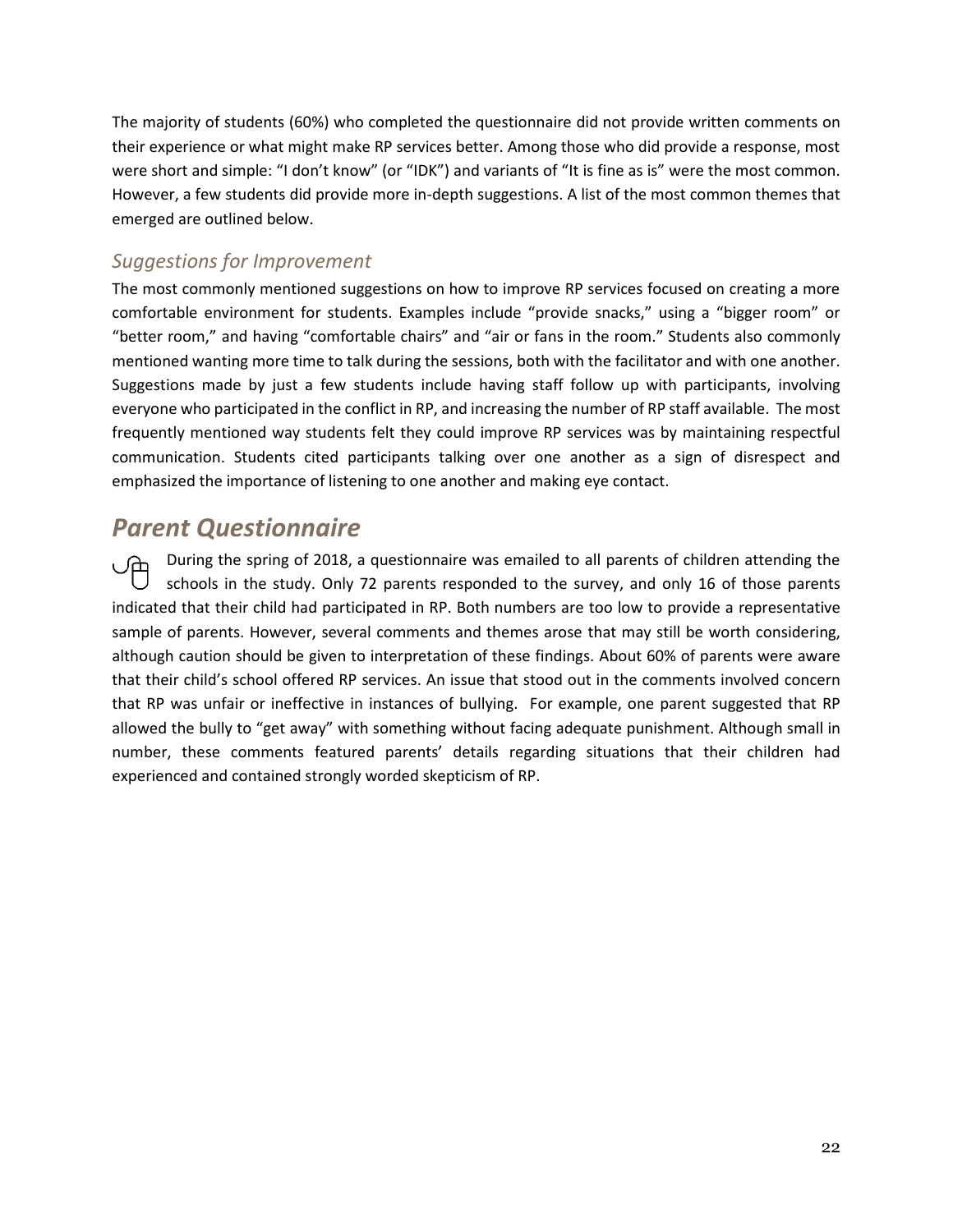The majority of students (60%) who completed the questionnaire did not provide written comments on their experience or what might make RP services better. Among those who did provide a response, most were short and simple: "I don't know" (or "IDK") and variants of "It is fine as is" were the most common. However, a few students did provide more in-depth suggestions. A list of the most common themes that emerged are outlined below.

### *Suggestions for Improvement*

The most commonly mentioned suggestions on how to improve RP services focused on creating a more comfortable environment for students. Examples include "provide snacks," using a "bigger room" or "better room," and having "comfortable chairs" and "air or fans in the room." Students also commonly mentioned wanting more time to talk during the sessions, both with the facilitator and with one another. Suggestions made by just a few students include having staff follow up with participants, involving everyone who participated in the conflict in RP, and increasing the number of RP staff available. The most frequently mentioned way students felt they could improve RP services was by maintaining respectful communication. Students cited participants talking over one another as a sign of disrespect and emphasized the importance of listening to one another and making eye contact.

## *Parent Questionnaire*

During the spring of 2018, a questionnaire was emailed to all parents of children attending the schools in the study. Only 72 parents responded to the survey, and only 16 of those parents indicated that their child had participated in RP. Both numbers are too low to provide a representative sample of parents. However, several comments and themes arose that may still be worth considering, although caution should be given to interpretation of these findings. About 60% of parents were aware that their child's school offered RP services. An issue that stood out in the comments involved concern that RP was unfair or ineffective in instances of bullying. For example, one parent suggested that RP allowed the bully to "get away" with something without facing adequate punishment. Although small in number, these comments featured parents' details regarding situations that their children had experienced and contained strongly worded skepticism of RP.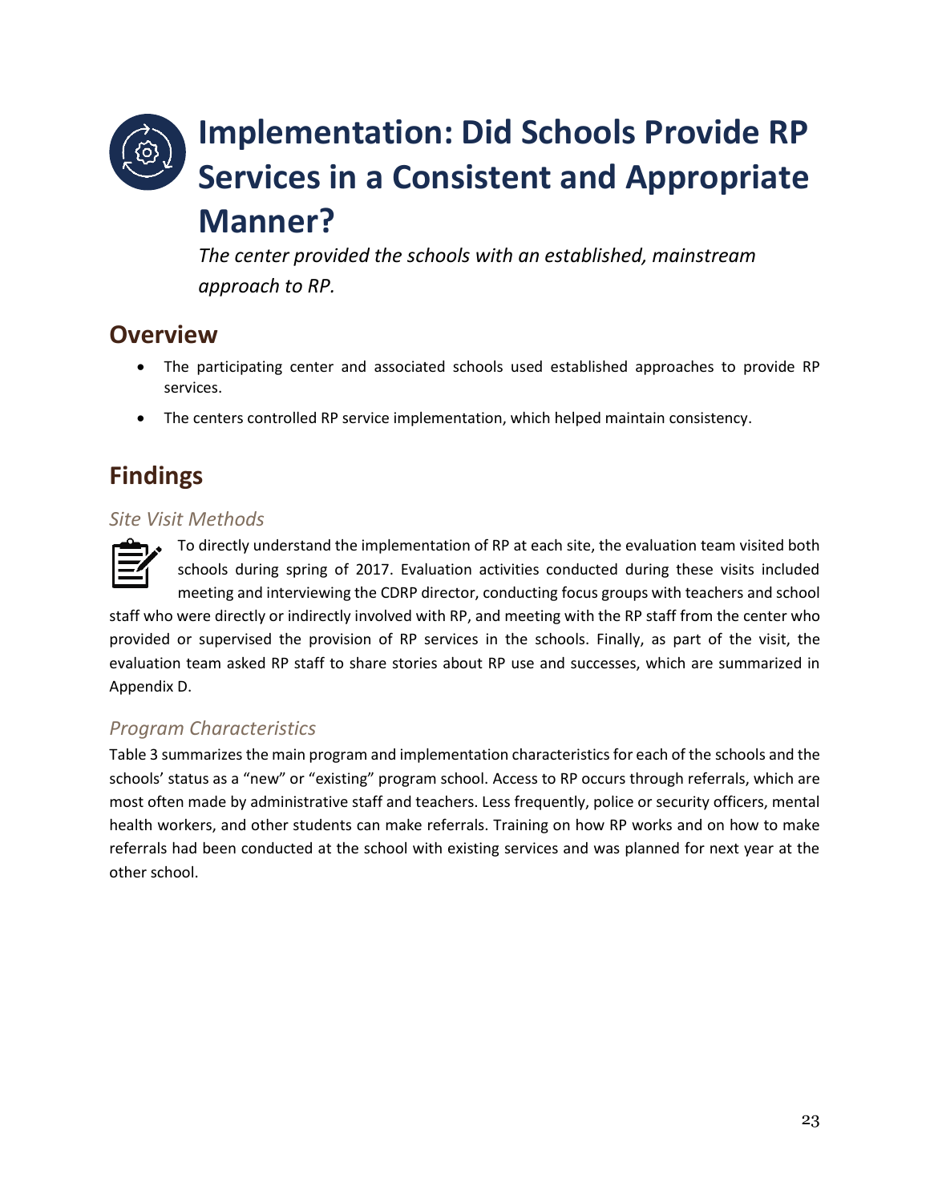# Implementation: Did Schools Provide RP Services in a Consistent and Appropriate Manner?

*The center provided the schools with an established, mainstream approach to RP.*

## Overview

- The participating center and associated schools used established approaches to provide RP services.
- The centers controlled RP service implementation, which helped maintain consistency.

## Findings

### *Site Visit Methods*

To directly understand the implementation of RP at each site, the evaluation team visited both schools during spring of 2017. Evaluation activities conducted during these visits included meeting and interviewing the CDRP director, conducting focus groups with teachers and school staff who were directly or indirectly involved with RP, and meeting with the RP staff from the center who provided or supervised the provision of RP services in the schools. Finally, as part of the visit, the evaluation team asked RP staff to share stories about RP use and successes, which are summarized in Appendix D.

### *Program Characteristics*

Table 3 summarizes the main program and implementation characteristics for each of the schools and the schools' status as a "new" or "existing" program school. Access to RP occurs through referrals, which are most often made by administrative staff and teachers. Less frequently, police or security officers, mental health workers, and other students can make referrals. Training on how RP works and on how to make referrals had been conducted at the school with existing services and was planned for next year at the other school.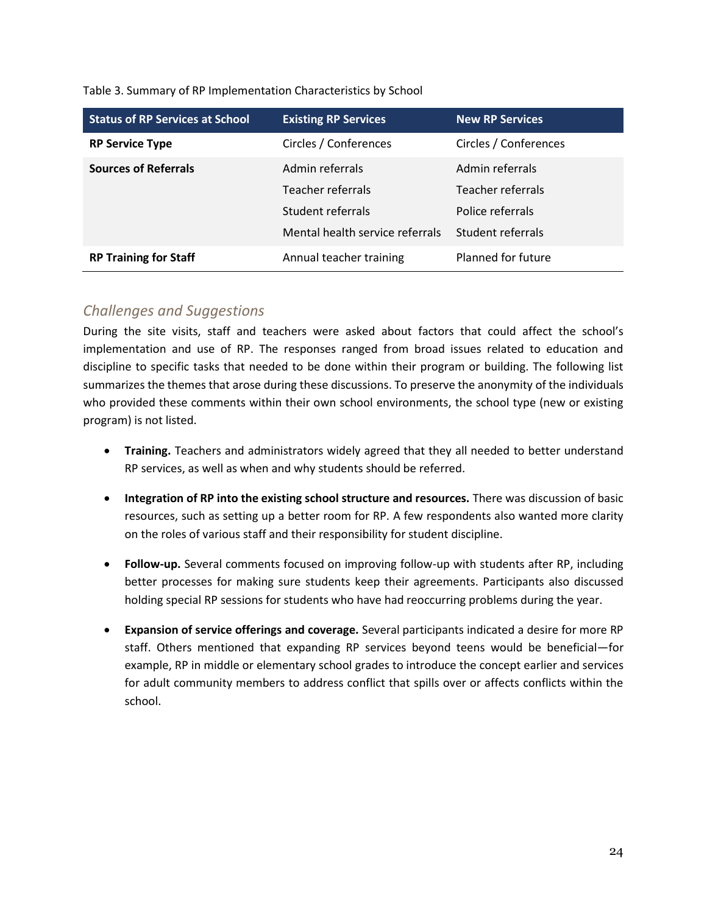Table 3. Summary of RP Implementation Characteristics by School

| Status of RP Services at School | Existing RP Services | New RP Services |
| --- | --- | --- |
| **RP Service Type** | Circles / Conferences | Circles / Conferences |
| **Sources of Referrals** | Admin referrals<br>Teacher referrals<br>Student referrals<br>Mental health service referrals | Admin referrals<br>Teacher referrals<br>Police referrals<br>Student referrals |
| **RP Training for Staff** | Annual teacher training | Planned for future |

## *Challenges and Suggestions*

During the site visits, staff and teachers were asked about factors that could affect the school's implementation and use of RP. The responses ranged from broad issues related to education and discipline to specific tasks that needed to be done within their program or building. The following list summarizes the themes that arose during these discussions. To preserve the anonymity of the individuals who provided these comments within their own school environments, the school type (new or existing program) is not listed.

- **Training.** Teachers and administrators widely agreed that they all needed to better understand RP services, as well as when and why students should be referred.
- **Integration of RP into the existing school structure and resources.** There was discussion of basic resources, such as setting up a better room for RP. A few respondents also wanted more clarity on the roles of various staff and their responsibility for student discipline.
- **Follow-up.** Several comments focused on improving follow-up with students after RP, including better processes for making sure students keep their agreements. Participants also discussed holding special RP sessions for students who have had reoccurring problems during the year.
- **Expansion of service offerings and coverage.** Several participants indicated a desire for more RP staff. Others mentioned that expanding RP services beyond teens would be beneficial—for example, RP in middle or elementary school grades to introduce the concept earlier and services for adult community members to address conflict that spills over or affects conflicts within the school.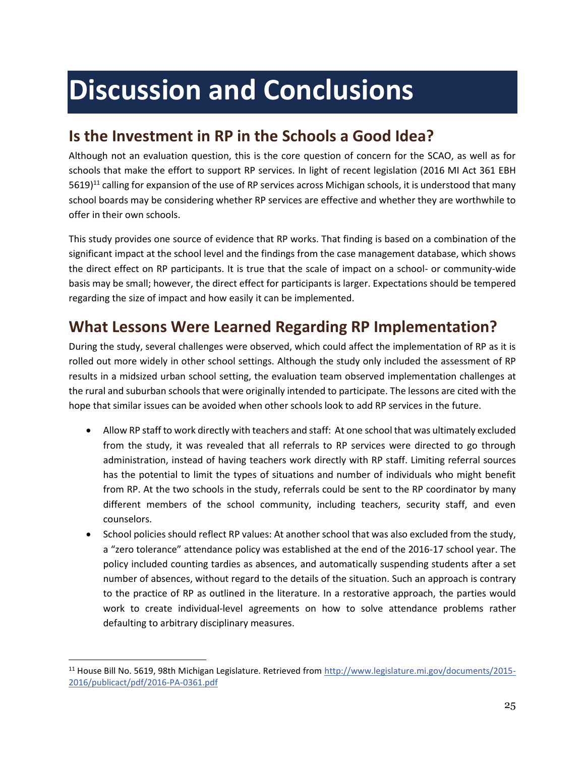# Discussion and Conclusions

## Is the Investment in RP in the Schools a Good Idea?

Although not an evaluation question, this is the core question of concern for the SCAO, as well as for schools that make the effort to support RP services. In light of recent legislation (2016 MI Act 361 EBH 5619)[11] calling for expansion of the use of RP services across Michigan schools, it is understood that many school boards may be considering whether RP services are effective and whether they are worthwhile to offer in their own schools.

This study provides one source of evidence that RP works. That finding is based on a combination of the significant impact at the school level and the findings from the case management database, which shows the direct effect on RP participants. It is true that the scale of impact on a school- or community-wide basis may be small; however, the direct effect for participants is larger. Expectations should be tempered regarding the size of impact and how easily it can be implemented.

## What Lessons Were Learned Regarding RP Implementation?

During the study, several challenges were observed, which could affect the implementation of RP as it is rolled out more widely in other school settings. Although the study only included the assessment of RP results in a midsized urban school setting, the evaluation team observed implementation challenges at the rural and suburban schools that were originally intended to participate. The lessons are cited with the hope that similar issues can be avoided when other schools look to add RP services in the future.

- Allow RP staff to work directly with teachers and staff: At one school that was ultimately excluded from the study, it was revealed that all referrals to RP services were directed to go through administration, instead of having teachers work directly with RP staff. Limiting referral sources has the potential to limit the types of situations and number of individuals who might benefit from RP. At the two schools in the study, referrals could be sent to the RP coordinator by many different members of the school community, including teachers, security staff, and even counselors.
- School policies should reflect RP values: At another school that was also excluded from the study, a "zero tolerance" attendance policy was established at the end of the 2016-17 school year. The policy included counting tardies as absences, and automatically suspending students after a set number of absences, without regard to the details of the situation. Such an approach is contrary to the practice of RP as outlined in the literature. In a restorative approach, the parties would work to create individual-level agreements on how to solve attendance problems rather defaulting to arbitrary disciplinary measures.

---

[11] House Bill No. 5619, 98th Michigan Legislature. Retrieved from http://www.legislature.mi.gov/documents/2015-2016/publicact/pdf/2016-PA-0361.pdf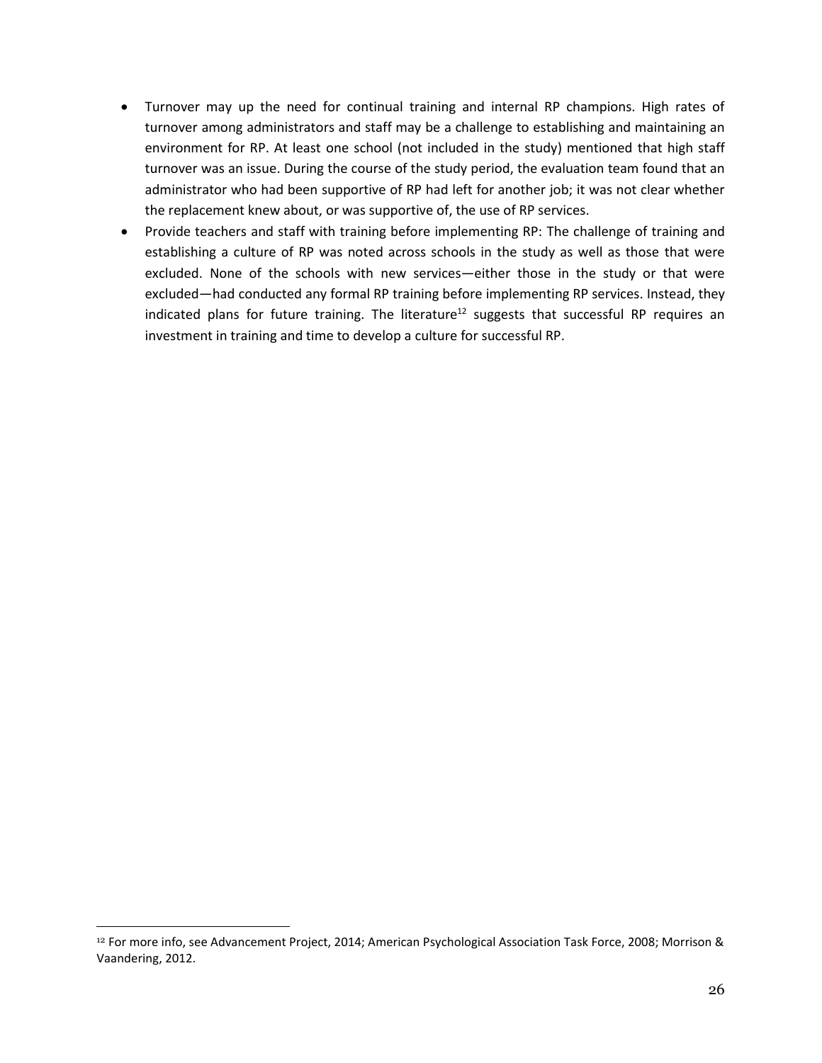- Turnover may up the need for continual training and internal RP champions. High rates of turnover among administrators and staff may be a challenge to establishing and maintaining an environment for RP. At least one school (not included in the study) mentioned that high staff turnover was an issue. During the course of the study period, the evaluation team found that an administrator who had been supportive of RP had left for another job; it was not clear whether the replacement knew about, or was supportive of, the use of RP services.
- Provide teachers and staff with training before implementing RP: The challenge of training and establishing a culture of RP was noted across schools in the study as well as those that were excluded. None of the schools with new services—either those in the study or that were excluded—had conducted any formal RP training before implementing RP services. Instead, they indicated plans for future training. The literature[12] suggests that successful RP requires an investment in training and time to develop a culture for successful RP.

[12] For more info, see Advancement Project, 2014; American Psychological Association Task Force, 2008; Morrison & Vaandering, 2012.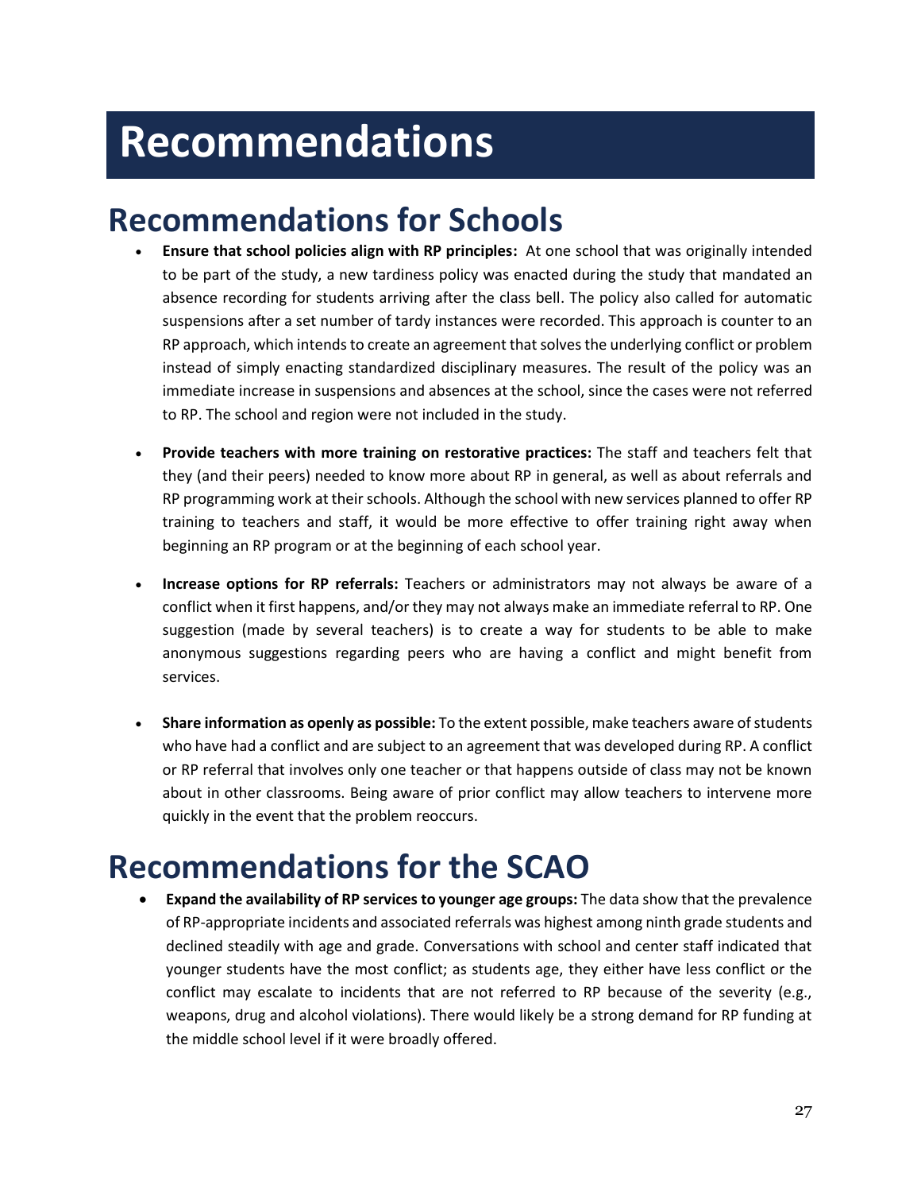# Recommendations

## Recommendations for Schools

- **Ensure that school policies align with RP principles:** At one school that was originally intended to be part of the study, a new tardiness policy was enacted during the study that mandated an absence recording for students arriving after the class bell. The policy also called for automatic suspensions after a set number of tardy instances were recorded. This approach is counter to an RP approach, which intends to create an agreement that solves the underlying conflict or problem instead of simply enacting standardized disciplinary measures. The result of the policy was an immediate increase in suspensions and absences at the school, since the cases were not referred to RP. The school and region were not included in the study.

- **Provide teachers with more training on restorative practices:** The staff and teachers felt that they (and their peers) needed to know more about RP in general, as well as about referrals and RP programming work at their schools. Although the school with new services planned to offer RP training to teachers and staff, it would be more effective to offer training right away when beginning an RP program or at the beginning of each school year.

- **Increase options for RP referrals:** Teachers or administrators may not always be aware of a conflict when it first happens, and/or they may not always make an immediate referral to RP. One suggestion (made by several teachers) is to create a way for students to be able to make anonymous suggestions regarding peers who are having a conflict and might benefit from services.

- **Share information as openly as possible:** To the extent possible, make teachers aware of students who have had a conflict and are subject to an agreement that was developed during RP. A conflict or RP referral that involves only one teacher or that happens outside of class may not be known about in other classrooms. Being aware of prior conflict may allow teachers to intervene more quickly in the event that the problem reoccurs.

## Recommendations for the SCAO

- **Expand the availability of RP services to younger age groups:** The data show that the prevalence of RP-appropriate incidents and associated referrals was highest among ninth grade students and declined steadily with age and grade. Conversations with school and center staff indicated that younger students have the most conflict; as students age, they either have less conflict or the conflict may escalate to incidents that are not referred to RP because of the severity (e.g., weapons, drug and alcohol violations). There would likely be a strong demand for RP funding at the middle school level if it were broadly offered.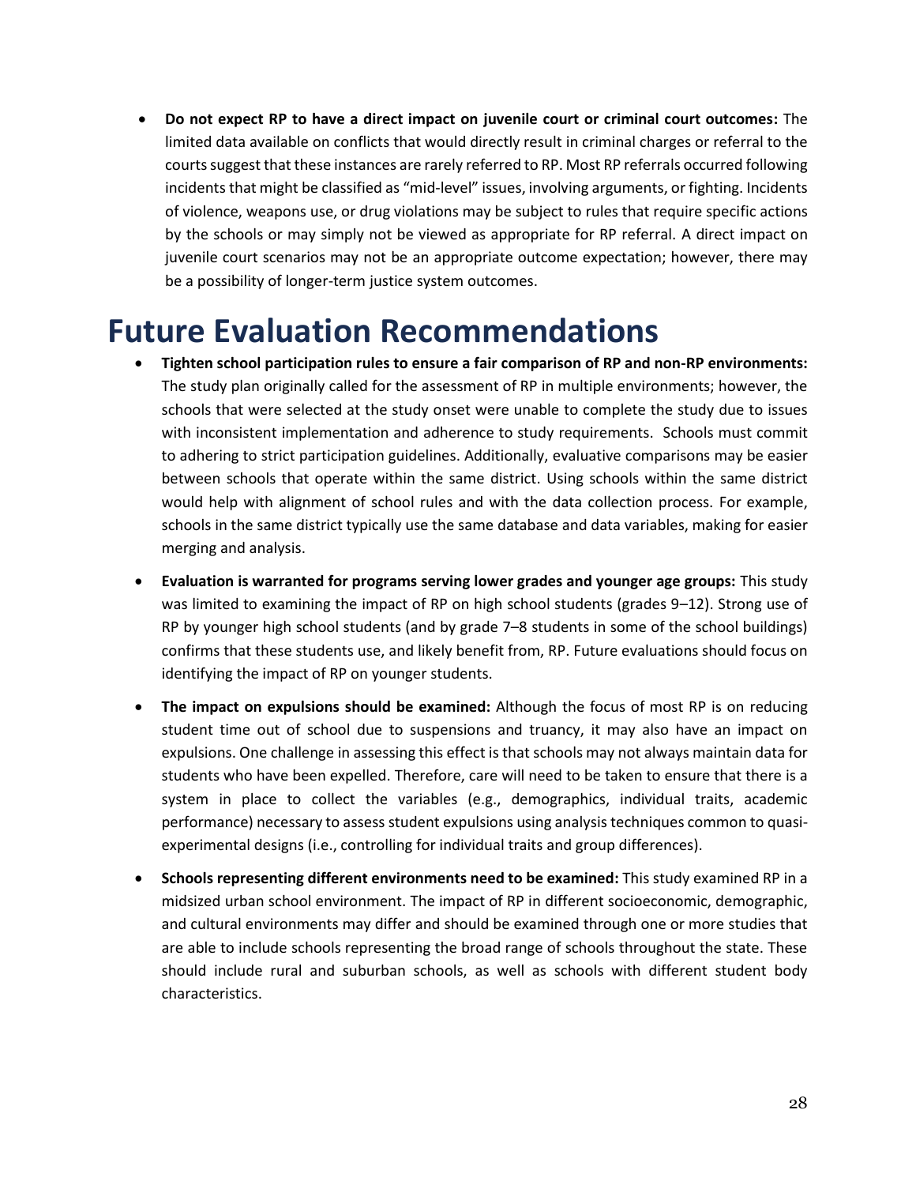- **Do not expect RP to have a direct impact on juvenile court or criminal court outcomes:** The limited data available on conflicts that would directly result in criminal charges or referral to the courts suggest that these instances are rarely referred to RP. Most RP referrals occurred following incidents that might be classified as "mid-level" issues, involving arguments, or fighting. Incidents of violence, weapons use, or drug violations may be subject to rules that require specific actions by the schools or may simply not be viewed as appropriate for RP referral. A direct impact on juvenile court scenarios may not be an appropriate outcome expectation; however, there may be a possibility of longer-term justice system outcomes.

# Future Evaluation Recommendations

- **Tighten school participation rules to ensure a fair comparison of RP and non-RP environments:** The study plan originally called for the assessment of RP in multiple environments; however, the schools that were selected at the study onset were unable to complete the study due to issues with inconsistent implementation and adherence to study requirements. Schools must commit to adhering to strict participation guidelines. Additionally, evaluative comparisons may be easier between schools that operate within the same district. Using schools within the same district would help with alignment of school rules and with the data collection process. For example, schools in the same district typically use the same database and data variables, making for easier merging and analysis.
- **Evaluation is warranted for programs serving lower grades and younger age groups:** This study was limited to examining the impact of RP on high school students (grades 9–12). Strong use of RP by younger high school students (and by grade 7–8 students in some of the school buildings) confirms that these students use, and likely benefit from, RP. Future evaluations should focus on identifying the impact of RP on younger students.
- **The impact on expulsions should be examined:** Although the focus of most RP is on reducing student time out of school due to suspensions and truancy, it may also have an impact on expulsions. One challenge in assessing this effect is that schools may not always maintain data for students who have been expelled. Therefore, care will need to be taken to ensure that there is a system in place to collect the variables (e.g., demographics, individual traits, academic performance) necessary to assess student expulsions using analysis techniques common to quasi-experimental designs (i.e., controlling for individual traits and group differences).
- **Schools representing different environments need to be examined:** This study examined RP in a midsized urban school environment. The impact of RP in different socioeconomic, demographic, and cultural environments may differ and should be examined through one or more studies that are able to include schools representing the broad range of schools throughout the state. These should include rural and suburban schools, as well as schools with different student body characteristics.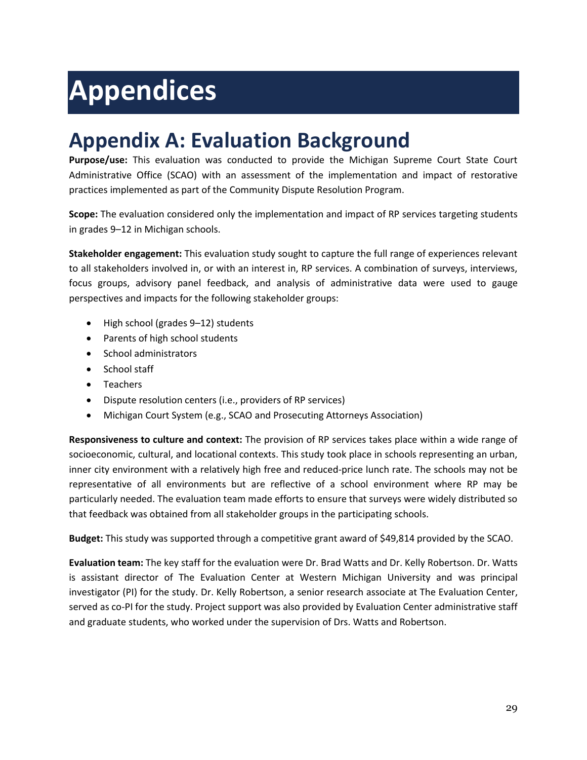# Appendices

## Appendix A: Evaluation Background

**Purpose/use:** This evaluation was conducted to provide the Michigan Supreme Court State Court Administrative Office (SCAO) with an assessment of the implementation and impact of restorative practices implemented as part of the Community Dispute Resolution Program.

**Scope:** The evaluation considered only the implementation and impact of RP services targeting students in grades 9–12 in Michigan schools.

**Stakeholder engagement:** This evaluation study sought to capture the full range of experiences relevant to all stakeholders involved in, or with an interest in, RP services. A combination of surveys, interviews, focus groups, advisory panel feedback, and analysis of administrative data were used to gauge perspectives and impacts for the following stakeholder groups:

- High school (grades 9–12) students
- Parents of high school students
- School administrators
- School staff
- Teachers
- Dispute resolution centers (i.e., providers of RP services)
- Michigan Court System (e.g., SCAO and Prosecuting Attorneys Association)

**Responsiveness to culture and context:** The provision of RP services takes place within a wide range of socioeconomic, cultural, and locational contexts. This study took place in schools representing an urban, inner city environment with a relatively high free and reduced-price lunch rate. The schools may not be representative of all environments but are reflective of a school environment where RP may be particularly needed. The evaluation team made efforts to ensure that surveys were widely distributed so that feedback was obtained from all stakeholder groups in the participating schools.

**Budget:** This study was supported through a competitive grant award of $49,814 provided by the SCAO.

**Evaluation team:** The key staff for the evaluation were Dr. Brad Watts and Dr. Kelly Robertson. Dr. Watts is assistant director of The Evaluation Center at Western Michigan University and was principal investigator (PI) for the study. Dr. Kelly Robertson, a senior research associate at The Evaluation Center, served as co-PI for the study. Project support was also provided by Evaluation Center administrative staff and graduate students, who worked under the supervision of Drs. Watts and Robertson.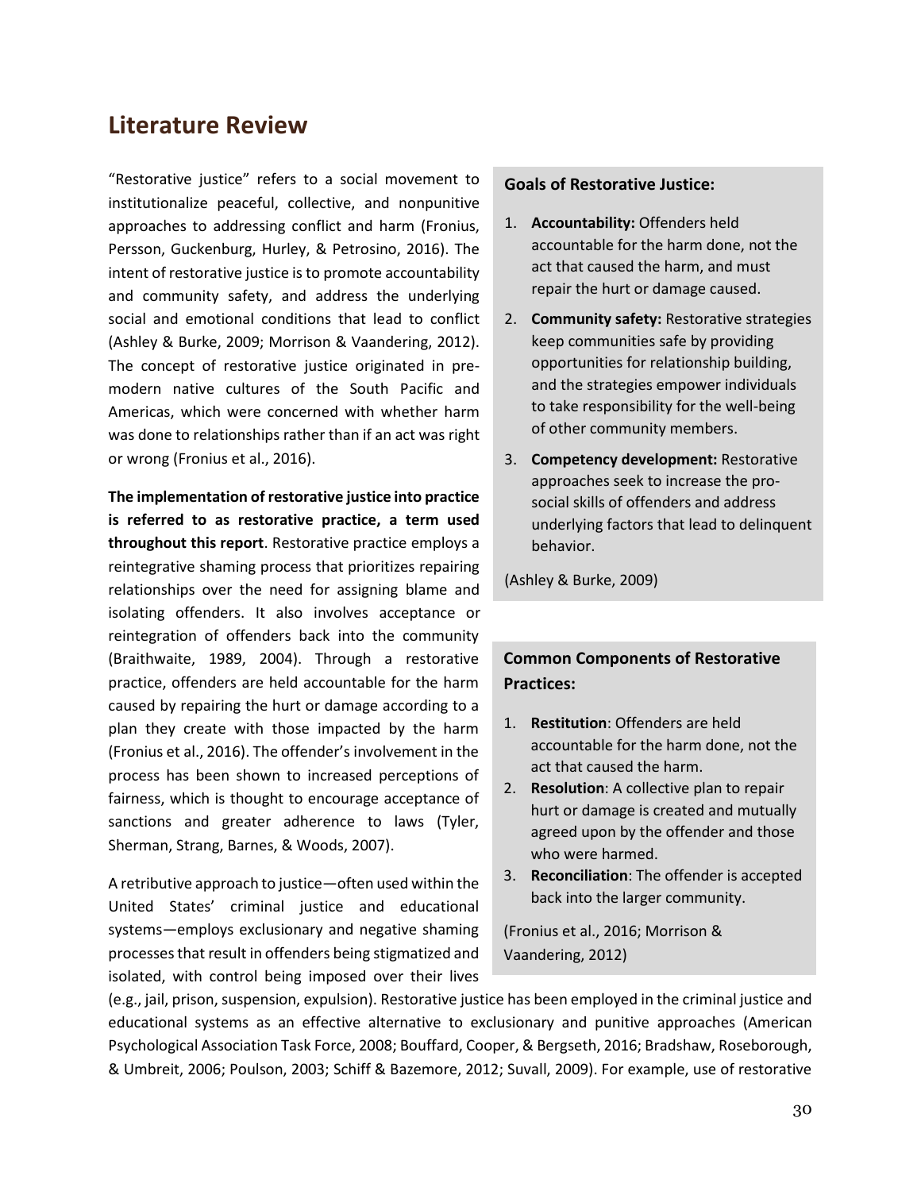## Literature Review

"Restorative justice" refers to a social movement to institutionalize peaceful, collective, and nonpunitive approaches to addressing conflict and harm (Fronius, Persson, Guckenburg, Hurley, & Petrosino, 2016). The intent of restorative justice is to promote accountability and community safety, and address the underlying social and emotional conditions that lead to conflict (Ashley & Burke, 2009; Morrison & Vaandering, 2012). The concept of restorative justice originated in pre-modern native cultures of the South Pacific and Americas, which were concerned with whether harm was done to relationships rather than if an act was right or wrong (Fronius et al., 2016).

**The implementation of restorative justice into practice is referred to as restorative practice, a term used throughout this report**. Restorative practice employs a reintegrative shaming process that prioritizes repairing relationships over the need for assigning blame and isolating offenders. It also involves acceptance or reintegration of offenders back into the community (Braithwaite, 1989, 2004). Through a restorative practice, offenders are held accountable for the harm caused by repairing the hurt or damage according to a plan they create with those impacted by the harm (Fronius et al., 2016). The offender's involvement in the process has been shown to increased perceptions of fairness, which is thought to encourage acceptance of sanctions and greater adherence to laws (Tyler, Sherman, Strang, Barnes, & Woods, 2007).

A retributive approach to justice—often used within the United States' criminal justice and educational systems—employs exclusionary and negative shaming processes that result in offenders being stigmatized and isolated, with control being imposed over their lives (e.g., jail, prison, suspension, expulsion). Restorative justice has been employed in the criminal justice and educational systems as an effective alternative to exclusionary and punitive approaches (American Psychological Association Task Force, 2008; Bouffard, Cooper, & Bergseth, 2016; Bradshaw, Roseborough, & Umbreit, 2006; Poulson, 2003; Schiff & Bazemore, 2012; Suvall, 2009). For example, use of restorative

**Goals of Restorative Justice:**

1. **Accountability:** Offenders held accountable for the harm done, not the act that caused the harm, and must repair the hurt or damage caused.
2. **Community safety:** Restorative strategies keep communities safe by providing opportunities for relationship building, and the strategies empower individuals to take responsibility for the well-being of other community members.
3. **Competency development:** Restorative approaches seek to increase the pro-social skills of offenders and address underlying factors that lead to delinquent behavior.

(Ashley & Burke, 2009)

**Common Components of Restorative Practices:**

1. **Restitution**: Offenders are held accountable for the harm done, not the act that caused the harm.
2. **Resolution**: A collective plan to repair hurt or damage is created and mutually agreed upon by the offender and those who were harmed.
3. **Reconciliation**: The offender is accepted back into the larger community.

(Fronius et al., 2016; Morrison & Vaandering, 2012)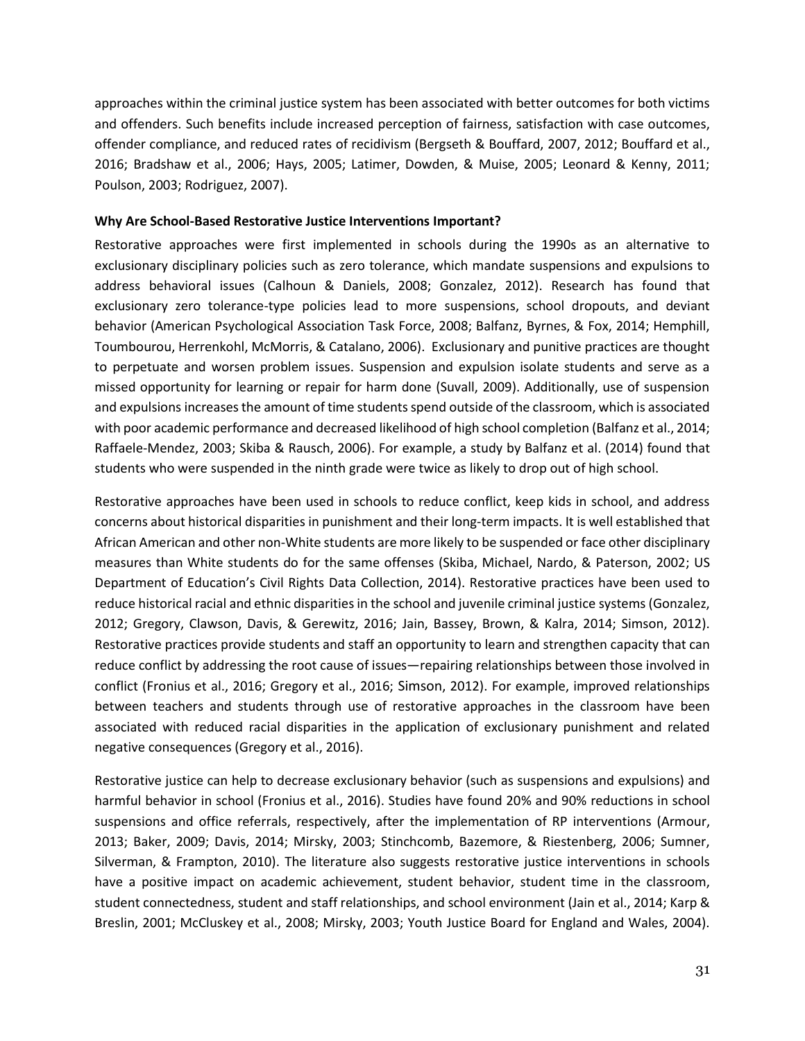approaches within the criminal justice system has been associated with better outcomes for both victims and offenders. Such benefits include increased perception of fairness, satisfaction with case outcomes, offender compliance, and reduced rates of recidivism (Bergseth & Bouffard, 2007, 2012; Bouffard et al., 2016; Bradshaw et al., 2006; Hays, 2005; Latimer, Dowden, & Muise, 2005; Leonard & Kenny, 2011; Poulson, 2003; Rodriguez, 2007).

**Why Are School-Based Restorative Justice Interventions Important?**

Restorative approaches were first implemented in schools during the 1990s as an alternative to exclusionary disciplinary policies such as zero tolerance, which mandate suspensions and expulsions to address behavioral issues (Calhoun & Daniels, 2008; Gonzalez, 2012). Research has found that exclusionary zero tolerance-type policies lead to more suspensions, school dropouts, and deviant behavior (American Psychological Association Task Force, 2008; Balfanz, Byrnes, & Fox, 2014; Hemphill, Toumbourou, Herrenkohl, McMorris, & Catalano, 2006). Exclusionary and punitive practices are thought to perpetuate and worsen problem issues. Suspension and expulsion isolate students and serve as a missed opportunity for learning or repair for harm done (Suvall, 2009). Additionally, use of suspension and expulsions increases the amount of time students spend outside of the classroom, which is associated with poor academic performance and decreased likelihood of high school completion (Balfanz et al., 2014; Raffaele-Mendez, 2003; Skiba & Rausch, 2006). For example, a study by Balfanz et al. (2014) found that students who were suspended in the ninth grade were twice as likely to drop out of high school.

Restorative approaches have been used in schools to reduce conflict, keep kids in school, and address concerns about historical disparities in punishment and their long-term impacts. It is well established that African American and other non-White students are more likely to be suspended or face other disciplinary measures than White students do for the same offenses (Skiba, Michael, Nardo, & Paterson, 2002; US Department of Education's Civil Rights Data Collection, 2014). Restorative practices have been used to reduce historical racial and ethnic disparities in the school and juvenile criminal justice systems (Gonzalez, 2012; Gregory, Clawson, Davis, & Gerewitz, 2016; Jain, Bassey, Brown, & Kalra, 2014; Simson, 2012). Restorative practices provide students and staff an opportunity to learn and strengthen capacity that can reduce conflict by addressing the root cause of issues—repairing relationships between those involved in conflict (Fronius et al., 2016; Gregory et al., 2016; Simson, 2012). For example, improved relationships between teachers and students through use of restorative approaches in the classroom have been associated with reduced racial disparities in the application of exclusionary punishment and related negative consequences (Gregory et al., 2016).

Restorative justice can help to decrease exclusionary behavior (such as suspensions and expulsions) and harmful behavior in school (Fronius et al., 2016). Studies have found 20% and 90% reductions in school suspensions and office referrals, respectively, after the implementation of RP interventions (Armour, 2013; Baker, 2009; Davis, 2014; Mirsky, 2003; Stinchcomb, Bazemore, & Riestenberg, 2006; Sumner, Silverman, & Frampton, 2010). The literature also suggests restorative justice interventions in schools have a positive impact on academic achievement, student behavior, student time in the classroom, student connectedness, student and staff relationships, and school environment (Jain et al., 2014; Karp & Breslin, 2001; McCluskey et al., 2008; Mirsky, 2003; Youth Justice Board for England and Wales, 2004).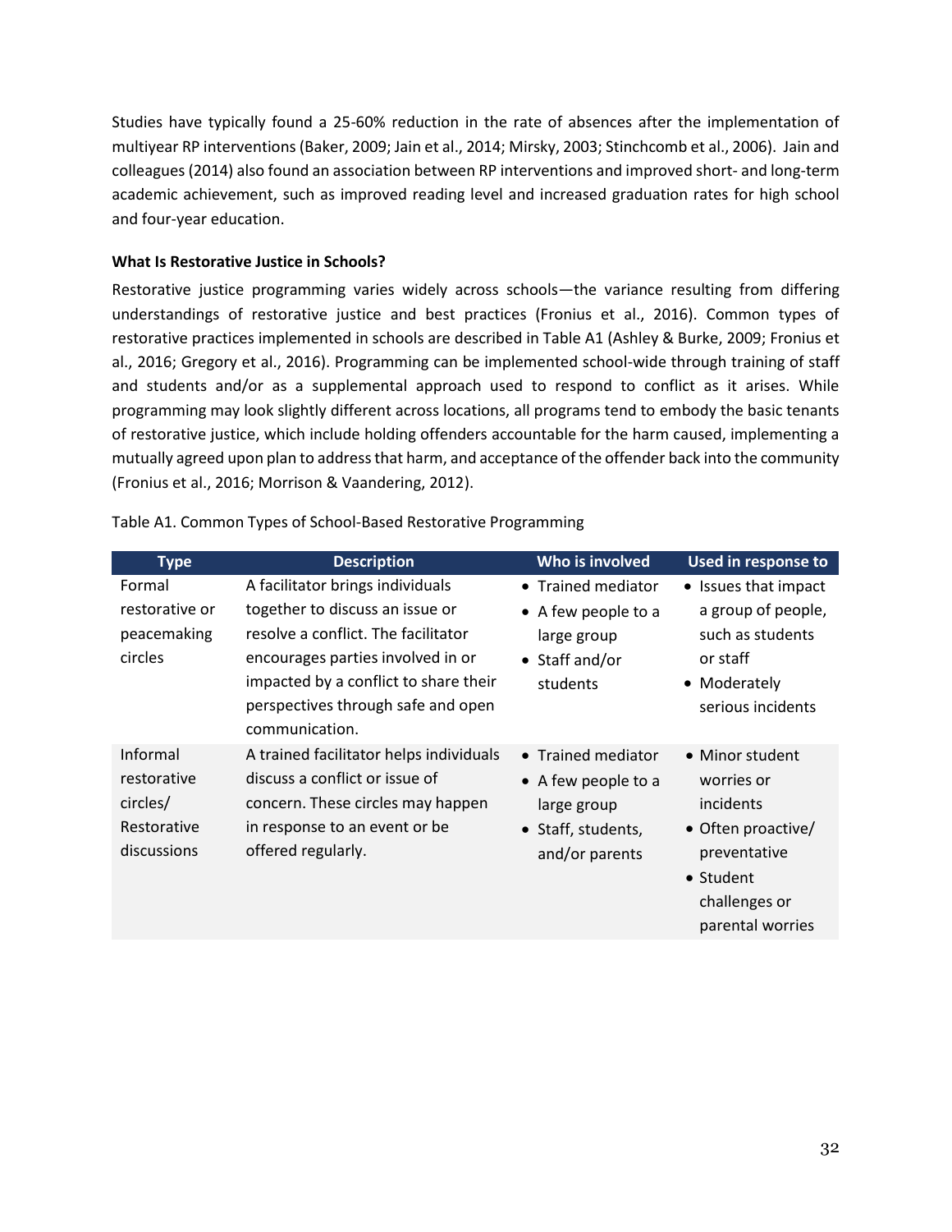Studies have typically found a 25-60% reduction in the rate of absences after the implementation of multiyear RP interventions (Baker, 2009; Jain et al., 2014; Mirsky, 2003; Stinchcomb et al., 2006). Jain and colleagues (2014) also found an association between RP interventions and improved short- and long-term academic achievement, such as improved reading level and increased graduation rates for high school and four-year education.

**What Is Restorative Justice in Schools?**

Restorative justice programming varies widely across schools—the variance resulting from differing understandings of restorative justice and best practices (Fronius et al., 2016). Common types of restorative practices implemented in schools are described in Table A1 (Ashley & Burke, 2009; Fronius et al., 2016; Gregory et al., 2016). Programming can be implemented school-wide through training of staff and students and/or as a supplemental approach used to respond to conflict as it arises. While programming may look slightly different across locations, all programs tend to embody the basic tenants of restorative justice, which include holding offenders accountable for the harm caused, implementing a mutually agreed upon plan to address that harm, and acceptance of the offender back into the community (Fronius et al., 2016; Morrison & Vaandering, 2012).

Table A1. Common Types of School-Based Restorative Programming

| Type | Description | Who is involved | Used in response to |
| --- | --- | --- | --- |
| Formal restorative or peacemaking circles | A facilitator brings individuals together to discuss an issue or resolve a conflict. The facilitator encourages parties involved in or impacted by a conflict to share their perspectives through safe and open communication. | • Trained mediator<br>• A few people to a large group<br>• Staff and/or students | • Issues that impact a group of people, such as students or staff<br>• Moderately serious incidents |
| Informal restorative circles/ Restorative discussions | A trained facilitator helps individuals discuss a conflict or issue of concern. These circles may happen in response to an event or be offered regularly. | • Trained mediator<br>• A few people to a large group<br>• Staff, students, and/or parents | • Minor student worries or incidents<br>• Often proactive/ preventative<br>• Student challenges or parental worries |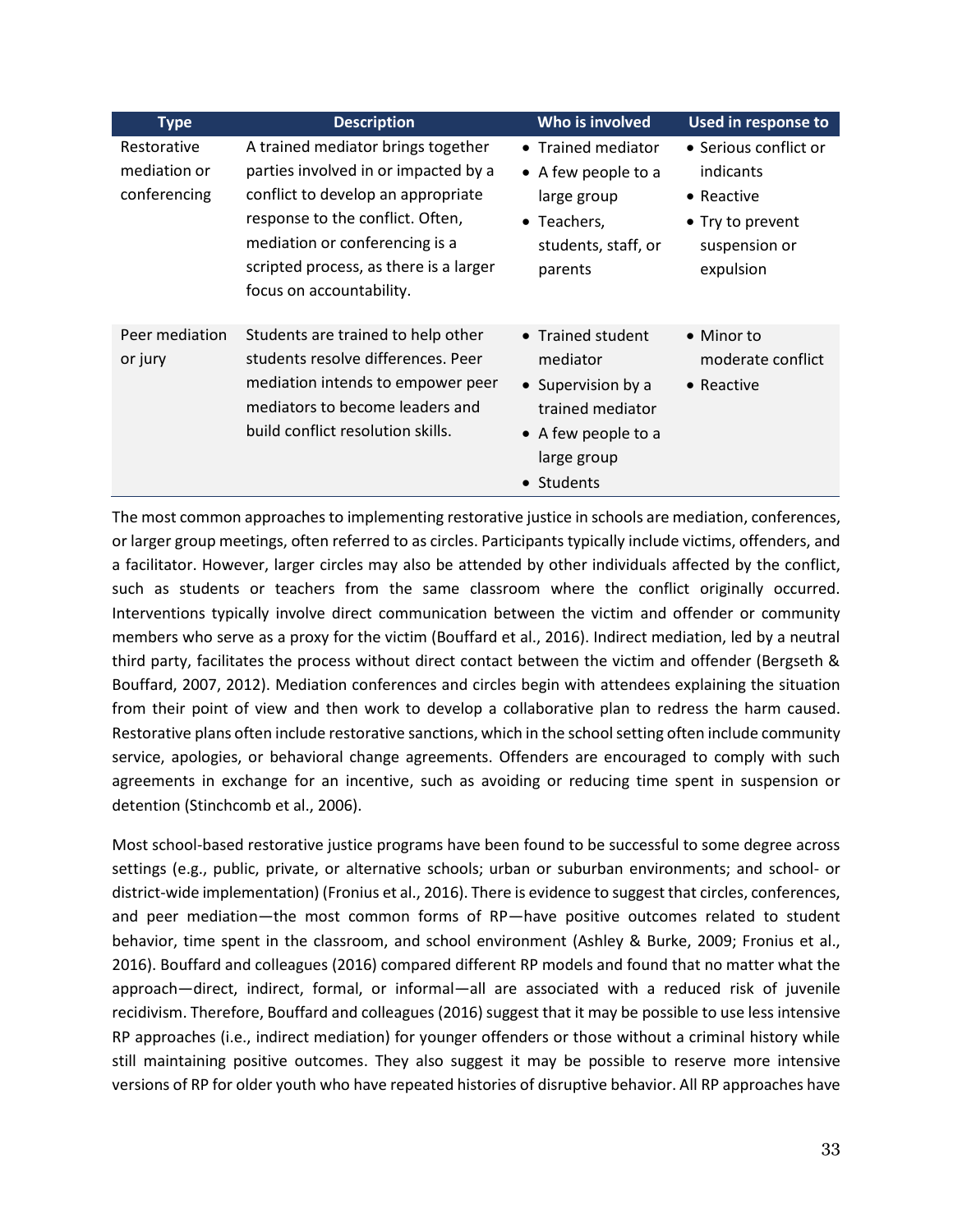| Type | Description | Who is involved | Used in response to |
| --- | --- | --- | --- |
| Restorative mediation or conferencing | A trained mediator brings together parties involved in or impacted by a conflict to develop an appropriate response to the conflict. Often, mediation or conferencing is a scripted process, as there is a larger focus on accountability. | • Trained mediator<br>• A few people to a large group<br>• Teachers, students, staff, or parents | • Serious conflict or indicants<br>• Reactive<br>• Try to prevent suspension or expulsion |
| Peer mediation or jury | Students are trained to help other students resolve differences. Peer mediation intends to empower peer mediators to become leaders and build conflict resolution skills. | • Trained student mediator<br>• Supervision by a trained mediator<br>• A few people to a large group<br>• Students | • Minor to moderate conflict<br>• Reactive |

The most common approaches to implementing restorative justice in schools are mediation, conferences, or larger group meetings, often referred to as circles. Participants typically include victims, offenders, and a facilitator. However, larger circles may also be attended by other individuals affected by the conflict, such as students or teachers from the same classroom where the conflict originally occurred. Interventions typically involve direct communication between the victim and offender or community members who serve as a proxy for the victim (Bouffard et al., 2016). Indirect mediation, led by a neutral third party, facilitates the process without direct contact between the victim and offender (Bergseth & Bouffard, 2007, 2012). Mediation conferences and circles begin with attendees explaining the situation from their point of view and then work to develop a collaborative plan to redress the harm caused. Restorative plans often include restorative sanctions, which in the school setting often include community service, apologies, or behavioral change agreements. Offenders are encouraged to comply with such agreements in exchange for an incentive, such as avoiding or reducing time spent in suspension or detention (Stinchcomb et al., 2006).

Most school-based restorative justice programs have been found to be successful to some degree across settings (e.g., public, private, or alternative schools; urban or suburban environments; and school- or district-wide implementation) (Fronius et al., 2016). There is evidence to suggest that circles, conferences, and peer mediation—the most common forms of RP—have positive outcomes related to student behavior, time spent in the classroom, and school environment (Ashley & Burke, 2009; Fronius et al., 2016). Bouffard and colleagues (2016) compared different RP models and found that no matter what the approach—direct, indirect, formal, or informal—all are associated with a reduced risk of juvenile recidivism. Therefore, Bouffard and colleagues (2016) suggest that it may be possible to use less intensive RP approaches (i.e., indirect mediation) for younger offenders or those without a criminal history while still maintaining positive outcomes. They also suggest it may be possible to reserve more intensive versions of RP for older youth who have repeated histories of disruptive behavior. All RP approaches have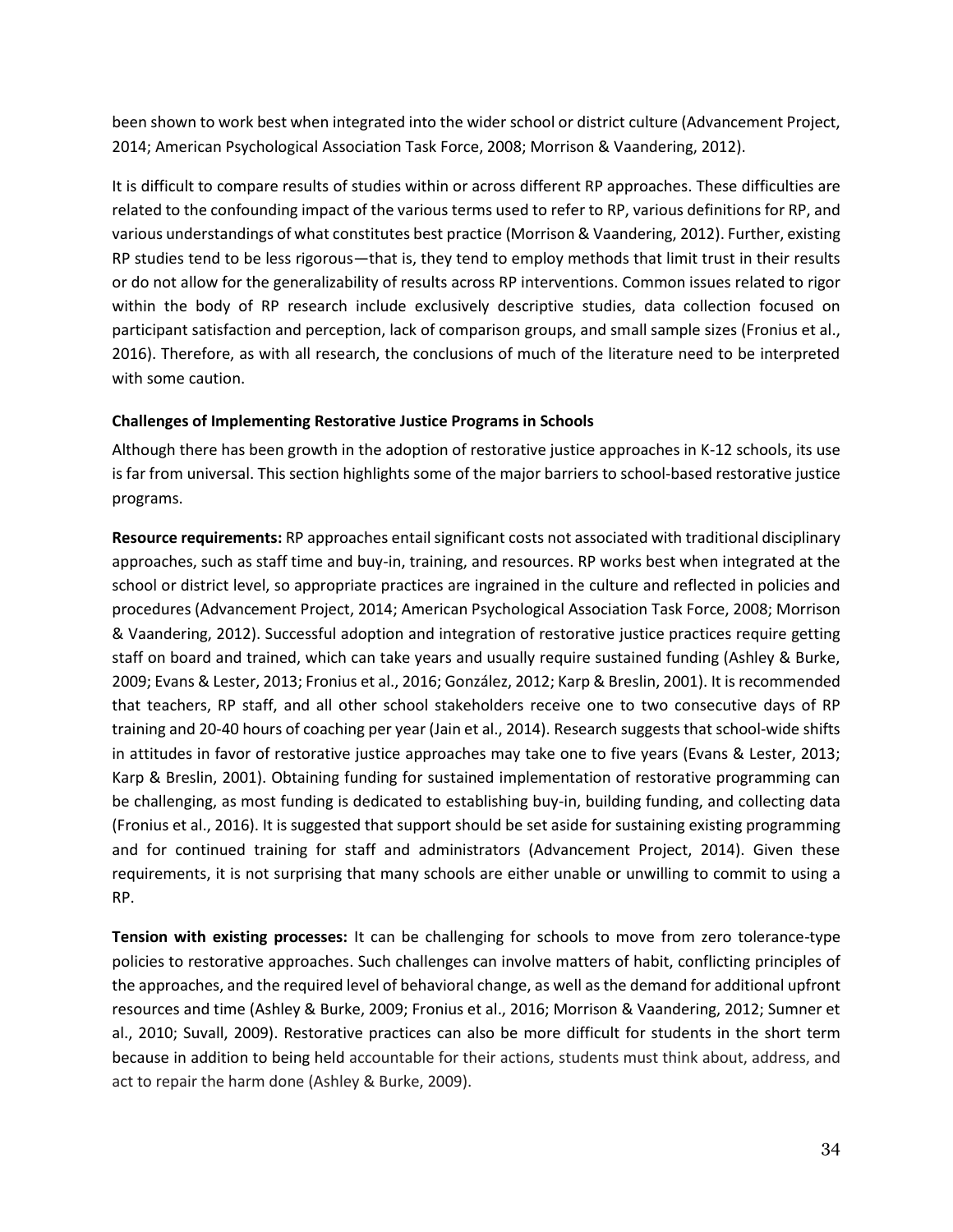been shown to work best when integrated into the wider school or district culture (Advancement Project, 2014; American Psychological Association Task Force, 2008; Morrison & Vaandering, 2012).

It is difficult to compare results of studies within or across different RP approaches. These difficulties are related to the confounding impact of the various terms used to refer to RP, various definitions for RP, and various understandings of what constitutes best practice (Morrison & Vaandering, 2012). Further, existing RP studies tend to be less rigorous—that is, they tend to employ methods that limit trust in their results or do not allow for the generalizability of results across RP interventions. Common issues related to rigor within the body of RP research include exclusively descriptive studies, data collection focused on participant satisfaction and perception, lack of comparison groups, and small sample sizes (Fronius et al., 2016). Therefore, as with all research, the conclusions of much of the literature need to be interpreted with some caution.

**Challenges of Implementing Restorative Justice Programs in Schools**

Although there has been growth in the adoption of restorative justice approaches in K-12 schools, its use is far from universal. This section highlights some of the major barriers to school-based restorative justice programs.

**Resource requirements:** RP approaches entail significant costs not associated with traditional disciplinary approaches, such as staff time and buy-in, training, and resources. RP works best when integrated at the school or district level, so appropriate practices are ingrained in the culture and reflected in policies and procedures (Advancement Project, 2014; American Psychological Association Task Force, 2008; Morrison & Vaandering, 2012). Successful adoption and integration of restorative justice practices require getting staff on board and trained, which can take years and usually require sustained funding (Ashley & Burke, 2009; Evans & Lester, 2013; Fronius et al., 2016; González, 2012; Karp & Breslin, 2001). It is recommended that teachers, RP staff, and all other school stakeholders receive one to two consecutive days of RP training and 20-40 hours of coaching per year (Jain et al., 2014). Research suggests that school-wide shifts in attitudes in favor of restorative justice approaches may take one to five years (Evans & Lester, 2013; Karp & Breslin, 2001). Obtaining funding for sustained implementation of restorative programming can be challenging, as most funding is dedicated to establishing buy-in, building funding, and collecting data (Fronius et al., 2016). It is suggested that support should be set aside for sustaining existing programming and for continued training for staff and administrators (Advancement Project, 2014). Given these requirements, it is not surprising that many schools are either unable or unwilling to commit to using a RP.

**Tension with existing processes:** It can be challenging for schools to move from zero tolerance-type policies to restorative approaches. Such challenges can involve matters of habit, conflicting principles of the approaches, and the required level of behavioral change, as well as the demand for additional upfront resources and time (Ashley & Burke, 2009; Fronius et al., 2016; Morrison & Vaandering, 2012; Sumner et al., 2010; Suvall, 2009). Restorative practices can also be more difficult for students in the short term because in addition to being held accountable for their actions, students must think about, address, and act to repair the harm done (Ashley & Burke, 2009).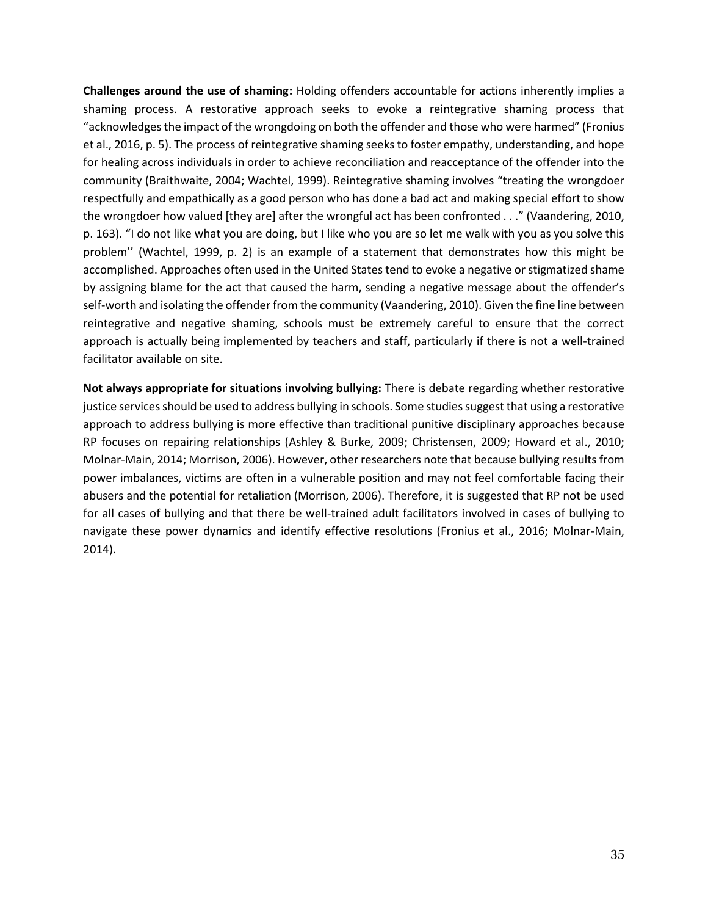**Challenges around the use of shaming:** Holding offenders accountable for actions inherently implies a shaming process. A restorative approach seeks to evoke a reintegrative shaming process that "acknowledges the impact of the wrongdoing on both the offender and those who were harmed" (Fronius et al., 2016, p. 5). The process of reintegrative shaming seeks to foster empathy, understanding, and hope for healing across individuals in order to achieve reconciliation and reacceptance of the offender into the community (Braithwaite, 2004; Wachtel, 1999). Reintegrative shaming involves "treating the wrongdoer respectfully and empathically as a good person who has done a bad act and making special effort to show the wrongdoer how valued [they are] after the wrongful act has been confronted . . ." (Vaandering, 2010, p. 163). "I do not like what you are doing, but I like who you are so let me walk with you as you solve this problem'' (Wachtel, 1999, p. 2) is an example of a statement that demonstrates how this might be accomplished. Approaches often used in the United States tend to evoke a negative or stigmatized shame by assigning blame for the act that caused the harm, sending a negative message about the offender's self-worth and isolating the offender from the community (Vaandering, 2010). Given the fine line between reintegrative and negative shaming, schools must be extremely careful to ensure that the correct approach is actually being implemented by teachers and staff, particularly if there is not a well-trained facilitator available on site.

**Not always appropriate for situations involving bullying:** There is debate regarding whether restorative justice services should be used to address bullying in schools. Some studies suggest that using a restorative approach to address bullying is more effective than traditional punitive disciplinary approaches because RP focuses on repairing relationships (Ashley & Burke, 2009; Christensen, 2009; Howard et al., 2010; Molnar-Main, 2014; Morrison, 2006). However, other researchers note that because bullying results from power imbalances, victims are often in a vulnerable position and may not feel comfortable facing their abusers and the potential for retaliation (Morrison, 2006). Therefore, it is suggested that RP not be used for all cases of bullying and that there be well-trained adult facilitators involved in cases of bullying to navigate these power dynamics and identify effective resolutions (Fronius et al., 2016; Molnar-Main, 2014).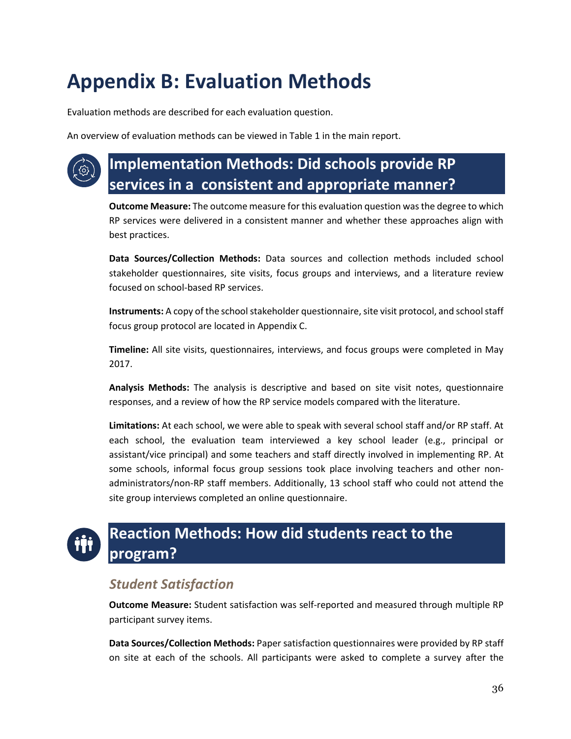# Appendix B: Evaluation Methods

Evaluation methods are described for each evaluation question.

An overview of evaluation methods can be viewed in Table 1 in the main report.

## Implementation Methods: Did schools provide RP services in a consistent and appropriate manner?

**Outcome Measure:** The outcome measure for this evaluation question was the degree to which RP services were delivered in a consistent manner and whether these approaches align with best practices.

**Data Sources/Collection Methods:** Data sources and collection methods included school stakeholder questionnaires, site visits, focus groups and interviews, and a literature review focused on school-based RP services.

**Instruments:** A copy of the school stakeholder questionnaire, site visit protocol, and school staff focus group protocol are located in Appendix C.

**Timeline:** All site visits, questionnaires, interviews, and focus groups were completed in May 2017.

**Analysis Methods:** The analysis is descriptive and based on site visit notes, questionnaire responses, and a review of how the RP service models compared with the literature.

**Limitations:** At each school, we were able to speak with several school staff and/or RP staff. At each school, the evaluation team interviewed a key school leader (e.g., principal or assistant/vice principal) and some teachers and staff directly involved in implementing RP. At some schools, informal focus group sessions took place involving teachers and other non-administrators/non-RP staff members. Additionally, 13 school staff who could not attend the site group interviews completed an online questionnaire.

## Reaction Methods: How did students react to the program?

### *Student Satisfaction*

**Outcome Measure:** Student satisfaction was self-reported and measured through multiple RP participant survey items.

**Data Sources/Collection Methods:** Paper satisfaction questionnaires were provided by RP staff on site at each of the schools. All participants were asked to complete a survey after the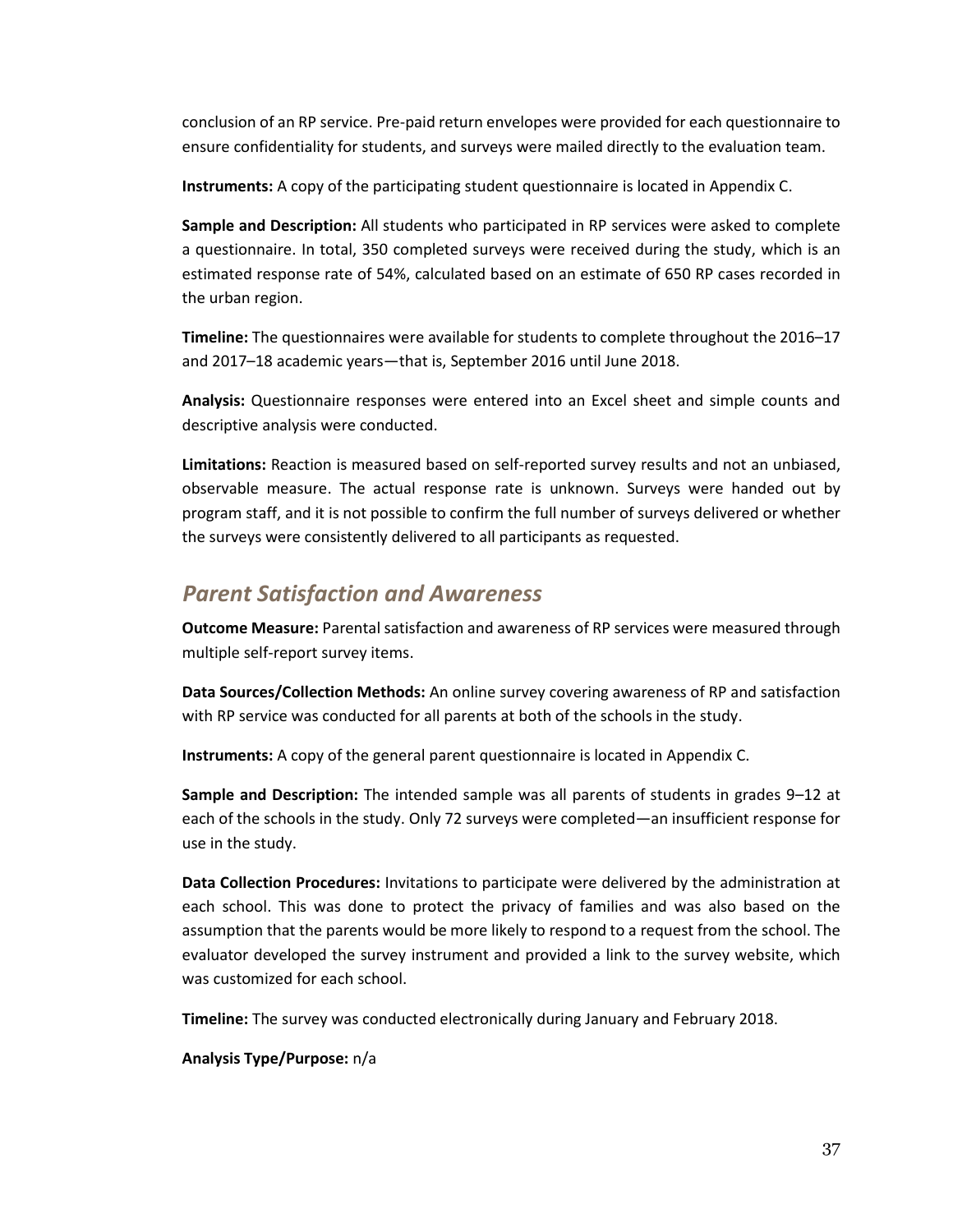conclusion of an RP service. Pre-paid return envelopes were provided for each questionnaire to ensure confidentiality for students, and surveys were mailed directly to the evaluation team.

**Instruments:** A copy of the participating student questionnaire is located in Appendix C.

**Sample and Description:** All students who participated in RP services were asked to complete a questionnaire. In total, 350 completed surveys were received during the study, which is an estimated response rate of 54%, calculated based on an estimate of 650 RP cases recorded in the urban region.

**Timeline:** The questionnaires were available for students to complete throughout the 2016–17 and 2017–18 academic years—that is, September 2016 until June 2018.

**Analysis:** Questionnaire responses were entered into an Excel sheet and simple counts and descriptive analysis were conducted.

**Limitations:** Reaction is measured based on self-reported survey results and not an unbiased, observable measure. The actual response rate is unknown. Surveys were handed out by program staff, and it is not possible to confirm the full number of surveys delivered or whether the surveys were consistently delivered to all participants as requested.

## *Parent Satisfaction and Awareness*

**Outcome Measure:** Parental satisfaction and awareness of RP services were measured through multiple self-report survey items.

**Data Sources/Collection Methods:** An online survey covering awareness of RP and satisfaction with RP service was conducted for all parents at both of the schools in the study.

**Instruments:** A copy of the general parent questionnaire is located in Appendix C.

**Sample and Description:** The intended sample was all parents of students in grades 9–12 at each of the schools in the study. Only 72 surveys were completed—an insufficient response for use in the study.

**Data Collection Procedures:** Invitations to participate were delivered by the administration at each school. This was done to protect the privacy of families and was also based on the assumption that the parents would be more likely to respond to a request from the school. The evaluator developed the survey instrument and provided a link to the survey website, which was customized for each school.

**Timeline:** The survey was conducted electronically during January and February 2018.

**Analysis Type/Purpose:** n/a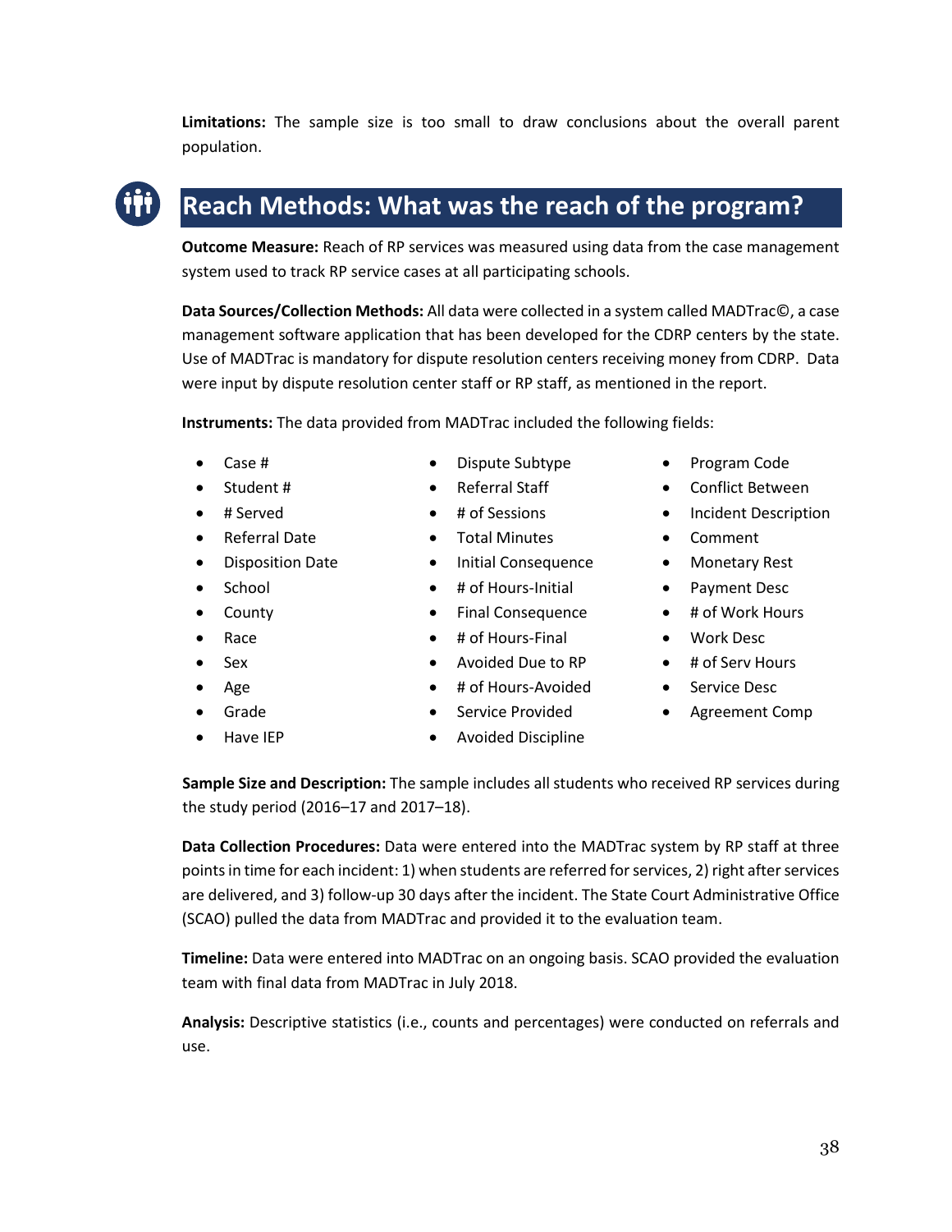**Limitations:** The sample size is too small to draw conclusions about the overall parent population.

## Reach Methods: What was the reach of the program?

**Outcome Measure:** Reach of RP services was measured using data from the case management system used to track RP service cases at all participating schools.

**Data Sources/Collection Methods:** All data were collected in a system called MADTrac©, a case management software application that has been developed for the CDRP centers by the state. Use of MADTrac is mandatory for dispute resolution centers receiving money from CDRP. Data were input by dispute resolution center staff or RP staff, as mentioned in the report.

**Instruments:** The data provided from MADTrac included the following fields:

- Case #
- Student #
- # Served
- Referral Date
- Disposition Date
- School
- County
- Race
- Sex
- Age
- Grade
- Have IEP
- Dispute Subtype
- Referral Staff
- # of Sessions
- Total Minutes
- Initial Consequence
- # of Hours-Initial
- Final Consequence
- # of Hours-Final
- Avoided Due to RP
- # of Hours-Avoided
- Service Provided
- Avoided Discipline
- Program Code
- Conflict Between
- Incident Description
- Comment
- Monetary Rest
- Payment Desc
- # of Work Hours
- Work Desc
- # of Serv Hours
- Service Desc
- Agreement Comp

**Sample Size and Description:** The sample includes all students who received RP services during the study period (2016–17 and 2017–18).

**Data Collection Procedures:** Data were entered into the MADTrac system by RP staff at three points in time for each incident: 1) when students are referred for services, 2) right after services are delivered, and 3) follow-up 30 days after the incident. The State Court Administrative Office (SCAO) pulled the data from MADTrac and provided it to the evaluation team.

**Timeline:** Data were entered into MADTrac on an ongoing basis. SCAO provided the evaluation team with final data from MADTrac in July 2018.

**Analysis:** Descriptive statistics (i.e., counts and percentages) were conducted on referrals and use.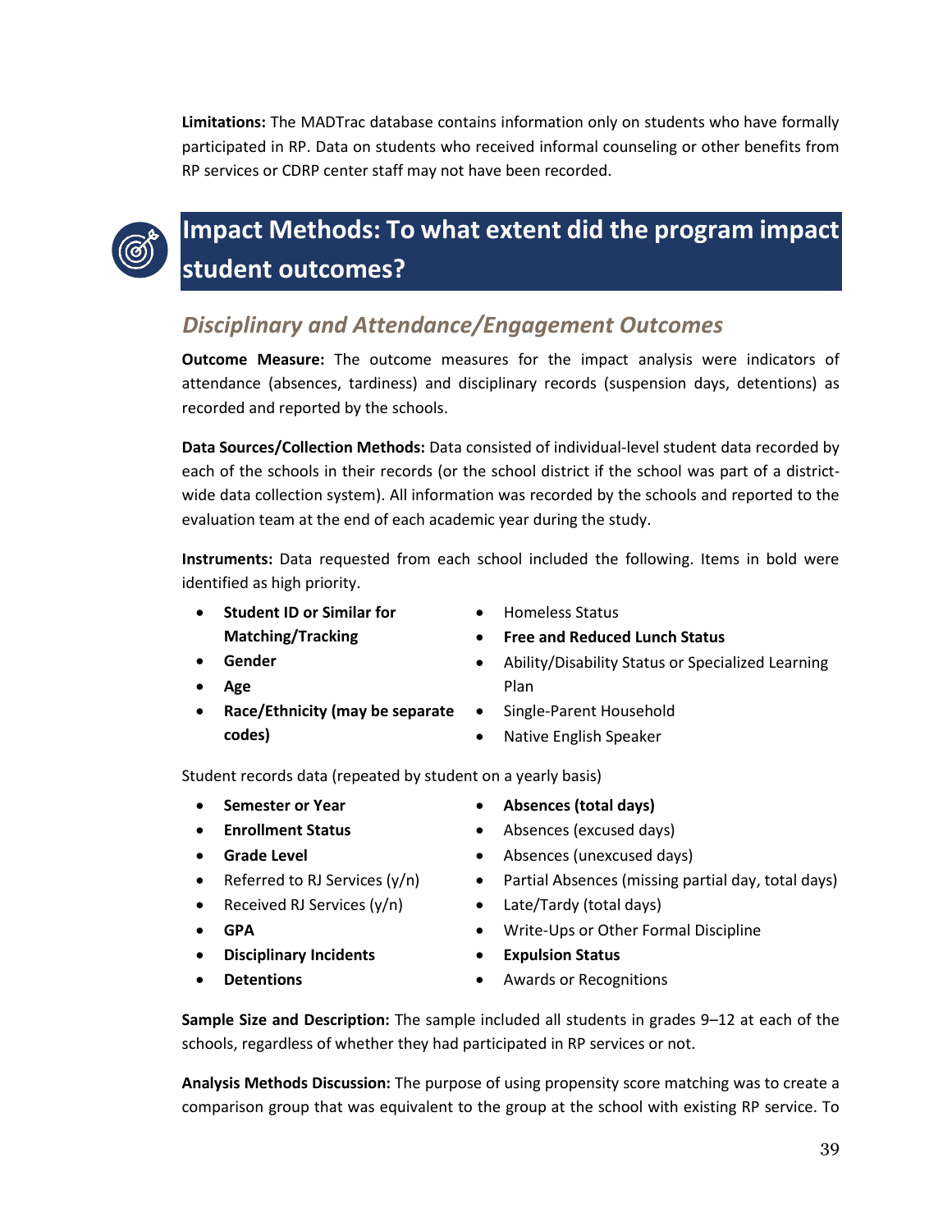**Limitations:** The MADTrac database contains information only on students who have formally participated in RP. Data on students who received informal counseling or other benefits from RP services or CDRP center staff may not have been recorded.

# Impact Methods: To what extent did the program impact student outcomes?

## *Disciplinary and Attendance/Engagement Outcomes*

**Outcome Measure:** The outcome measures for the impact analysis were indicators of attendance (absences, tardiness) and disciplinary records (suspension days, detentions) as recorded and reported by the schools.

**Data Sources/Collection Methods:** Data consisted of individual-level student data recorded by each of the schools in their records (or the school district if the school was part of a district-wide data collection system). All information was recorded by the schools and reported to the evaluation team at the end of each academic year during the study.

**Instruments:** Data requested from each school included the following. Items in bold were identified as high priority.

- **Student ID or Similar for Matching/Tracking**
- **Gender**
- **Age**
- **Race/Ethnicity (may be separate codes)**
- Homeless Status
- **Free and Reduced Lunch Status**
- Ability/Disability Status or Specialized Learning Plan
- Single-Parent Household
- Native English Speaker

Student records data (repeated by student on a yearly basis)

- **Semester or Year**
- **Enrollment Status**
- **Grade Level**
- Referred to RJ Services (y/n)
- Received RJ Services (y/n)
- **GPA**
- **Disciplinary Incidents**
- **Detentions**
- **Absences (total days)**
- Absences (excused days)
- Absences (unexcused days)
- Partial Absences (missing partial day, total days)
- Late/Tardy (total days)
- Write-Ups or Other Formal Discipline
- **Expulsion Status**
- Awards or Recognitions

**Sample Size and Description:** The sample included all students in grades 9–12 at each of the schools, regardless of whether they had participated in RP services or not.

**Analysis Methods Discussion:** The purpose of using propensity score matching was to create a comparison group that was equivalent to the group at the school with existing RP service. To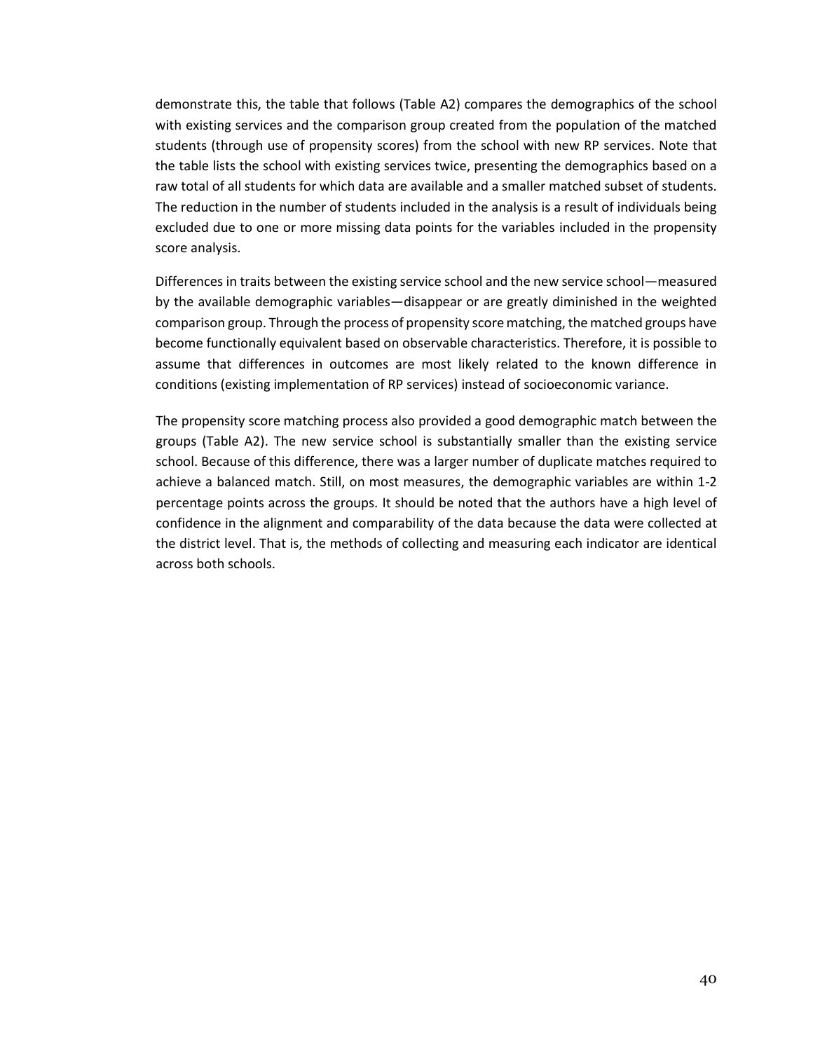demonstrate this, the table that follows (Table A2) compares the demographics of the school with existing services and the comparison group created from the population of the matched students (through use of propensity scores) from the school with new RP services. Note that the table lists the school with existing services twice, presenting the demographics based on a raw total of all students for which data are available and a smaller matched subset of students. The reduction in the number of students included in the analysis is a result of individuals being excluded due to one or more missing data points for the variables included in the propensity score analysis.

Differences in traits between the existing service school and the new service school—measured by the available demographic variables—disappear or are greatly diminished in the weighted comparison group. Through the process of propensity score matching, the matched groups have become functionally equivalent based on observable characteristics. Therefore, it is possible to assume that differences in outcomes are most likely related to the known difference in conditions (existing implementation of RP services) instead of socioeconomic variance.

The propensity score matching process also provided a good demographic match between the groups (Table A2). The new service school is substantially smaller than the existing service school. Because of this difference, there was a larger number of duplicate matches required to achieve a balanced match. Still, on most measures, the demographic variables are within 1-2 percentage points across the groups. It should be noted that the authors have a high level of confidence in the alignment and comparability of the data because the data were collected at the district level. That is, the methods of collecting and measuring each indicator are identical across both schools.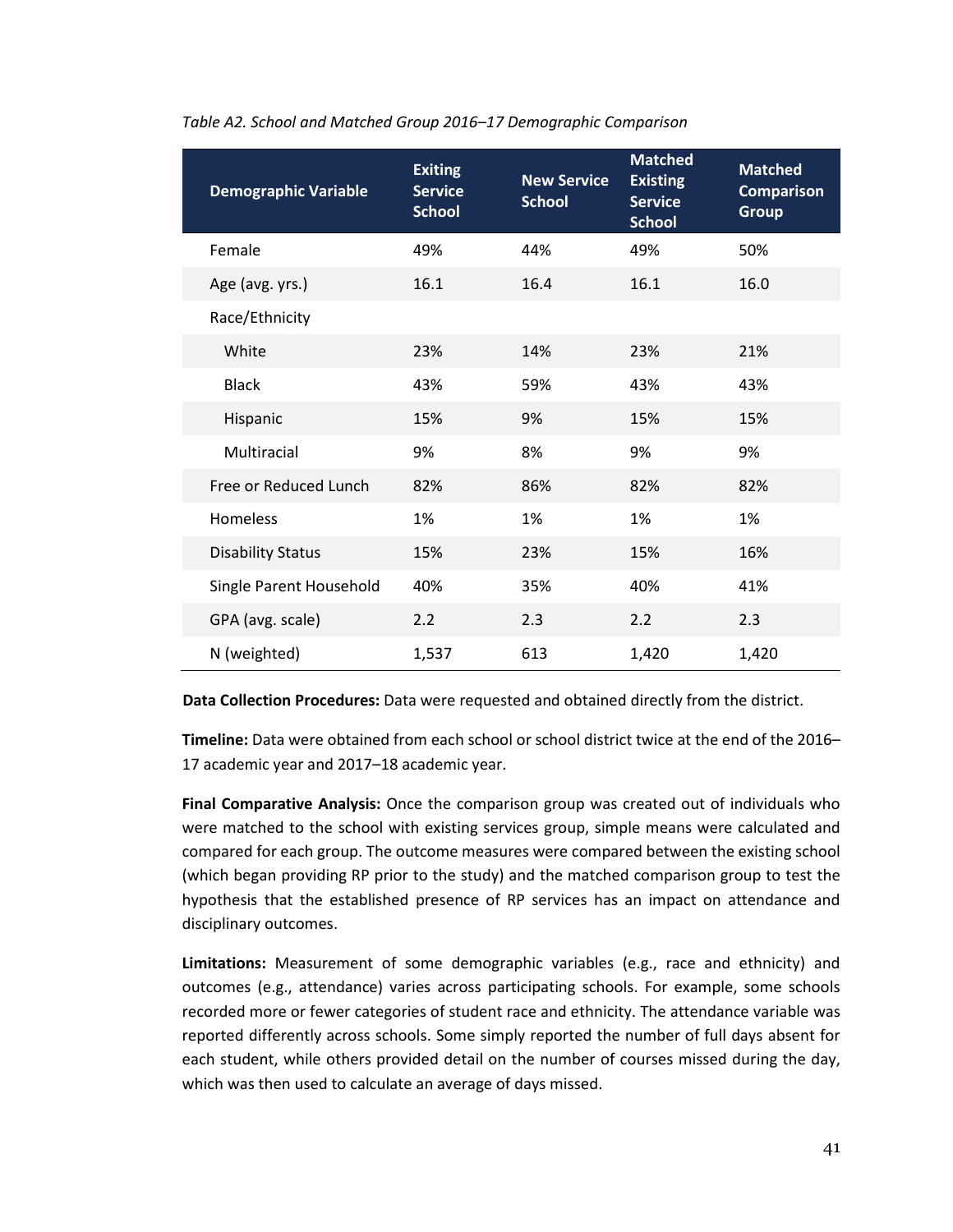*Table A2. School and Matched Group 2016–17 Demographic Comparison*

| Demographic Variable | Exiting Service School | New Service School | Matched Existing Service School | Matched Comparison Group |
|---|---|---|---|---|
| Female | 49% | 44% | 49% | 50% |
| Age (avg. yrs.) | 16.1 | 16.4 | 16.1 | 16.0 |
| Race/Ethnicity | | | | |
| White | 23% | 14% | 23% | 21% |
| Black | 43% | 59% | 43% | 43% |
| Hispanic | 15% | 9% | 15% | 15% |
| Multiracial | 9% | 8% | 9% | 9% |
| Free or Reduced Lunch | 82% | 86% | 82% | 82% |
| Homeless | 1% | 1% | 1% | 1% |
| Disability Status | 15% | 23% | 15% | 16% |
| Single Parent Household | 40% | 35% | 40% | 41% |
| GPA (avg. scale) | 2.2 | 2.3 | 2.2 | 2.3 |
| N (weighted) | 1,537 | 613 | 1,420 | 1,420 |

**Data Collection Procedures:** Data were requested and obtained directly from the district.

**Timeline:** Data were obtained from each school or school district twice at the end of the 2016–17 academic year and 2017–18 academic year.

**Final Comparative Analysis:** Once the comparison group was created out of individuals who were matched to the school with existing services group, simple means were calculated and compared for each group. The outcome measures were compared between the existing school (which began providing RP prior to the study) and the matched comparison group to test the hypothesis that the established presence of RP services has an impact on attendance and disciplinary outcomes.

**Limitations:** Measurement of some demographic variables (e.g., race and ethnicity) and outcomes (e.g., attendance) varies across participating schools. For example, some schools recorded more or fewer categories of student race and ethnicity. The attendance variable was reported differently across schools. Some simply reported the number of full days absent for each student, while others provided detail on the number of courses missed during the day, which was then used to calculate an average of days missed.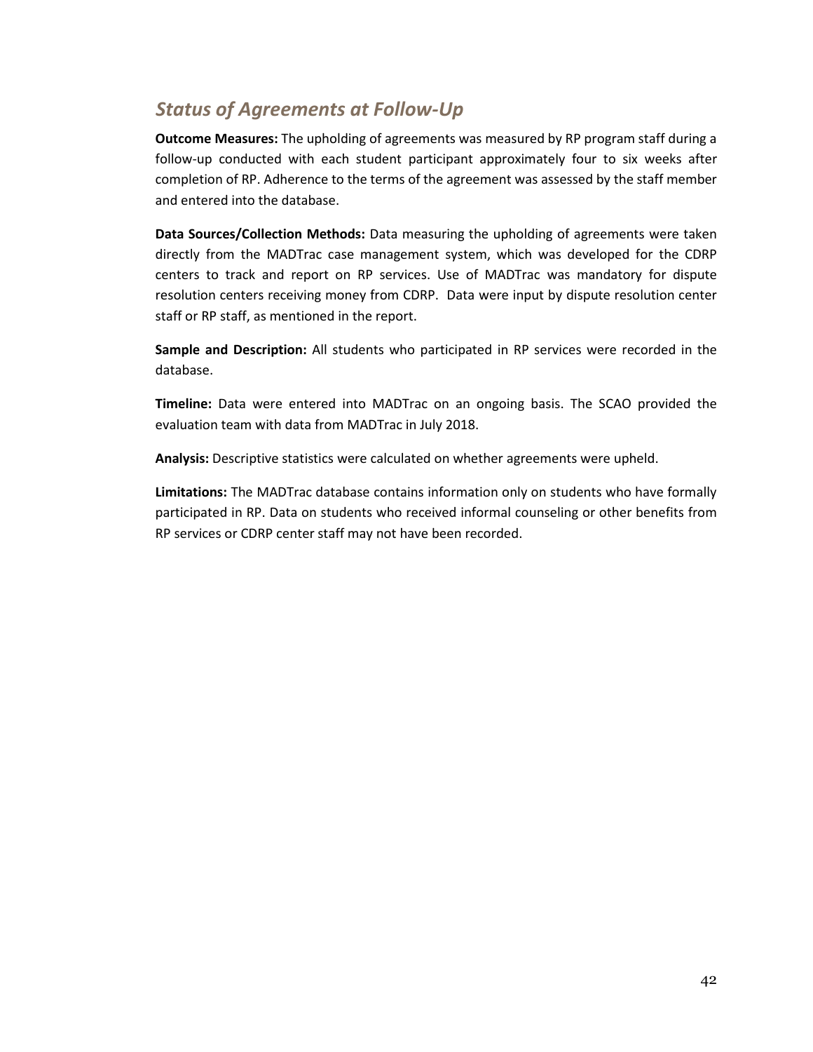## *Status of Agreements at Follow-Up*

**Outcome Measures:** The upholding of agreements was measured by RP program staff during a follow-up conducted with each student participant approximately four to six weeks after completion of RP. Adherence to the terms of the agreement was assessed by the staff member and entered into the database.

**Data Sources/Collection Methods:** Data measuring the upholding of agreements were taken directly from the MADTrac case management system, which was developed for the CDRP centers to track and report on RP services. Use of MADTrac was mandatory for dispute resolution centers receiving money from CDRP. Data were input by dispute resolution center staff or RP staff, as mentioned in the report.

**Sample and Description:** All students who participated in RP services were recorded in the database.

**Timeline:** Data were entered into MADTrac on an ongoing basis. The SCAO provided the evaluation team with data from MADTrac in July 2018.

**Analysis:** Descriptive statistics were calculated on whether agreements were upheld.

**Limitations:** The MADTrac database contains information only on students who have formally participated in RP. Data on students who received informal counseling or other benefits from RP services or CDRP center staff may not have been recorded.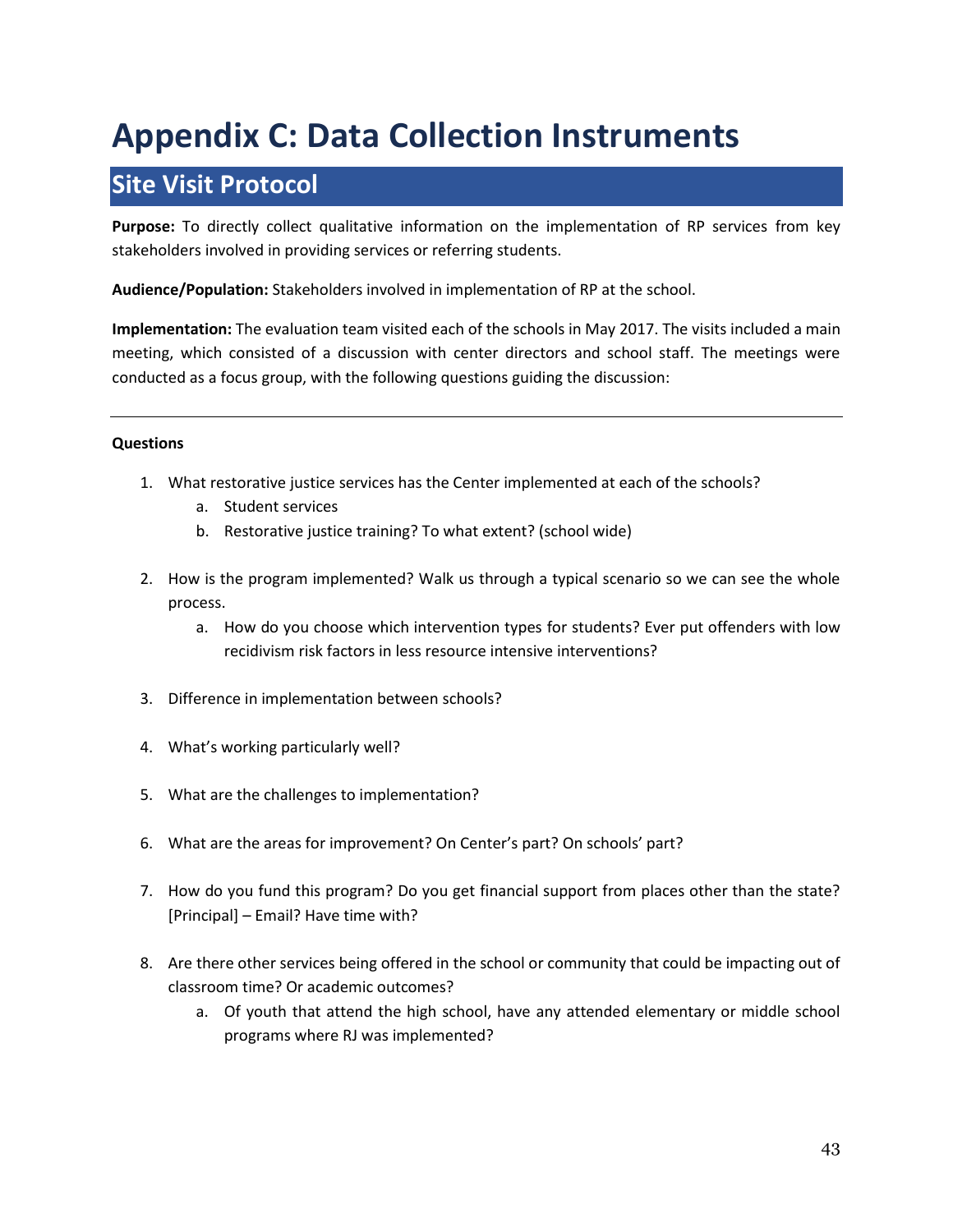# Appendix C: Data Collection Instruments

## Site Visit Protocol

**Purpose:** To directly collect qualitative information on the implementation of RP services from key stakeholders involved in providing services or referring students.

**Audience/Population:** Stakeholders involved in implementation of RP at the school.

**Implementation:** The evaluation team visited each of the schools in May 2017. The visits included a main meeting, which consisted of a discussion with center directors and school staff. The meetings were conducted as a focus group, with the following questions guiding the discussion:

---

**Questions**

1. What restorative justice services has the Center implemented at each of the schools?
   a. Student services
   b. Restorative justice training? To what extent? (school wide)

2. How is the program implemented? Walk us through a typical scenario so we can see the whole process.
   a. How do you choose which intervention types for students? Ever put offenders with low recidivism risk factors in less resource intensive interventions?

3. Difference in implementation between schools?

4. What's working particularly well?

5. What are the challenges to implementation?

6. What are the areas for improvement? On Center's part? On schools' part?

7. How do you fund this program? Do you get financial support from places other than the state? [Principal] – Email? Have time with?

8. Are there other services being offered in the school or community that could be impacting out of classroom time? Or academic outcomes?
   a. Of youth that attend the high school, have any attended elementary or middle school programs where RJ was implemented?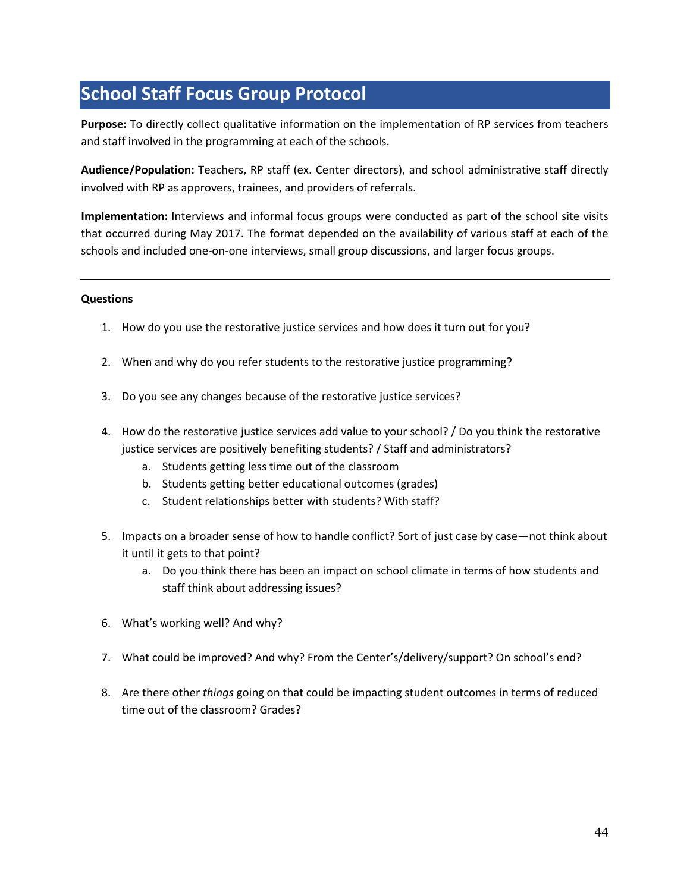# School Staff Focus Group Protocol

**Purpose:** To directly collect qualitative information on the implementation of RP services from teachers and staff involved in the programming at each of the schools.

**Audience/Population:** Teachers, RP staff (ex. Center directors), and school administrative staff directly involved with RP as approvers, trainees, and providers of referrals.

**Implementation:** Interviews and informal focus groups were conducted as part of the school site visits that occurred during May 2017. The format depended on the availability of various staff at each of the schools and included one-on-one interviews, small group discussions, and larger focus groups.

---

**Questions**

1. How do you use the restorative justice services and how does it turn out for you?

2. When and why do you refer students to the restorative justice programming?

3. Do you see any changes because of the restorative justice services?

4. How do the restorative justice services add value to your school? / Do you think the restorative justice services are positively benefiting students? / Staff and administrators?
   a. Students getting less time out of the classroom
   b. Students getting better educational outcomes (grades)
   c. Student relationships better with students? With staff?

5. Impacts on a broader sense of how to handle conflict? Sort of just case by case—not think about it until it gets to that point?
   a. Do you think there has been an impact on school climate in terms of how students and staff think about addressing issues?

6. What's working well? And why?

7. What could be improved? And why? From the Center's/delivery/support? On school's end?

8. Are there other *things* going on that could be impacting student outcomes in terms of reduced time out of the classroom? Grades?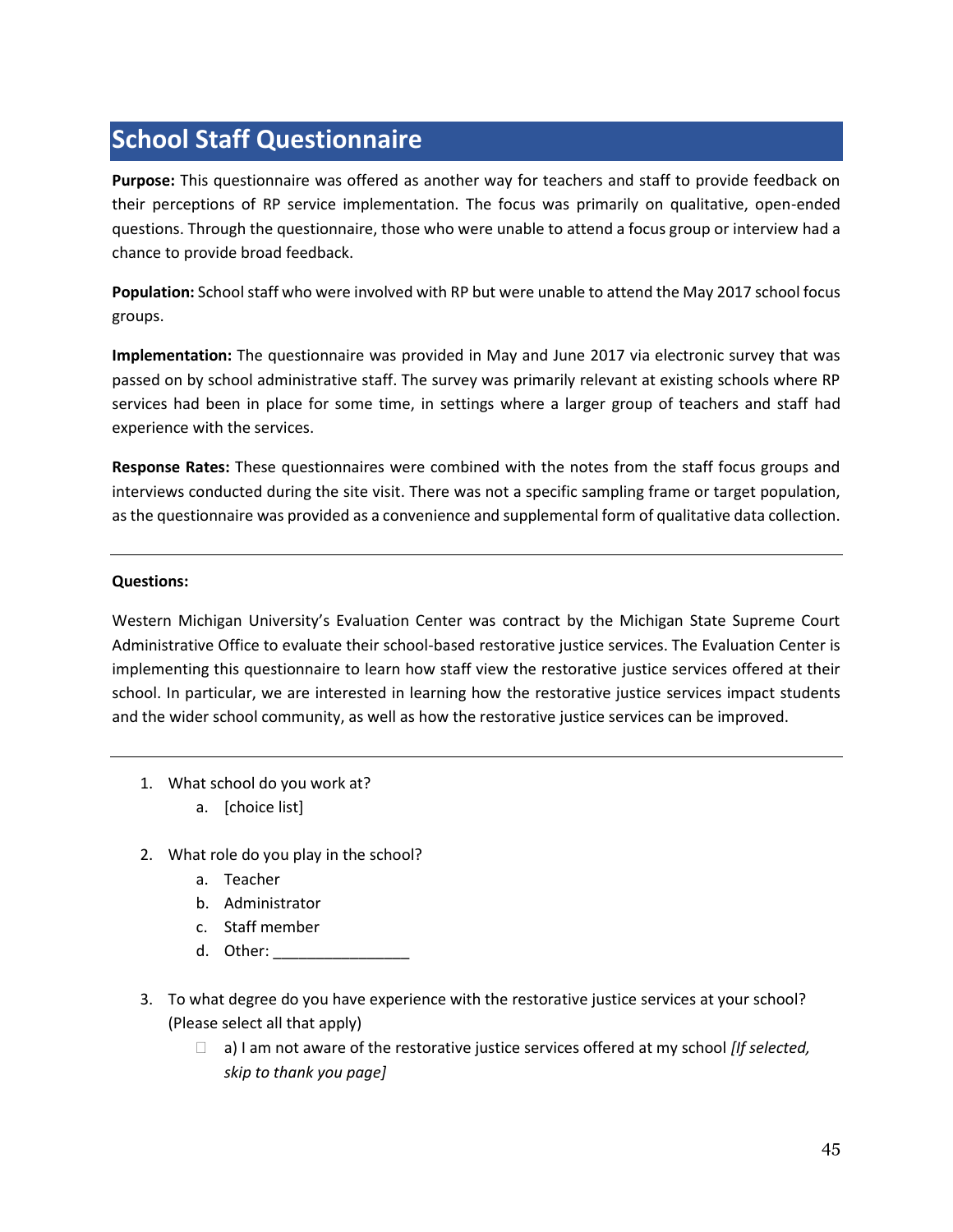## School Staff Questionnaire

**Purpose:** This questionnaire was offered as another way for teachers and staff to provide feedback on their perceptions of RP service implementation. The focus was primarily on qualitative, open-ended questions. Through the questionnaire, those who were unable to attend a focus group or interview had a chance to provide broad feedback.

**Population:** School staff who were involved with RP but were unable to attend the May 2017 school focus groups.

**Implementation:** The questionnaire was provided in May and June 2017 via electronic survey that was passed on by school administrative staff. The survey was primarily relevant at existing schools where RP services had been in place for some time, in settings where a larger group of teachers and staff had experience with the services.

**Response Rates:** These questionnaires were combined with the notes from the staff focus groups and interviews conducted during the site visit. There was not a specific sampling frame or target population, as the questionnaire was provided as a convenience and supplemental form of qualitative data collection.

---

**Questions:**

Western Michigan University's Evaluation Center was contract by the Michigan State Supreme Court Administrative Office to evaluate their school-based restorative justice services. The Evaluation Center is implementing this questionnaire to learn how staff view the restorative justice services offered at their school. In particular, we are interested in learning how the restorative justice services impact students and the wider school community, as well as how the restorative justice services can be improved.

---

1. What school do you work at?
   a. [choice list]

2. What role do you play in the school?
   a. Teacher
   b. Administrator
   c. Staff member
   d. Other: ________________

3. To what degree do you have experience with the restorative justice services at your school? (Please select all that apply)
   - ☐ a) I am not aware of the restorative justice services offered at my school *[If selected, skip to thank you page]*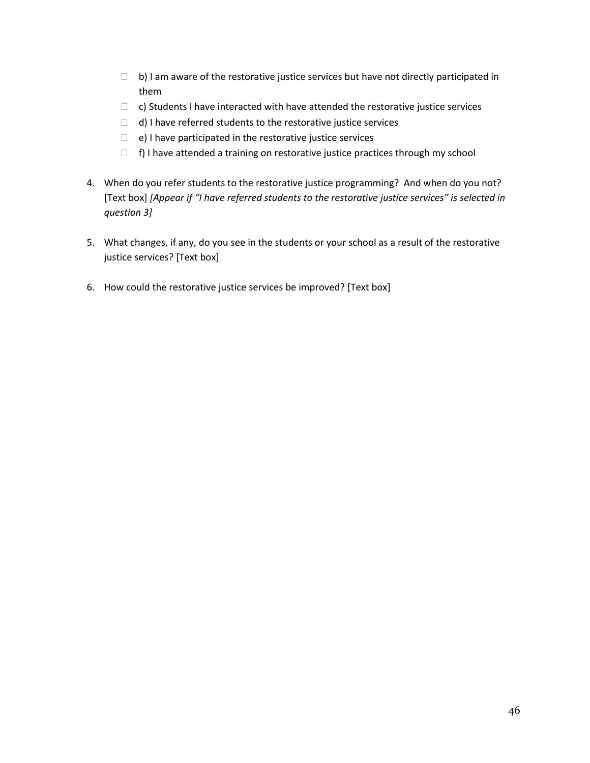- ☐ b) I am aware of the restorative justice services but have not directly participated in them
- ☐ c) Students I have interacted with have attended the restorative justice services
- ☐ d) I have referred students to the restorative justice services
- ☐ e) I have participated in the restorative justice services
- ☐ f) I have attended a training on restorative justice practices through my school

4. When do you refer students to the restorative justice programming? And when do you not? [Text box] *[Appear if "I have referred students to the restorative justice services" is selected in question 3]*

5. What changes, if any, do you see in the students or your school as a result of the restorative justice services? [Text box]

6. How could the restorative justice services be improved? [Text box]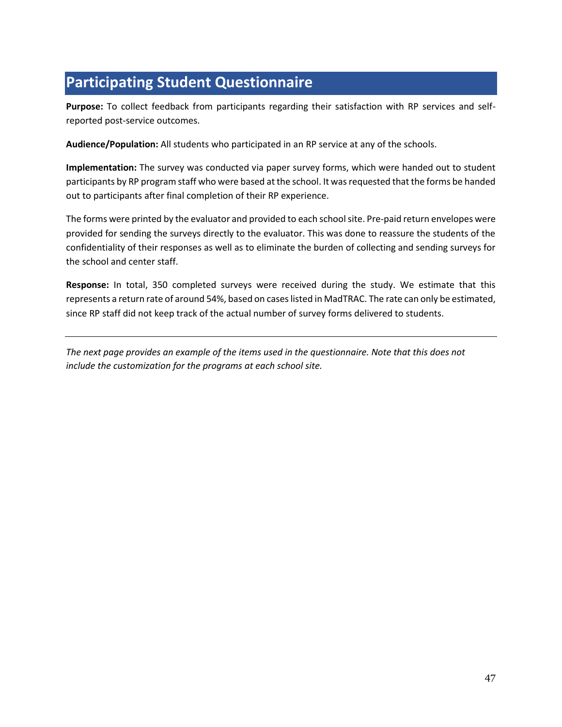## Participating Student Questionnaire

**Purpose:** To collect feedback from participants regarding their satisfaction with RP services and self-reported post-service outcomes.

**Audience/Population:** All students who participated in an RP service at any of the schools.

**Implementation:** The survey was conducted via paper survey forms, which were handed out to student participants by RP program staff who were based at the school. It was requested that the forms be handed out to participants after final completion of their RP experience.

The forms were printed by the evaluator and provided to each school site. Pre-paid return envelopes were provided for sending the surveys directly to the evaluator. This was done to reassure the students of the confidentiality of their responses as well as to eliminate the burden of collecting and sending surveys for the school and center staff.

**Response:** In total, 350 completed surveys were received during the study. We estimate that this represents a return rate of around 54%, based on cases listed in MadTRAC. The rate can only be estimated, since RP staff did not keep track of the actual number of survey forms delivered to students.

---

*The next page provides an example of the items used in the questionnaire. Note that this does not include the customization for the programs at each school site.*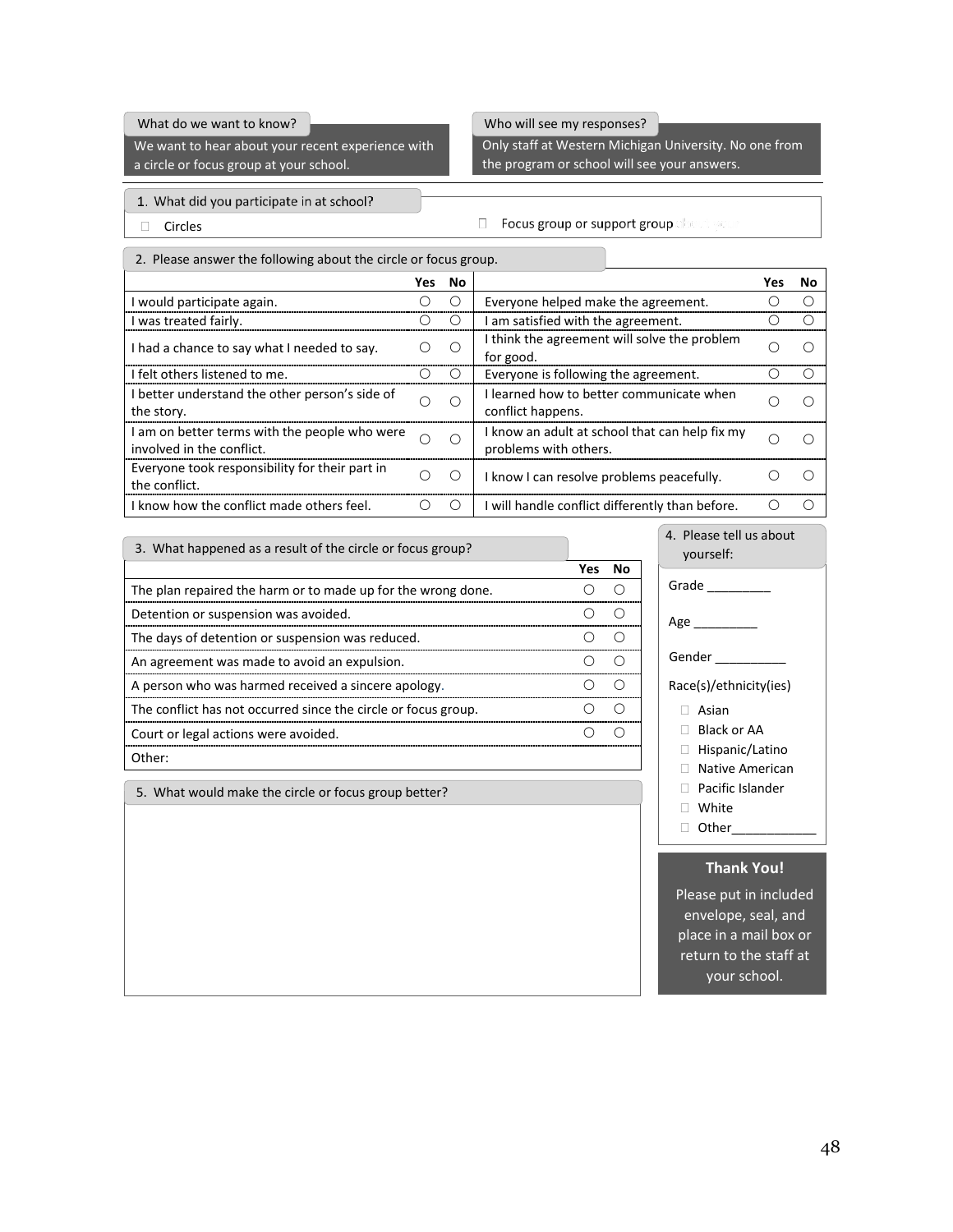**What do we want to know?**

We want to hear about your recent experience with a circle or focus group at your school.

**Who will see my responses?**

Only staff at Western Michigan University. No one from the program or school will see your answers.

**1. What did you participate in at school?**

- ☐ Circles
- ☐ Focus group or support group

**2. Please answer the following about the circle or focus group.**

| | Yes | No | | Yes | No |
|---|---|---|---|---|---|
| I would participate again. | ○ | ○ | Everyone helped make the agreement. | ○ | ○ |
| I was treated fairly. | ○ | ○ | I am satisfied with the agreement. | ○ | ○ |
| I had a chance to say what I needed to say. | ○ | ○ | I think the agreement will solve the problem for good. | ○ | ○ |
| I felt others listened to me. | ○ | ○ | Everyone is following the agreement. | ○ | ○ |
| I better understand the other person's side of the story. | ○ | ○ | I learned how to better communicate when conflict happens. | ○ | ○ |
| I am on better terms with the people who were involved in the conflict. | ○ | ○ | I know an adult at school that can help fix my problems with others. | ○ | ○ |
| Everyone took responsibility for their part in the conflict. | ○ | ○ | I know I can resolve problems peacefully. | ○ | ○ |
| I know how the conflict made others feel. | ○ | ○ | I will handle conflict differently than before. | ○ | ○ |

**3. What happened as a result of the circle or focus group?**

| | Yes | No |
|---|---|---|
| The plan repaired the harm or to made up for the wrong done. | ○ | ○ |
| Detention or suspension was avoided. | ○ | ○ |
| The days of detention or suspension was reduced. | ○ | ○ |
| An agreement was made to avoid an expulsion. | ○ | ○ |
| A person who was harmed received a sincere apology. | ○ | ○ |
| The conflict has not occurred since the circle or focus group. | ○ | ○ |
| Court or legal actions were avoided. | ○ | ○ |
| Other: | | |

**4. Please tell us about yourself:**

Grade _________

Age _________

Gender __________

Race(s)/ethnicity(ies)

- ☐ Asian
- ☐ Black or AA
- ☐ Hispanic/Latino
- ☐ Native American
- ☐ Pacific Islander
- ☐ White
- ☐ Other____________

**5. What would make the circle or focus group better?**

**Thank You!**

Please put in included envelope, seal, and place in a mail box or return to the staff at your school.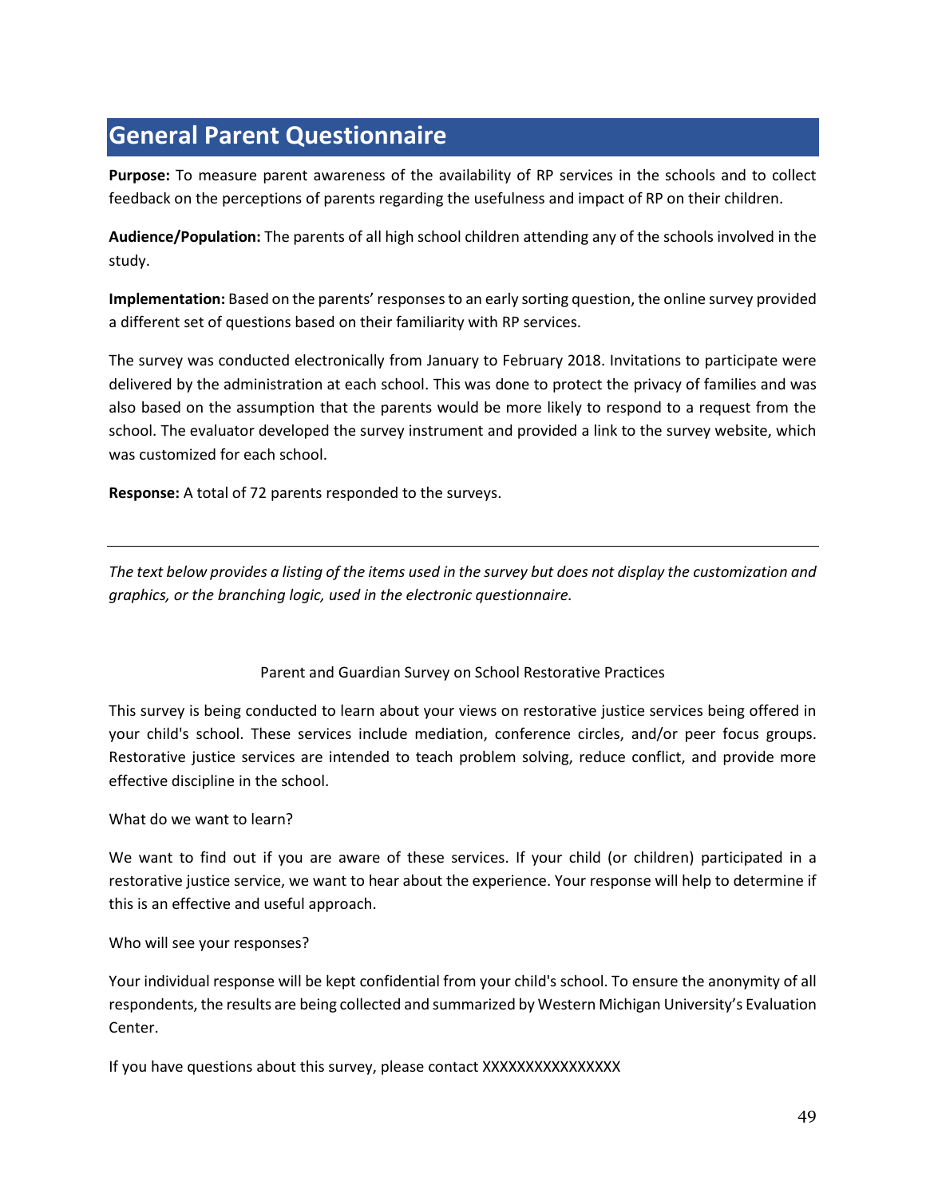## General Parent Questionnaire

**Purpose:** To measure parent awareness of the availability of RP services in the schools and to collect feedback on the perceptions of parents regarding the usefulness and impact of RP on their children.

**Audience/Population:** The parents of all high school children attending any of the schools involved in the study.

**Implementation:** Based on the parents' responses to an early sorting question, the online survey provided a different set of questions based on their familiarity with RP services.

The survey was conducted electronically from January to February 2018. Invitations to participate were delivered by the administration at each school. This was done to protect the privacy of families and was also based on the assumption that the parents would be more likely to respond to a request from the school. The evaluator developed the survey instrument and provided a link to the survey website, which was customized for each school.

**Response:** A total of 72 parents responded to the surveys.

---

*The text below provides a listing of the items used in the survey but does not display the customization and graphics, or the branching logic, used in the electronic questionnaire.*

Parent and Guardian Survey on School Restorative Practices

This survey is being conducted to learn about your views on restorative justice services being offered in your child's school. These services include mediation, conference circles, and/or peer focus groups. Restorative justice services are intended to teach problem solving, reduce conflict, and provide more effective discipline in the school.

What do we want to learn?

We want to find out if you are aware of these services. If your child (or children) participated in a restorative justice service, we want to hear about the experience. Your response will help to determine if this is an effective and useful approach.

Who will see your responses?

Your individual response will be kept confidential from your child's school. To ensure the anonymity of all respondents, the results are being collected and summarized by Western Michigan University's Evaluation Center.

If you have questions about this survey, please contact XXXXXXXXXXXXXXXX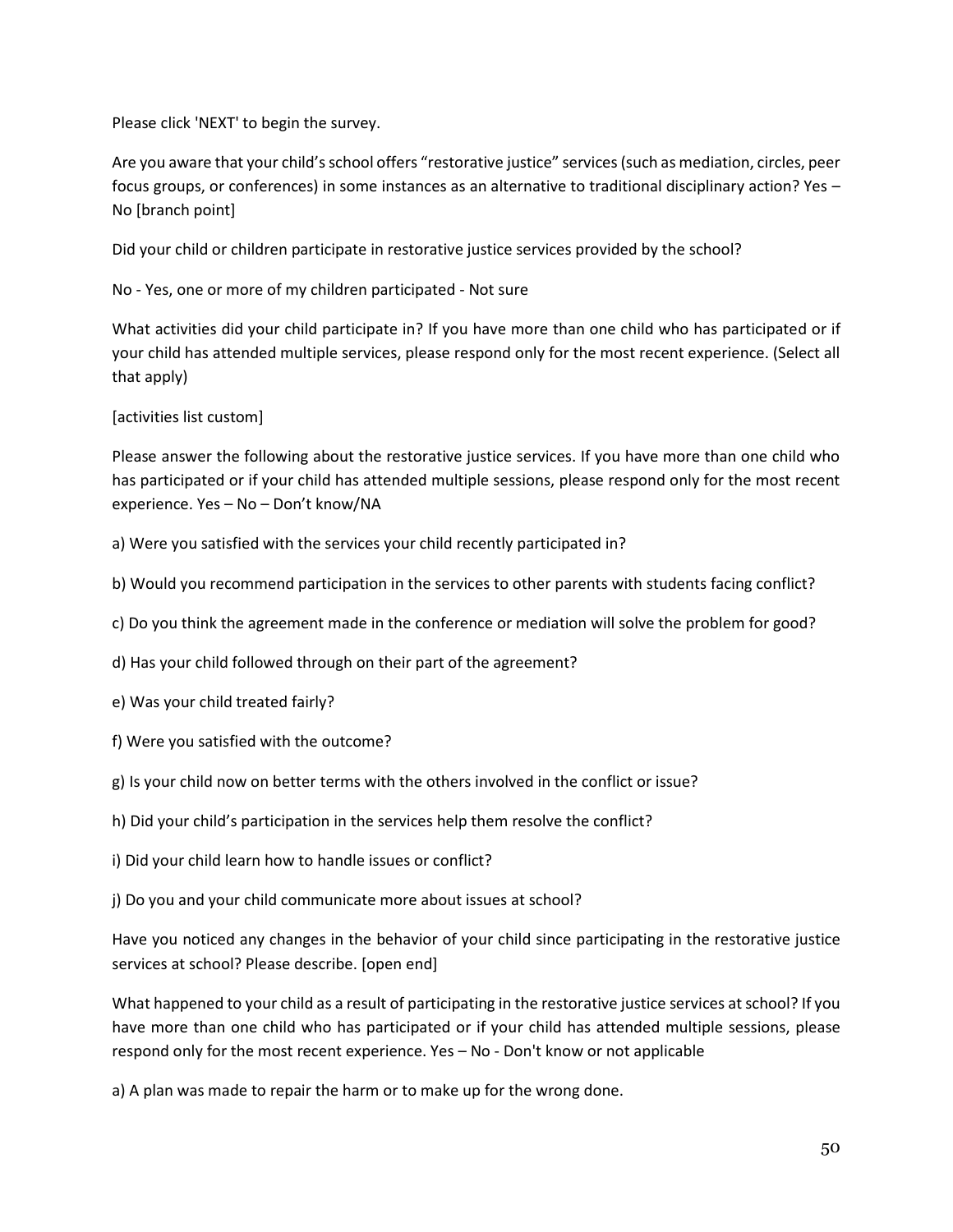Please click 'NEXT' to begin the survey.

Are you aware that your child's school offers "restorative justice" services (such as mediation, circles, peer focus groups, or conferences) in some instances as an alternative to traditional disciplinary action? Yes – No [branch point]

Did your child or children participate in restorative justice services provided by the school?

No - Yes, one or more of my children participated - Not sure

What activities did your child participate in? If you have more than one child who has participated or if your child has attended multiple services, please respond only for the most recent experience. (Select all that apply)

[activities list custom]

Please answer the following about the restorative justice services. If you have more than one child who has participated or if your child has attended multiple sessions, please respond only for the most recent experience. Yes – No – Don't know/NA

a) Were you satisfied with the services your child recently participated in?

b) Would you recommend participation in the services to other parents with students facing conflict?

c) Do you think the agreement made in the conference or mediation will solve the problem for good?

d) Has your child followed through on their part of the agreement?

e) Was your child treated fairly?

f) Were you satisfied with the outcome?

g) Is your child now on better terms with the others involved in the conflict or issue?

h) Did your child's participation in the services help them resolve the conflict?

i) Did your child learn how to handle issues or conflict?

j) Do you and your child communicate more about issues at school?

Have you noticed any changes in the behavior of your child since participating in the restorative justice services at school? Please describe. [open end]

What happened to your child as a result of participating in the restorative justice services at school? If you have more than one child who has participated or if your child has attended multiple sessions, please respond only for the most recent experience. Yes – No - Don't know or not applicable

a) A plan was made to repair the harm or to make up for the wrong done.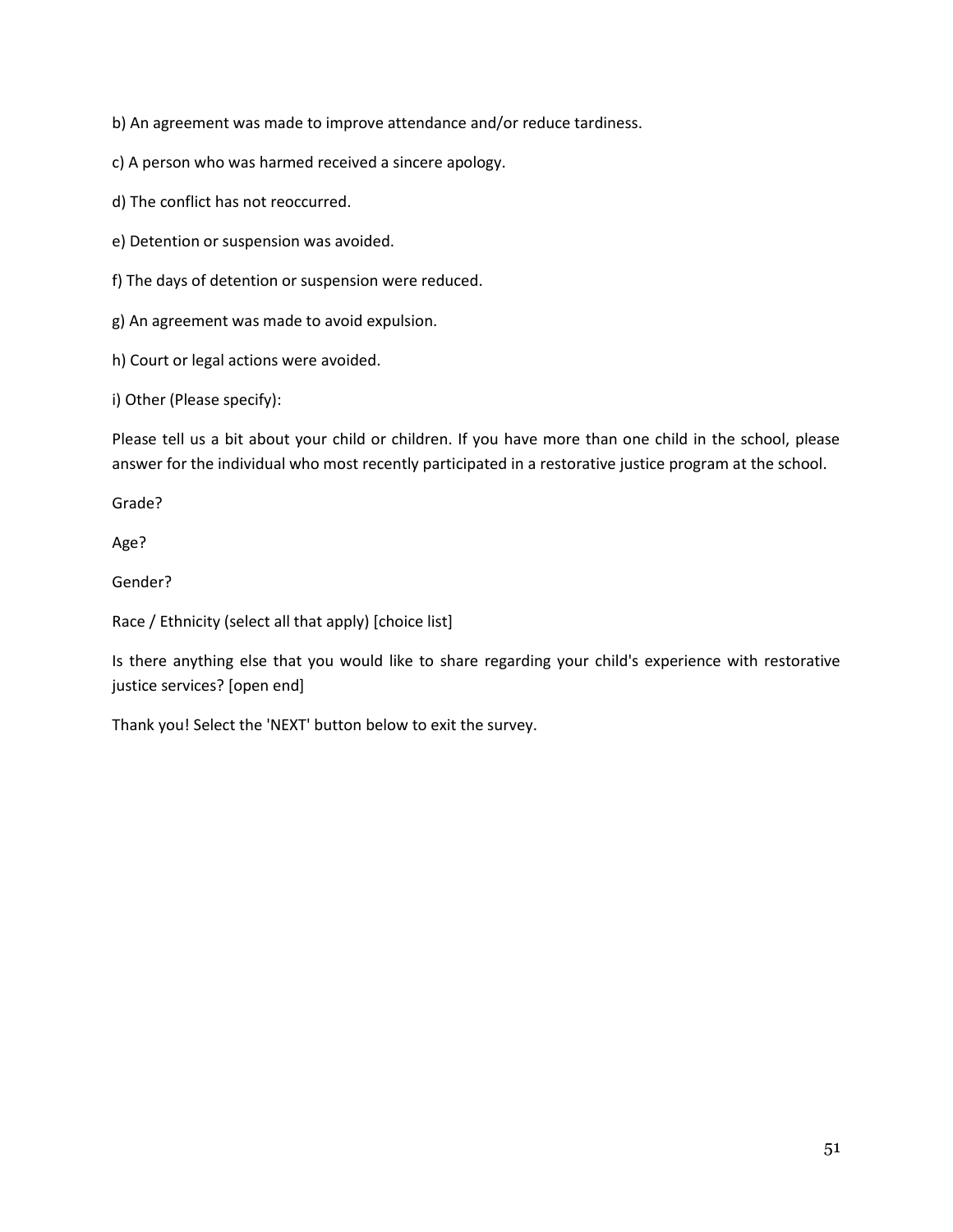b) An agreement was made to improve attendance and/or reduce tardiness.

c) A person who was harmed received a sincere apology.

d) The conflict has not reoccurred.

e) Detention or suspension was avoided.

f) The days of detention or suspension were reduced.

g) An agreement was made to avoid expulsion.

h) Court or legal actions were avoided.

i) Other (Please specify):

Please tell us a bit about your child or children. If you have more than one child in the school, please answer for the individual who most recently participated in a restorative justice program at the school.

Grade?

Age?

Gender?

Race / Ethnicity (select all that apply) [choice list]

Is there anything else that you would like to share regarding your child's experience with restorative justice services? [open end]

Thank you! Select the 'NEXT' button below to exit the survey.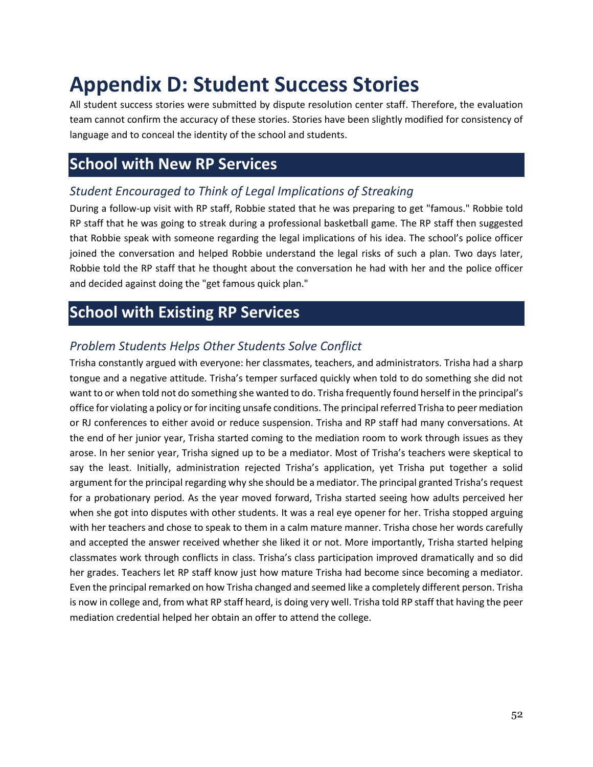# Appendix D: Student Success Stories

All student success stories were submitted by dispute resolution center staff. Therefore, the evaluation team cannot confirm the accuracy of these stories. Stories have been slightly modified for consistency of language and to conceal the identity of the school and students.

## School with New RP Services

### *Student Encouraged to Think of Legal Implications of Streaking*

During a follow-up visit with RP staff, Robbie stated that he was preparing to get "famous." Robbie told RP staff that he was going to streak during a professional basketball game. The RP staff then suggested that Robbie speak with someone regarding the legal implications of his idea. The school's police officer joined the conversation and helped Robbie understand the legal risks of such a plan. Two days later, Robbie told the RP staff that he thought about the conversation he had with her and the police officer and decided against doing the "get famous quick plan."

## School with Existing RP Services

### *Problem Students Helps Other Students Solve Conflict*

Trisha constantly argued with everyone: her classmates, teachers, and administrators. Trisha had a sharp tongue and a negative attitude. Trisha's temper surfaced quickly when told to do something she did not want to or when told not do something she wanted to do. Trisha frequently found herself in the principal's office for violating a policy or for inciting unsafe conditions. The principal referred Trisha to peer mediation or RJ conferences to either avoid or reduce suspension. Trisha and RP staff had many conversations. At the end of her junior year, Trisha started coming to the mediation room to work through issues as they arose. In her senior year, Trisha signed up to be a mediator. Most of Trisha's teachers were skeptical to say the least. Initially, administration rejected Trisha's application, yet Trisha put together a solid argument for the principal regarding why she should be a mediator. The principal granted Trisha's request for a probationary period. As the year moved forward, Trisha started seeing how adults perceived her when she got into disputes with other students. It was a real eye opener for her. Trisha stopped arguing with her teachers and chose to speak to them in a calm mature manner. Trisha chose her words carefully and accepted the answer received whether she liked it or not. More importantly, Trisha started helping classmates work through conflicts in class. Trisha's class participation improved dramatically and so did her grades. Teachers let RP staff know just how mature Trisha had become since becoming a mediator. Even the principal remarked on how Trisha changed and seemed like a completely different person. Trisha is now in college and, from what RP staff heard, is doing very well. Trisha told RP staff that having the peer mediation credential helped her obtain an offer to attend the college.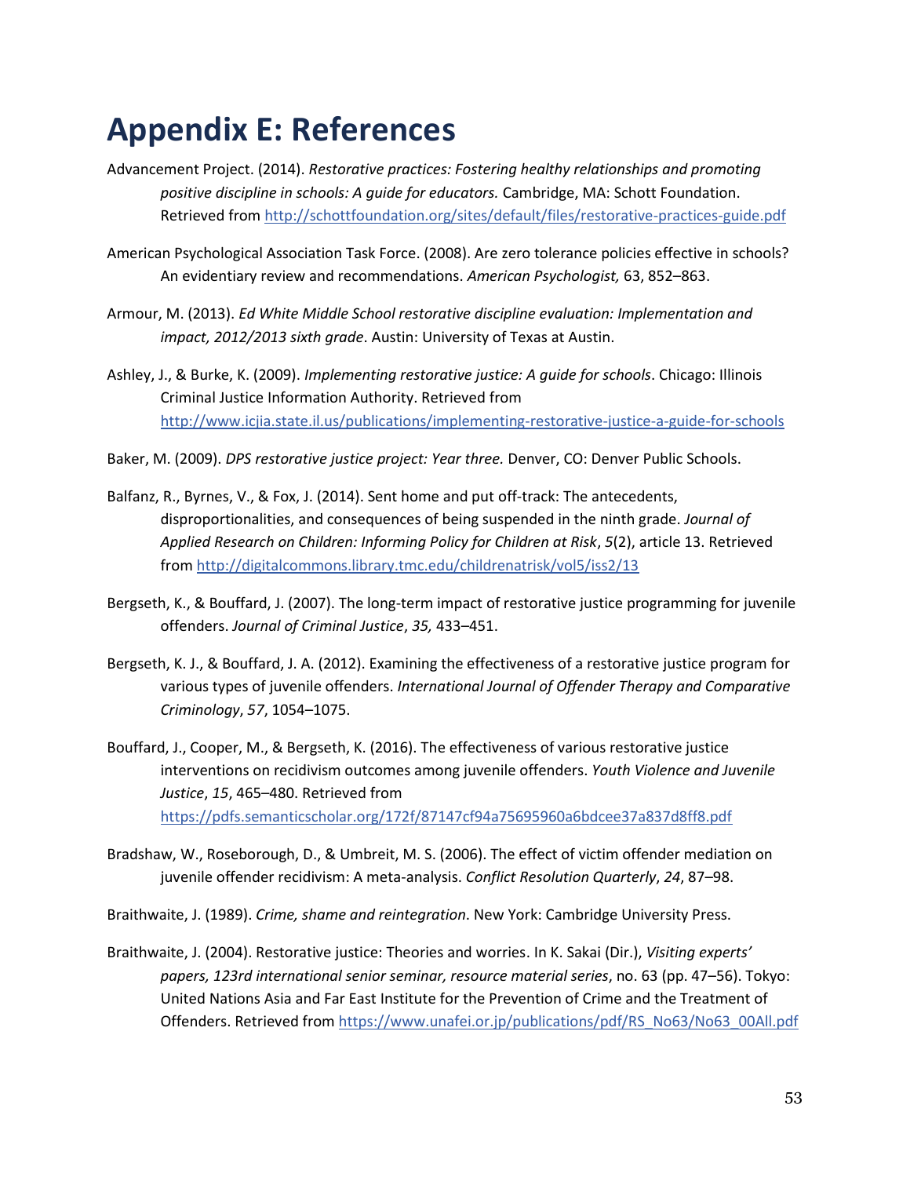# Appendix E: References

Advancement Project. (2014). *Restorative practices: Fostering healthy relationships and promoting positive discipline in schools: A guide for educators.* Cambridge, MA: Schott Foundation. Retrieved from http://schottfoundation.org/sites/default/files/restorative-practices-guide.pdf

American Psychological Association Task Force. (2008). Are zero tolerance policies effective in schools? An evidentiary review and recommendations. *American Psychologist,* 63, 852–863.

Armour, M. (2013). *Ed White Middle School restorative discipline evaluation: Implementation and impact, 2012/2013 sixth grade*. Austin: University of Texas at Austin.

Ashley, J., & Burke, K. (2009). *Implementing restorative justice: A guide for schools*. Chicago: Illinois Criminal Justice Information Authority. Retrieved from http://www.icjia.state.il.us/publications/implementing-restorative-justice-a-guide-for-schools

Baker, M. (2009). *DPS restorative justice project: Year three.* Denver, CO: Denver Public Schools.

Balfanz, R., Byrnes, V., & Fox, J. (2014). Sent home and put off-track: The antecedents, disproportionalities, and consequences of being suspended in the ninth grade. *Journal of Applied Research on Children: Informing Policy for Children at Risk*, *5*(2), article 13. Retrieved from http://digitalcommons.library.tmc.edu/childrenatrisk/vol5/iss2/13

Bergseth, K., & Bouffard, J. (2007). The long-term impact of restorative justice programming for juvenile offenders. *Journal of Criminal Justice*, *35,* 433–451.

Bergseth, K. J., & Bouffard, J. A. (2012). Examining the effectiveness of a restorative justice program for various types of juvenile offenders. *International Journal of Offender Therapy and Comparative Criminology*, *57*, 1054–1075.

Bouffard, J., Cooper, M., & Bergseth, K. (2016). The effectiveness of various restorative justice interventions on recidivism outcomes among juvenile offenders. *Youth Violence and Juvenile Justice*, *15*, 465–480. Retrieved from https://pdfs.semanticscholar.org/172f/87147cf94a75695960a6bdcee37a837d8ff8.pdf

Bradshaw, W., Roseborough, D., & Umbreit, M. S. (2006). The effect of victim offender mediation on juvenile offender recidivism: A meta-analysis. *Conflict Resolution Quarterly*, *24*, 87–98.

Braithwaite, J. (1989). *Crime, shame and reintegration*. New York: Cambridge University Press.

Braithwaite, J. (2004). Restorative justice: Theories and worries. In K. Sakai (Dir.), *Visiting experts' papers, 123rd international senior seminar, resource material series*, no. 63 (pp. 47–56). Tokyo: United Nations Asia and Far East Institute for the Prevention of Crime and the Treatment of Offenders. Retrieved from https://www.unafei.or.jp/publications/pdf/RS_No63/No63_00All.pdf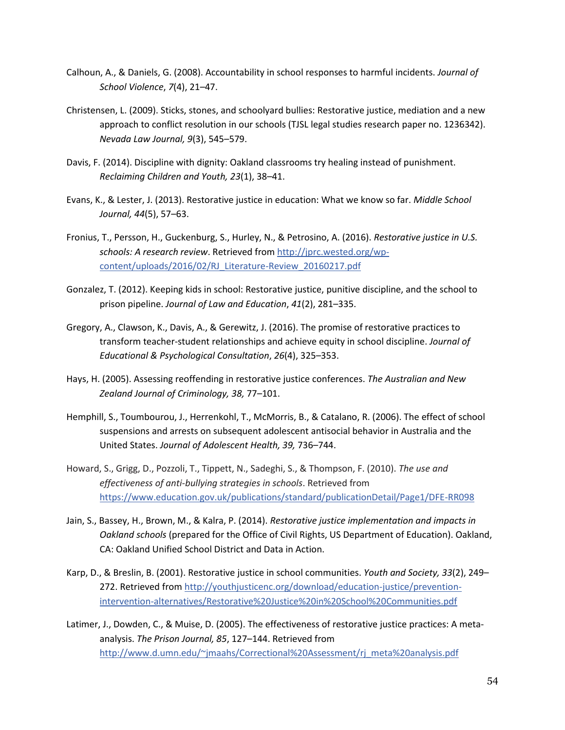Calhoun, A., & Daniels, G. (2008). Accountability in school responses to harmful incidents. *Journal of School Violence*, *7*(4), 21–47.

Christensen, L. (2009). Sticks, stones, and schoolyard bullies: Restorative justice, mediation and a new approach to conflict resolution in our schools (TJSL legal studies research paper no. 1236342). *Nevada Law Journal, 9*(3), 545–579.

Davis, F. (2014). Discipline with dignity: Oakland classrooms try healing instead of punishment. *Reclaiming Children and Youth, 23*(1), 38–41.

Evans, K., & Lester, J. (2013). Restorative justice in education: What we know so far. *Middle School Journal, 44*(5), 57–63.

Fronius, T., Persson, H., Guckenburg, S., Hurley, N., & Petrosino, A. (2016). *Restorative justice in U.S. schools: A research review*. Retrieved from http://jprc.wested.org/wp-content/uploads/2016/02/RJ_Literature-Review_20160217.pdf

Gonzalez, T. (2012). Keeping kids in school: Restorative justice, punitive discipline, and the school to prison pipeline. *Journal of Law and Education*, *41*(2), 281–335.

Gregory, A., Clawson, K., Davis, A., & Gerewitz, J. (2016). The promise of restorative practices to transform teacher-student relationships and achieve equity in school discipline. *Journal of Educational & Psychological Consultation*, *26*(4), 325–353.

Hays, H. (2005). Assessing reoffending in restorative justice conferences. *The Australian and New Zealand Journal of Criminology, 38,* 77–101.

Hemphill, S., Toumbourou, J., Herrenkohl, T., McMorris, B., & Catalano, R. (2006). The effect of school suspensions and arrests on subsequent adolescent antisocial behavior in Australia and the United States. *Journal of Adolescent Health, 39,* 736–744.

Howard, S., Grigg, D., Pozzoli, T., Tippett, N., Sadeghi, S., & Thompson, F. (2010). *The use and effectiveness of anti-bullying strategies in schools*. Retrieved from https://www.education.gov.uk/publications/standard/publicationDetail/Page1/DFE-RR098

Jain, S., Bassey, H., Brown, M., & Kalra, P. (2014). *Restorative justice implementation and impacts in Oakland schools* (prepared for the Office of Civil Rights, US Department of Education). Oakland, CA: Oakland Unified School District and Data in Action.

Karp, D., & Breslin, B. (2001). Restorative justice in school communities. *Youth and Society, 33*(2), 249–272. Retrieved from http://youthjusticenc.org/download/education-justice/prevention-intervention-alternatives/Restorative%20Justice%20in%20School%20Communities.pdf

Latimer, J., Dowden, C., & Muise, D. (2005). The effectiveness of restorative justice practices: A meta-analysis. *The Prison Journal, 85*, 127–144. Retrieved from http://www.d.umn.edu/~jmaahs/Correctional%20Assessment/rj_meta%20analysis.pdf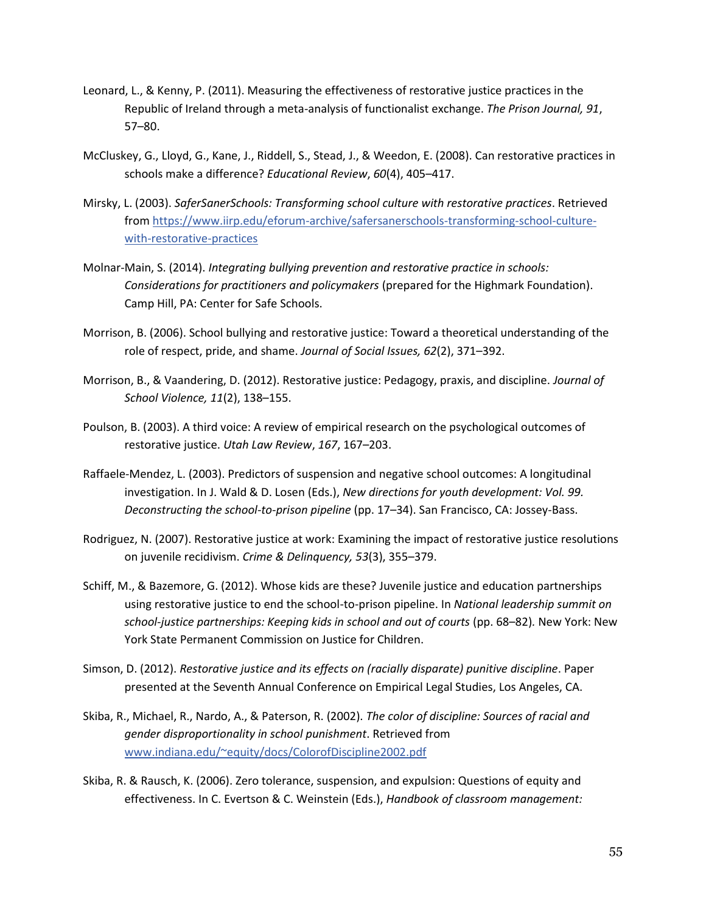Leonard, L., & Kenny, P. (2011). Measuring the effectiveness of restorative justice practices in the Republic of Ireland through a meta-analysis of functionalist exchange. *The Prison Journal, 91*, 57–80.

McCluskey, G., Lloyd, G., Kane, J., Riddell, S., Stead, J., & Weedon, E. (2008). Can restorative practices in schools make a difference? *Educational Review*, *60*(4), 405–417.

Mirsky, L. (2003). *SaferSanerSchools: Transforming school culture with restorative practices*. Retrieved from https://www.iirp.edu/eforum-archive/safersanerschools-transforming-school-culture-with-restorative-practices

Molnar-Main, S. (2014). *Integrating bullying prevention and restorative practice in schools: Considerations for practitioners and policymakers* (prepared for the Highmark Foundation). Camp Hill, PA: Center for Safe Schools.

Morrison, B. (2006). School bullying and restorative justice: Toward a theoretical understanding of the role of respect, pride, and shame. *Journal of Social Issues, 62*(2), 371–392.

Morrison, B., & Vaandering, D. (2012). Restorative justice: Pedagogy, praxis, and discipline. *Journal of School Violence, 11*(2), 138–155.

Poulson, B. (2003). A third voice: A review of empirical research on the psychological outcomes of restorative justice. *Utah Law Review*, *167*, 167–203.

Raffaele-Mendez, L. (2003). Predictors of suspension and negative school outcomes: A longitudinal investigation. In J. Wald & D. Losen (Eds.), *New directions for youth development: Vol. 99. Deconstructing the school-to-prison pipeline* (pp. 17–34). San Francisco, CA: Jossey-Bass.

Rodriguez, N. (2007). Restorative justice at work: Examining the impact of restorative justice resolutions on juvenile recidivism. *Crime & Delinquency, 53*(3), 355–379.

Schiff, M., & Bazemore, G. (2012). Whose kids are these? Juvenile justice and education partnerships using restorative justice to end the school-to-prison pipeline. In *National leadership summit on school-justice partnerships: Keeping kids in school and out of courts* (pp. 68–82). New York: New York State Permanent Commission on Justice for Children.

Simson, D. (2012). *Restorative justice and its effects on (racially disparate) punitive discipline*. Paper presented at the Seventh Annual Conference on Empirical Legal Studies, Los Angeles, CA.

Skiba, R., Michael, R., Nardo, A., & Paterson, R. (2002). *The color of discipline: Sources of racial and gender disproportionality in school punishment*. Retrieved from www.indiana.edu/~equity/docs/ColorofDiscipline2002.pdf

Skiba, R. & Rausch, K. (2006). Zero tolerance, suspension, and expulsion: Questions of equity and effectiveness. In C. Evertson & C. Weinstein (Eds.), *Handbook of classroom management:*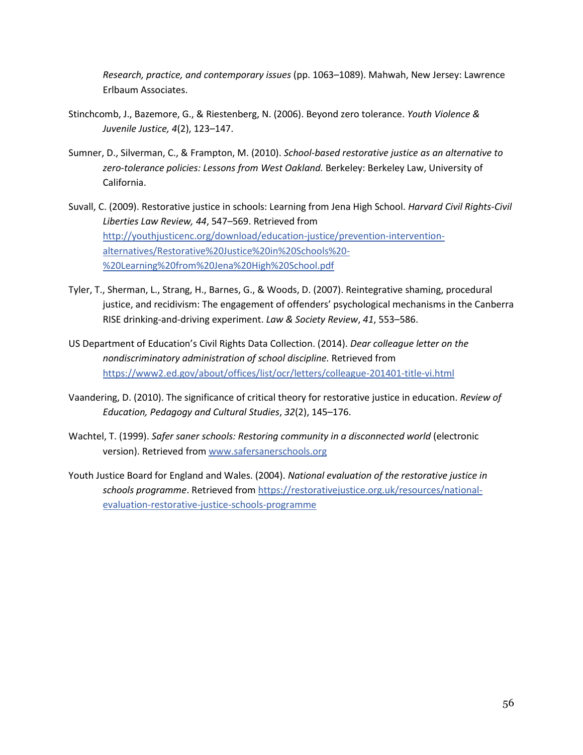*Research, practice, and contemporary issues* (pp. 1063–1089). Mahwah, New Jersey: Lawrence Erlbaum Associates.

Stinchcomb, J., Bazemore, G., & Riestenberg, N. (2006). Beyond zero tolerance. *Youth Violence & Juvenile Justice, 4*(2), 123–147.

Sumner, D., Silverman, C., & Frampton, M. (2010). *School-based restorative justice as an alternative to zero-tolerance policies: Lessons from West Oakland.* Berkeley: Berkeley Law, University of California.

Suvall, C. (2009). Restorative justice in schools: Learning from Jena High School. *Harvard Civil Rights-Civil Liberties Law Review, 44*, 547–569. Retrieved from http://youthjusticenc.org/download/education-justice/prevention-intervention-alternatives/Restorative%20Justice%20in%20Schools%20-%20Learning%20from%20Jena%20High%20School.pdf

Tyler, T., Sherman, L., Strang, H., Barnes, G., & Woods, D. (2007). Reintegrative shaming, procedural justice, and recidivism: The engagement of offenders' psychological mechanisms in the Canberra RISE drinking-and-driving experiment. *Law & Society Review*, *41*, 553–586.

US Department of Education's Civil Rights Data Collection. (2014). *Dear colleague letter on the nondiscriminatory administration of school discipline.* Retrieved from https://www2.ed.gov/about/offices/list/ocr/letters/colleague-201401-title-vi.html

Vaandering, D. (2010). The significance of critical theory for restorative justice in education. *Review of Education, Pedagogy and Cultural Studies*, *32*(2), 145–176.

Wachtel, T. (1999). *Safer saner schools: Restoring community in a disconnected world* (electronic version). Retrieved from www.safersanerschools.org

Youth Justice Board for England and Wales. (2004). *National evaluation of the restorative justice in schools programme*. Retrieved from https://restorativejustice.org.uk/resources/national-evaluation-restorative-justice-schools-programme